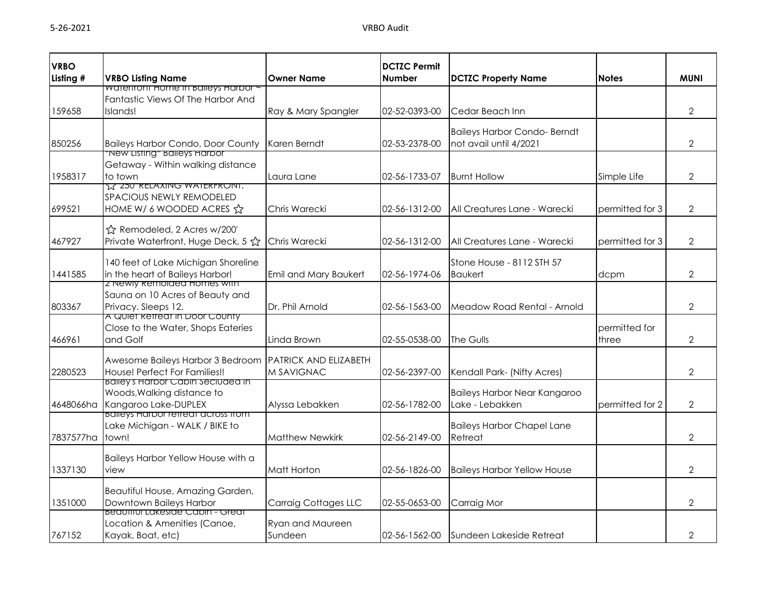| VRBO Listing # | VRBO Listing Name | Owner Name | DCTZC Permit Number | DCTZC Property Name | Notes | MUNI |
|---|---|---|---|---|---|---|
| 159658 | Waterfront Home in Baileys Harbor ~ Fantastic Views Of The Harbor And Islands! | Ray & Mary Spangler | 02-52-0393-00 | Cedar Beach Inn | | 2 |
| 850256 | Baileys Harbor Condo, Door County | Karen Berndt | 02-53-2378-00 | Baileys Harbor Condo- Berndt not avail until 4/2021 | | 2 |
| 1958317 | "New Listing" Baileys Harbor Getaway - Within walking distance to town | Laura Lane | 02-56-1733-07 | Burnt Hollow | Simple Life | 2 |
| 699521 | ☆ 250' RELAXING WATERFRONT, SPACIOUS NEWLY REMODELED HOME W/ 6 WOODED ACRES ☆ | Chris Warecki | 02-56-1312-00 | All Creatures Lane - Warecki | permitted for 3 | 2 |
| 467927 | ☆ Remodeled, 2 Acres w/200' Private Waterfront, Huge Deck, 5 ☆ | Chris Warecki | 02-56-1312-00 | All Creatures Lane - Warecki | permitted for 3 | 2 |
| 1441585 | 140 feet of Lake Michigan Shoreline in the heart of Baileys Harbor! | Emil and Mary Baukert | 02-56-1974-06 | Stone House - 8112 STH 57 Baukert | dcpm | 2 |
| 803367 | 2 Newly Remolded Homes with Sauna on 10 Acres of Beauty and Privacy. Sleeps 12. | Dr. Phil Arnold | 02-56-1563-00 | Meadow Road Rental - Arnold | | 2 |
| 466961 | A Quiet Retreat in Door County Close to the Water, Shops Eateries and Golf | Linda Brown | 02-55-0538-00 | The Gulls | permitted for three | 2 |
| 2280523 | Awesome Baileys Harbor 3 Bedroom House! Perfect For Families!! | PATRICK AND ELIZABETH M SAVIGNAC | 02-56-2397-00 | Kendall Park- (Nifty Acres) | | 2 |
| 4648066ha | Bailey's Harbor Cabin Secluded in Woods,Walking distance to Kangaroo Lake-DUPLEX | Alyssa Lebakken | 02-56-1782-00 | Baileys Harbor Near Kangaroo Lake - Lebakken | permitted for 2 | 2 |
| 7837577ha | Baileys Harbor retreat across from Lake Michigan - WALK / BIKE to town! | Matthew Newkirk | 02-56-2149-00 | Baileys Harbor Chapel Lane Retreat | | 2 |
| 1337130 | Baileys Harbor Yellow House with a view | Matt Horton | 02-56-1826-00 | Baileys Harbor Yellow House | | 2 |
| 1351000 | Beautiful House, Amazing Garden, Downtown Baileys Harbor | Carraig Cottages LLC | 02-55-0653-00 | Carraig Mor | | 2 |
| 767152 | Beautiful Lakeside Cabin - Great Location & Amenities (Canoe, Kayak, Boat, etc) | Ryan and Maureen Sundeen | 02-56-1562-00 | Sundeen Lakeside Retreat | | 2 |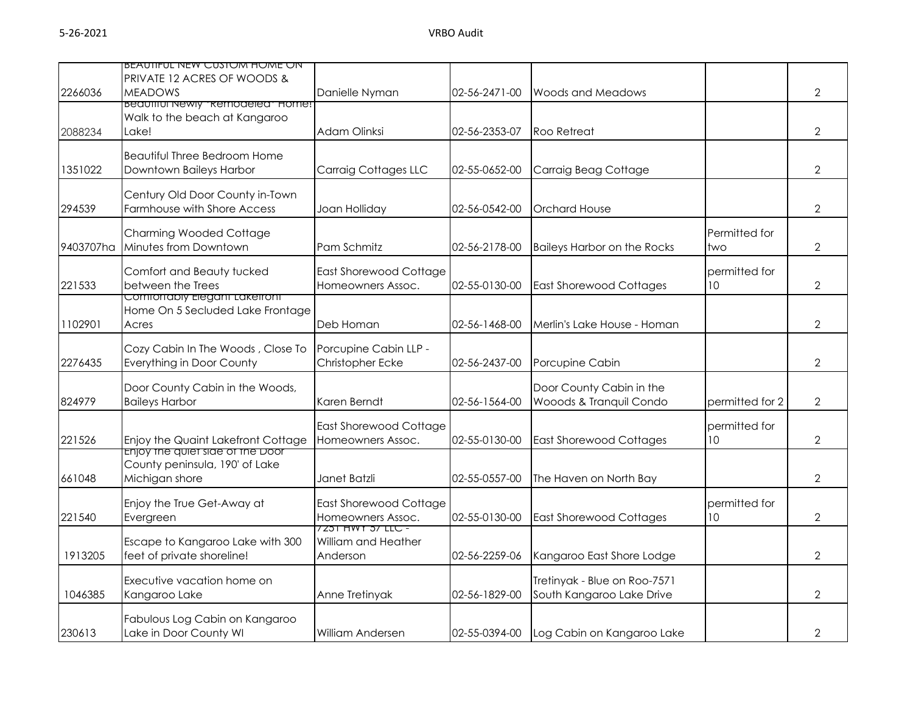| | | | | | | |
|---|---|---|---|---|---|---|
| 2266036 | BEAUTIFUL NEW CUSTOM HOME ON PRIVATE 12 ACRES OF WOODS & MEADOWS | Danielle Nyman | 02-56-2471-00 | Woods and Meadows | | 2 |
| 2088234 | Beautiful Newly "Remodeled" Home! Walk to the beach at Kangaroo Lake! | Adam Olinksi | 02-56-2353-07 | Roo Retreat | | 2 |
| 1351022 | Beautiful Three Bedroom Home Downtown Baileys Harbor | Carraig Cottages LLC | 02-55-0652-00 | Carraig Beag Cottage | | 2 |
| 294539 | Century Old Door County in-Town Farmhouse with Shore Access | Joan Holliday | 02-56-0542-00 | Orchard House | | 2 |
| 9403707ha | Charming Wooded Cottage Minutes from Downtown | Pam Schmitz | 02-56-2178-00 | Baileys Harbor on the Rocks | Permitted for two | 2 |
| 221533 | Comfort and Beauty tucked between the Trees | East Shorewood Cottage Homeowners Assoc. | 02-55-0130-00 | East Shorewood Cottages | permitted for 10 | 2 |
| 1102901 | Comfortably Elegant Lakefront Home On 5 Secluded Lake Frontage Acres | Deb Homan | 02-56-1468-00 | Merlin's Lake House - Homan | | 2 |
| 2276435 | Cozy Cabin In The Woods , Close To Everything in Door County | Porcupine Cabin LLP - Christopher Ecke | 02-56-2437-00 | Porcupine Cabin | | 2 |
| 824979 | Door County Cabin in the Woods, Baileys Harbor | Karen Berndt | 02-56-1564-00 | Door County Cabin in the Wooods & Tranquil Condo | permitted for 2 | 2 |
| 221526 | Enjoy the Quaint Lakefront Cottage | East Shorewood Cottage Homeowners Assoc. | 02-55-0130-00 | East Shorewood Cottages | permitted for 10 | 2 |
| 661048 | Enjoy the quiet side of the Door County peninsula, 190' of Lake Michigan shore | Janet Batzli | 02-55-0557-00 | The Haven on North Bay | | 2 |
| 221540 | Enjoy the True Get-Away at Evergreen | East Shorewood Cottage Homeowners Assoc. | 02-55-0130-00 | East Shorewood Cottages | permitted for 10 | 2 |
| 1913205 | Escape to Kangaroo Lake with 300 feet of private shoreline! | 7251 HWY 57 LLC - William and Heather Anderson | 02-56-2259-06 | Kangaroo East Shore Lodge | | 2 |
| 1046385 | Executive vacation home on Kangaroo Lake | Anne Tretinyak | 02-56-1829-00 | Tretinyak - Blue on Roo-7571 South Kangaroo Lake Drive | | 2 |
| 230613 | Fabulous Log Cabin on Kangaroo Lake in Door County WI | William Andersen | 02-55-0394-00 | Log Cabin on Kangaroo Lake | | 2 |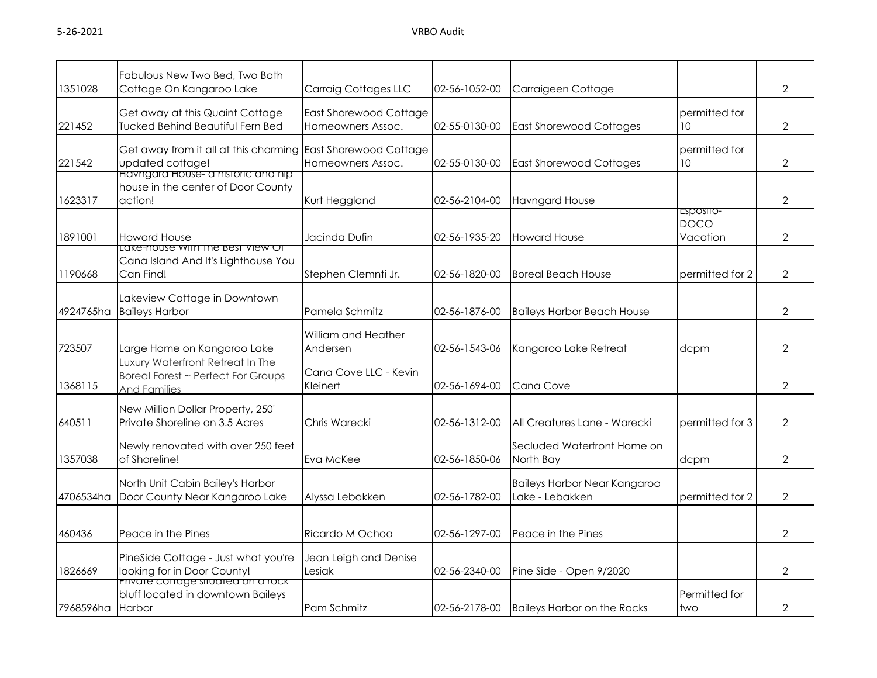| | | | | | | |
|---|---|---|---|---|---|---|
| 1351028 | Fabulous New Two Bed, Two Bath Cottage On Kangaroo Lake | Carraig Cottages LLC | 02-56-1052-00 | Carraigeen Cottage | | 2 |
| 221452 | Get away at this Quaint Cottage Tucked Behind Beautiful Fern Bed | East Shorewood Cottage Homeowners Assoc. | 02-55-0130-00 | East Shorewood Cottages | permitted for 10 | 2 |
| 221542 | Get away from it all at this charming updated cottage! | East Shorewood Cottage Homeowners Assoc. | 02-55-0130-00 | East Shorewood Cottages | permitted for 10 | 2 |
| 1623317 | Havngard House- a historic and hip house in the center of Door County action! | Kurt Heggland | 02-56-2104-00 | Havngard House | | 2 |
| 1891001 | Howard House | Jacinda Dufin | 02-56-1935-20 | Howard House | Esposito-DOCO Vacation | 2 |
| 1190668 | Lake-house With The Best View Of Cana Island And It's Lighthouse You Can Find! | Stephen Clemnti Jr. | 02-56-1820-00 | Boreal Beach House | permitted for 2 | 2 |
| 4924765ha | Lakeview Cottage in Downtown Baileys Harbor | Pamela Schmitz | 02-56-1876-00 | Baileys Harbor Beach House | | 2 |
| 723507 | Large Home on Kangaroo Lake | William and Heather Andersen | 02-56-1543-06 | Kangaroo Lake Retreat | dcpm | 2 |
| 1368115 | Luxury Waterfront Retreat In The Boreal Forest ~ Perfect For Groups And Families | Cana Cove LLC - Kevin Kleinert | 02-56-1694-00 | Cana Cove | | 2 |
| 640511 | New Million Dollar Property, 250' Private Shoreline on 3.5 Acres | Chris Warecki | 02-56-1312-00 | All Creatures Lane - Warecki | permitted for 3 | 2 |
| 1357038 | Newly renovated with over 250 feet of Shoreline! | Eva McKee | 02-56-1850-06 | Secluded Waterfront Home on North Bay | dcpm | 2 |
| 4706534ha | North Unit Cabin Bailey's Harbor Door County Near Kangaroo Lake | Alyssa Lebakken | 02-56-1782-00 | Baileys Harbor Near Kangaroo Lake - Lebakken | permitted for 2 | 2 |
| 460436 | Peace in the Pines | Ricardo M Ochoa | 02-56-1297-00 | Peace in the Pines | | 2 |
| 1826669 | PineSide Cottage - Just what you're looking for in Door County! | Jean Leigh and Denise Lesiak | 02-56-2340-00 | Pine Side - Open 9/2020 | | 2 |
| 7968596ha | Private cottage situated on a rock bluff located in downtown Baileys Harbor | Pam Schmitz | 02-56-2178-00 | Baileys Harbor on the Rocks | Permitted for two | 2 |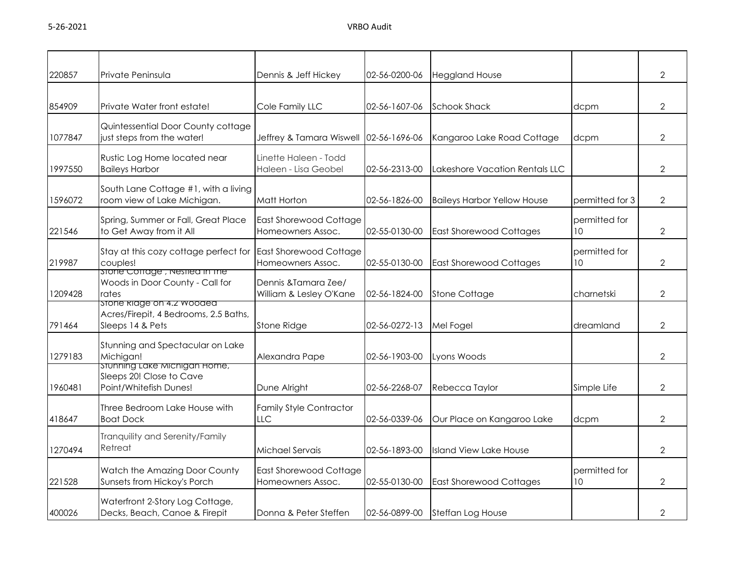| | | | | | | |
|---|---|---|---|---|---|---|
| 220857 | Private Peninsula | Dennis & Jeff Hickey | 02-56-0200-06 | Heggland House | | 2 |
| 854909 | Private Water front estate! | Cole Family LLC | 02-56-1607-06 | Schook Shack | dcpm | 2 |
| 1077847 | Quintessential Door County cottage just steps from the water! | Jeffrey & Tamara Wiswell | 02-56-1696-06 | Kangaroo Lake Road Cottage | dcpm | 2 |
| 1997550 | Rustic Log Home located near Baileys Harbor | Linette Haleen - Todd Haleen - Lisa Geobel | 02-56-2313-00 | Lakeshore Vacation Rentals LLC | | 2 |
| 1596072 | South Lane Cottage #1, with a living room view of Lake Michigan. | Matt Horton | 02-56-1826-00 | Baileys Harbor Yellow House | permitted for 3 | 2 |
| 221546 | Spring, Summer or Fall, Great Place to Get Away from it All | East Shorewood Cottage Homeowners Assoc. | 02-55-0130-00 | East Shorewood Cottages | permitted for 10 | 2 |
| 219987 | Stay at this cozy cottage perfect for couples! | East Shorewood Cottage Homeowners Assoc. | 02-55-0130-00 | East Shorewood Cottages | permitted for 10 | 2 |
| 1209428 | Stone Cottage , Nestled in The Woods in Door County - Call for rates | Dennis &Tamara Zee/ William & Lesley O'Kane | 02-56-1824-00 | Stone Cottage | charnetski | 2 |
| 791464 | Stone Ridge on 4.2 Wooded Acres/Firepit, 4 Bedrooms, 2.5 Baths, Sleeps 14 & Pets | Stone Ridge | 02-56-0272-13 | Mel Fogel | dreamland | 2 |
| 1279183 | Stunning and Spectacular on Lake Michigan! | Alexandra Pape | 02-56-1903-00 | Lyons Woods | | 2 |
| 1960481 | Stunning Lake Michigan Home, Sleeps 20! Close to Cave Point/Whitefish Dunes! | Dune Alright | 02-56-2268-07 | Rebecca Taylor | Simple Life | 2 |
| 418647 | Three Bedroom Lake House with Boat Dock | Family Style Contractor LLC | 02-56-0339-06 | Our Place on Kangaroo Lake | dcpm | 2 |
| 1270494 | Tranquility and Serenity/Family Retreat | Michael Servais | 02-56-1893-00 | Island View Lake House | | 2 |
| 221528 | Watch the Amazing Door County Sunsets from Hickoy's Porch | East Shorewood Cottage Homeowners Assoc. | 02-55-0130-00 | East Shorewood Cottages | permitted for 10 | 2 |
| 400026 | Waterfront 2-Story Log Cottage, Decks, Beach, Canoe & Firepit | Donna & Peter Steffen | 02-56-0899-00 | Steffan Log House | | 2 |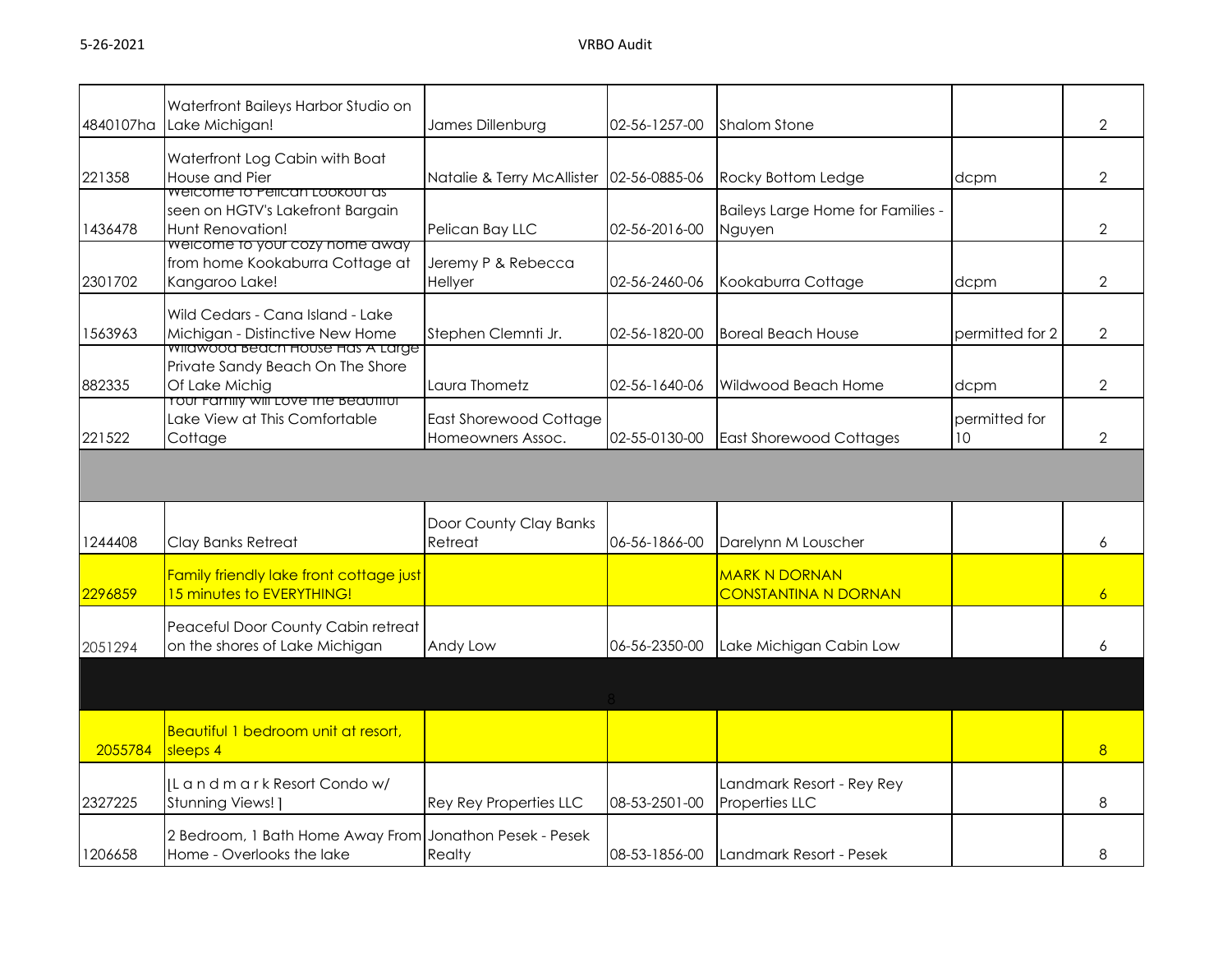| | | | | | | |
|---|---|---|---|---|---|---|
| 4840107ha | Waterfront Baileys Harbor Studio on Lake Michigan! | James Dillenburg | 02-56-1257-00 | Shalom Stone | | 2 |
| 221358 | Waterfront Log Cabin with Boat House and Pier | Natalie & Terry McAllister | 02-56-0885-06 | Rocky Bottom Ledge | dcpm | 2 |
| 1436478 | Welcome to Pelican Lookout as seen on HGTV's Lakefront Bargain Hunt Renovation! | Pelican Bay LLC | 02-56-2016-00 | Baileys Large Home for Families - Nguyen | | 2 |
| 2301702 | Welcome to your cozy home away from home Kookaburra Cottage at Kangaroo Lake! | Jeremy P & Rebecca Hellyer | 02-56-2460-06 | Kookaburra Cottage | dcpm | 2 |
| 1563963 | Wild Cedars - Cana Island - Lake Michigan - Distinctive New Home | Stephen Clemnti Jr. | 02-56-1820-00 | Boreal Beach House | permitted for 2 | 2 |
| 882335 | Wildwood Beach House Has A Large Private Sandy Beach On The Shore Of Lake Michig | Laura Thometz | 02-56-1640-06 | Wildwood Beach Home | dcpm | 2 |
| 221522 | Your Family will Love the Beautiful Lake View at This Comfortable Cottage | East Shorewood Cottage Homeowners Assoc. | 02-55-0130-00 | East Shorewood Cottages | permitted for 10 | 2 |
| | | | | | | |
| 1244408 | Clay Banks Retreat | Door County Clay Banks Retreat | 06-56-1866-00 | Darelynn M Louscher | | 6 |
| 2296859 | Family friendly lake front cottage just 15 minutes to EVERYTHING! | | | MARK N DORNAN CONSTANTINA N DORNAN | | 6 |
| 2051294 | Peaceful Door County Cabin retreat on the shores of Lake Michigan | Andy Low | 06-56-2350-00 | Lake Michigan Cabin Low | | 6 |
| | | | 8 | | | |
| 2055784 | Beautiful 1 bedroom unit at resort, sleeps 4 | | | | | 8 |
| 2327225 | [L a n d m a r k Resort Condo w/ Stunning Views! ] | Rey Rey Properties LLC | 08-53-2501-00 | Landmark Resort - Rey Rey Properties LLC | | 8 |
| 1206658 | 2 Bedroom, 1 Bath Home Away From Home - Overlooks the lake | Jonathon Pesek - Pesek Realty | 08-53-1856-00 | Landmark Resort - Pesek | | 8 |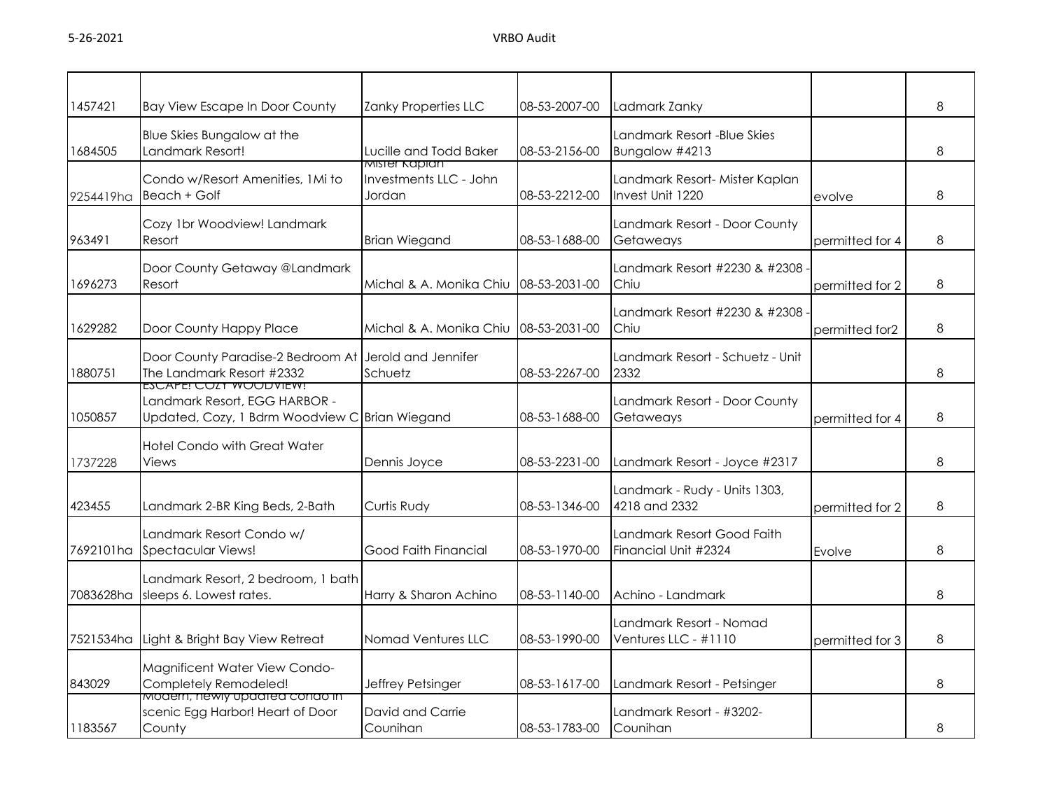| | | | | | | |
|---|---|---|---|---|---|---|
| 1457421 | Bay View Escape In Door County | Zanky Properties LLC | 08-53-2007-00 | Ladmark Zanky | | 8 |
| 1684505 | Blue Skies Bungalow at the Landmark Resort! | Lucille and Todd Baker | 08-53-2156-00 | Landmark Resort -Blue Skies Bungalow #4213 | | 8 |
| 9254419ha | Condo w/Resort Amenities, 1Mi to Beach + Golf | Mister Kaplan Investments LLC - John Jordan | 08-53-2212-00 | Landmark Resort- Mister Kaplan Invest Unit 1220 | evolve | 8 |
| 963491 | Cozy 1br Woodview! Landmark Resort | Brian Wiegand | 08-53-1688-00 | Landmark Resort - Door County Getaweays | permitted for 4 | 8 |
| 1696273 | Door County Getaway @Landmark Resort | Michal & A. Monika Chiu | 08-53-2031-00 | Landmark Resort #2230 & #2308 - Chiu | permitted for 2 | 8 |
| 1629282 | Door County Happy Place | Michal & A. Monika Chiu | 08-53-2031-00 | Landmark Resort #2230 & #2308 - Chiu | permitted for2 | 8 |
| 1880751 | Door County Paradise-2 Bedroom At The Landmark Resort #2332 | Jerold and Jennifer Schuetz | 08-53-2267-00 | Landmark Resort - Schuetz - Unit 2332 | | 8 |
| 1050857 | ESCAPE! COZY WOODVIEW! Landmark Resort, EGG HARBOR - Updated, Cozy, 1 Bdrm Woodview C | Brian Wiegand | 08-53-1688-00 | Landmark Resort - Door County Getaweays | permitted for 4 | 8 |
| 1737228 | Hotel Condo with Great Water Views | Dennis Joyce | 08-53-2231-00 | Landmark Resort - Joyce #2317 | | 8 |
| 423455 | Landmark 2-BR King Beds, 2-Bath | Curtis Rudy | 08-53-1346-00 | Landmark - Rudy - Units 1303, 4218 and 2332 | permitted for 2 | 8 |
| 7692101ha | Landmark Resort Condo w/ Spectacular Views! | Good Faith Financial | 08-53-1970-00 | Landmark Resort Good Faith Financial Unit #2324 | Evolve | 8 |
| 7083628ha | Landmark Resort, 2 bedroom, 1 bath sleeps 6. Lowest rates. | Harry & Sharon Achino | 08-53-1140-00 | Achino - Landmark | | 8 |
| 7521534ha | Light & Bright Bay View Retreat | Nomad Ventures LLC | 08-53-1990-00 | Landmark Resort - Nomad Ventures LLC - #1110 | permitted for 3 | 8 |
| 843029 | Magnificent Water View Condo- Completely Remodeled! | Jeffrey Petsinger | 08-53-1617-00 | Landmark Resort - Petsinger | | 8 |
| 1183567 | Modern, newly updated condo in scenic Egg Harbor! Heart of Door County | David and Carrie Counihan | 08-53-1783-00 | Landmark Resort - #3202- Counihan | | 8 |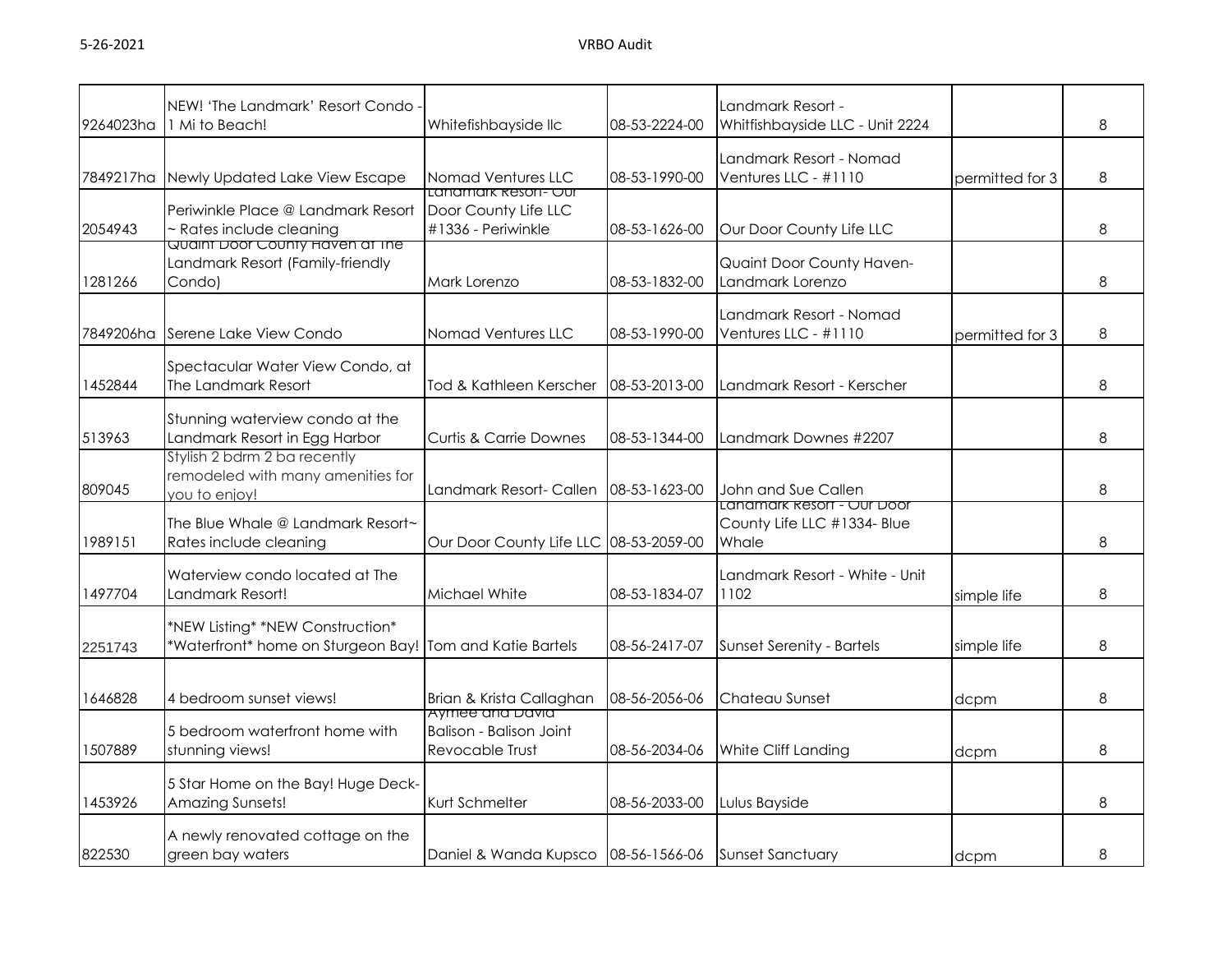| | | | | | | |
|---|---|---|---|---|---|---|
| 9264023ha | NEW! 'The Landmark' Resort Condo - 1 Mi to Beach! | Whitefishbayside llc | 08-53-2224-00 | Landmark Resort - Whitfishbayside LLC - Unit 2224 | | 8 |
| 7849217ha | Newly Updated Lake View Escape | Nomad Ventures LLC | 08-53-1990-00 | Landmark Resort - Nomad Ventures LLC - #1110 | permitted for 3 | 8 |
| 2054943 | Periwinkle Place @ Landmark Resort ~ Rates include cleaning | Landmark Resort- Our Door County Life LLC #1336 - Periwinkle | 08-53-1626-00 | Our Door County Life LLC | | 8 |
| 1281266 | Quaint Door County Haven at The Landmark Resort (Family-friendly Condo) | Mark Lorenzo | 08-53-1832-00 | Quaint Door County Haven- Landmark Lorenzo | | 8 |
| 7849206ha | Serene Lake View Condo | Nomad Ventures LLC | 08-53-1990-00 | Landmark Resort - Nomad Ventures LLC - #1110 | permitted for 3 | 8 |
| 1452844 | Spectacular Water View Condo, at The Landmark Resort | Tod & Kathleen Kerscher | 08-53-2013-00 | Landmark Resort - Kerscher | | 8 |
| 513963 | Stunning waterview condo at the Landmark Resort in Egg Harbor | Curtis & Carrie Downes | 08-53-1344-00 | Landmark Downes #2207 | | 8 |
| 809045 | Stylish 2 bdrm 2 ba recently remodeled with many amenities for you to enjoy! | Landmark Resort- Callen | 08-53-1623-00 | John and Sue Callen | | 8 |
| 1989151 | The Blue Whale @ Landmark Resort~ Rates include cleaning | Our Door County Life LLC | 08-53-2059-00 | Landmark Resort - Our Door County Life LLC #1334- Blue Whale | | 8 |
| 1497704 | Waterview condo located at The Landmark Resort! | Michael White | 08-53-1834-07 | Landmark Resort - White - Unit 1102 | simple life | 8 |
| 2251743 | *NEW Listing* *NEW Construction* *Waterfront* home on Sturgeon Bay! | Tom and Katie Bartels | 08-56-2417-07 | Sunset Serenity - Bartels | simple life | 8 |
| 1646828 | 4 bedroom sunset views! | Brian & Krista Callaghan | 08-56-2056-06 | Chateau Sunset | dcpm | 8 |
| 1507889 | 5 bedroom waterfront home with stunning views! | Aymee and David Balison - Balison Joint Revocable Trust | 08-56-2034-06 | White Cliff Landing | dcpm | 8 |
| 1453926 | 5 Star Home on the Bay! Huge Deck- Amazing Sunsets! | Kurt Schmelter | 08-56-2033-00 | Lulus Bayside | | 8 |
| 822530 | A newly renovated cottage on the green bay waters | Daniel & Wanda Kupsco | 08-56-1566-06 | Sunset Sanctuary | dcpm | 8 |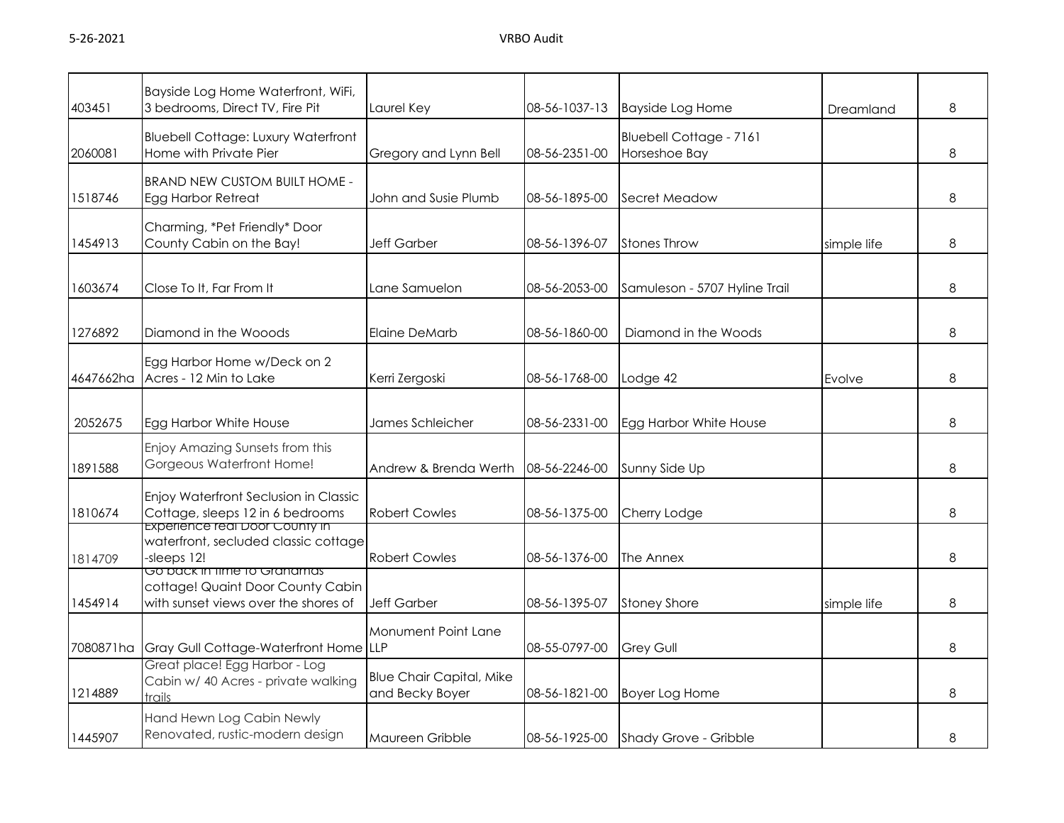| | | | | | | |
|---|---|---|---|---|---|---|
| 403451 | Bayside Log Home Waterfront, WiFi, 3 bedrooms, Direct TV, Fire Pit | Laurel Key | 08-56-1037-13 | Bayside Log Home | Dreamland | 8 |
| 2060081 | Bluebell Cottage: Luxury Waterfront Home with Private Pier | Gregory and Lynn Bell | 08-56-2351-00 | Bluebell Cottage - 7161 Horseshoe Bay | | 8 |
| 1518746 | BRAND NEW CUSTOM BUILT HOME - Egg Harbor Retreat | John and Susie Plumb | 08-56-1895-00 | Secret Meadow | | 8 |
| 1454913 | Charming, *Pet Friendly* Door County Cabin on the Bay! | Jeff Garber | 08-56-1396-07 | Stones Throw | simple life | 8 |
| 1603674 | Close To It, Far From It | Lane Samuelon | 08-56-2053-00 | Samuleson - 5707 Hyline Trail | | 8 |
| 1276892 | Diamond in the Wooods | Elaine DeMarb | 08-56-1860-00 | Diamond in the Woods | | 8 |
| 4647662ha | Egg Harbor Home w/Deck on 2 Acres - 12 Min to Lake | Kerri Zergoski | 08-56-1768-00 | Lodge 42 | Evolve | 8 |
| 2052675 | Egg Harbor White House | James Schleicher | 08-56-2331-00 | Egg Harbor White House | | 8 |
| 1891588 | Enjoy Amazing Sunsets from this Gorgeous Waterfront Home! | Andrew & Brenda Werth | 08-56-2246-00 | Sunny Side Up | | 8 |
| 1810674 | Enjoy Waterfront Seclusion in Classic Cottage, sleeps 12 in 6 bedrooms | Robert Cowles | 08-56-1375-00 | Cherry Lodge | | 8 |
| 1814709 | Experience real Door County in waterfront, secluded classic cottage -sleeps 12! | Robert Cowles | 08-56-1376-00 | The Annex | | 8 |
| 1454914 | Go back in time to Grandmas cottage! Quaint Door County Cabin with sunset views over the shores of | Jeff Garber | 08-56-1395-07 | Stoney Shore | simple life | 8 |
| 7080871ha | Gray Gull Cottage-Waterfront Home | Monument Point Lane LLP | 08-55-0797-00 | Grey Gull | | 8 |
| 1214889 | Great place! Egg Harbor - Log Cabin w/ 40 Acres - private walking trails | Blue Chair Capital, Mike and Becky Boyer | 08-56-1821-00 | Boyer Log Home | | 8 |
| 1445907 | Hand Hewn Log Cabin Newly Renovated, rustic-modern design | Maureen Gribble | 08-56-1925-00 | Shady Grove - Gribble | | 8 |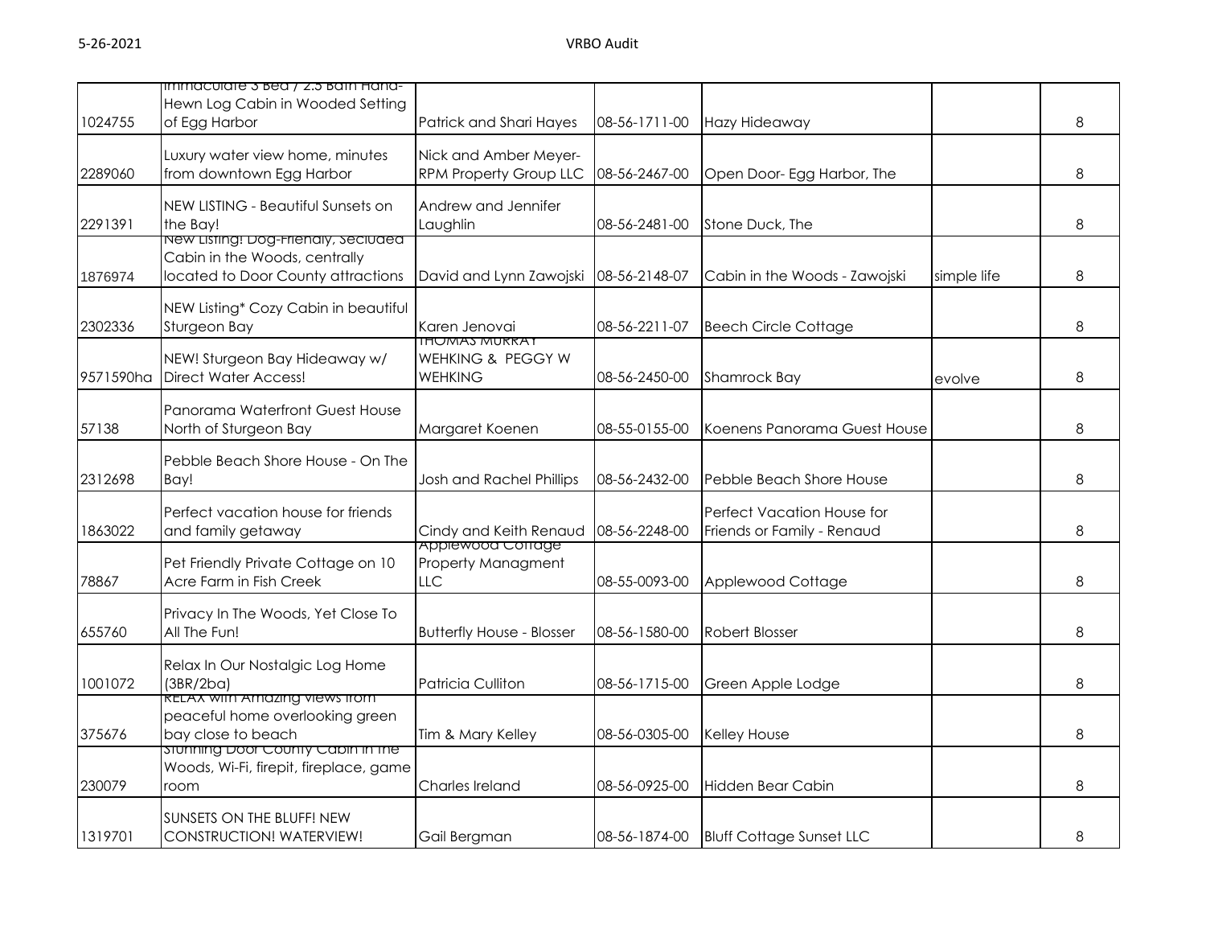| | | | | | | |
|---|---|---|---|---|---|---|
| 1024755 | Immaculate 3 Bed / 2.5 Bath Hand-Hewn Log Cabin in Wooded Setting of Egg Harbor | Patrick and Shari Hayes | 08-56-1711-00 | Hazy Hideaway | | 8 |
| 2289060 | Luxury water view home, minutes from downtown Egg Harbor | Nick and Amber Meyer-RPM Property Group LLC | 08-56-2467-00 | Open Door- Egg Harbor, The | | 8 |
| 2291391 | NEW LISTING - Beautiful Sunsets on the Bay! | Andrew and Jennifer Laughlin | 08-56-2481-00 | Stone Duck, The | | 8 |
| 1876974 | New Listing! Dog-Friendly, Secluded Cabin in the Woods, centrally located to Door County attractions | David and Lynn Zawojski | 08-56-2148-07 | Cabin in the Woods - Zawojski | simple life | 8 |
| 2302336 | NEW Listing* Cozy Cabin in beautiful Sturgeon Bay | Karen Jenovai | 08-56-2211-07 | Beech Circle Cottage | | 8 |
| 9571590ha | NEW! Sturgeon Bay Hideaway w/ Direct Water Access! | THOMAS MURRAY WEHKING & PEGGY W WEHKING | 08-56-2450-00 | Shamrock Bay | evolve | 8 |
| 57138 | Panorama Waterfront Guest House North of Sturgeon Bay | Margaret Koenen | 08-55-0155-00 | Koenens Panorama Guest House | | 8 |
| 2312698 | Pebble Beach Shore House - On The Bay! | Josh and Rachel Phillips | 08-56-2432-00 | Pebble Beach Shore House | | 8 |
| 1863022 | Perfect vacation house for friends and family getaway | Cindy and Keith Renaud | 08-56-2248-00 | Perfect Vacation House for Friends or Family - Renaud | | 8 |
| 78867 | Pet Friendly Private Cottage on 10 Acre Farm in Fish Creek | Applewood Cottage Property Managment LLC | 08-55-0093-00 | Applewood Cottage | | 8 |
| 655760 | Privacy In The Woods, Yet Close To All The Fun! | Butterfly House - Blosser | 08-56-1580-00 | Robert Blosser | | 8 |
| 1001072 | Relax In Our Nostalgic Log Home (3BR/2ba) | Patricia Culliton | 08-56-1715-00 | Green Apple Lodge | | 8 |
| 375676 | RELAX with Amazing views from peaceful home overlooking green bay close to beach | Tim & Mary Kelley | 08-56-0305-00 | Kelley House | | 8 |
| 230079 | Stunning Door County Cabin in the Woods, Wi-Fi, firepit, fireplace, game room | Charles Ireland | 08-56-0925-00 | Hidden Bear Cabin | | 8 |
| 1319701 | SUNSETS ON THE BLUFF! NEW CONSTRUCTION! WATERVIEW! | Gail Bergman | 08-56-1874-00 | Bluff Cottage Sunset LLC | | 8 |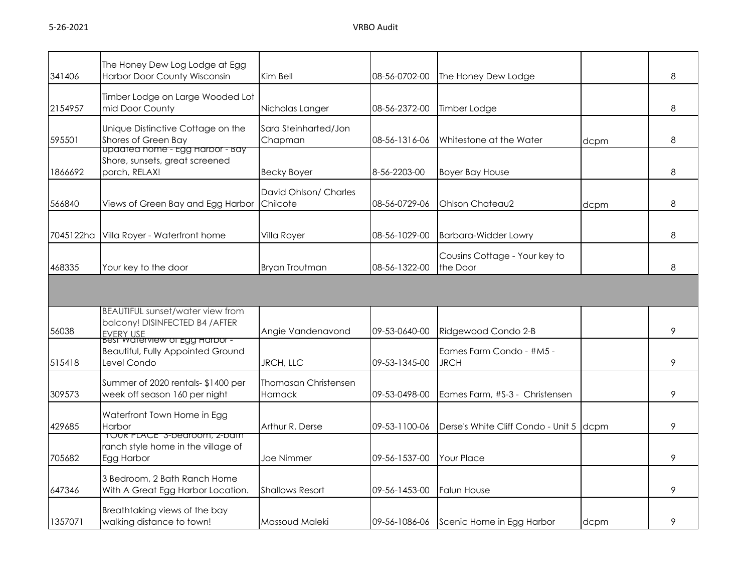| | | | | | | |
|---|---|---|---|---|---|---|
| 341406 | The Honey Dew Log Lodge at Egg Harbor Door County Wisconsin | Kim Bell | 08-56-0702-00 | The Honey Dew Lodge | | 8 |
| 2154957 | Timber Lodge on Large Wooded Lot mid Door County | Nicholas Langer | 08-56-2372-00 | Timber Lodge | | 8 |
| 595501 | Unique Distinctive Cottage on the Shores of Green Bay | Sara Steinharted/Jon Chapman | 08-56-1316-06 | Whitestone at the Water | dcpm | 8 |
| 1866692 | Updated home - Egg Harbor - Bay Shore, sunsets, great screened porch, RELAX! | Becky Boyer | 8-56-2203-00 | Boyer Bay House | | 8 |
| 566840 | Views of Green Bay and Egg Harbor | David Ohlson/ Charles Chilcote | 08-56-0729-06 | Ohlson Chateau2 | dcpm | 8 |
| 7045122ha | Villa Royer - Waterfront home | Villa Royer | 08-56-1029-00 | Barbara-Widder Lowry | | 8 |
| 468335 | Your key to the door | Bryan Troutman | 08-56-1322-00 | Cousins Cottage - Your key to the Door | | 8 |
| | | | | | | |
| 56038 | BEAUTIFUL sunset/water view from balcony! DISINFECTED B4 /AFTER EVERY USE | Angie Vandenavond | 09-53-0640-00 | Ridgewood Condo 2-B | | 9 |
| 515418 | Best Waterview of Egg Harbor - Beautiful, Fully Appointed Ground Level Condo | JRCH, LLC | 09-53-1345-00 | Eames Farm Condo - #M5 - JRCH | | 9 |
| 309573 | Summer of 2020 rentals- $1400 per week off season 160 per night | Thomasan Christensen Harnack | 09-53-0498-00 | Eames Farm, #S-3 - Christensen | | 9 |
| 429685 | Waterfront Town Home in Egg Harbor | Arthur R. Derse | 09-53-1100-06 | Derse's White Cliff Condo - Unit 5 | dcpm | 9 |
| 705682 | "YOUR PLACE" 3-bedroom, 2-bath ranch style home in the village of Egg Harbor | Joe Nimmer | 09-56-1537-00 | Your Place | | 9 |
| 647346 | 3 Bedroom, 2 Bath Ranch Home With A Great Egg Harbor Location. | Shallows Resort | 09-56-1453-00 | Falun House | | 9 |
| 1357071 | Breathtaking views of the bay walking distance to town! | Massoud Maleki | 09-56-1086-06 | Scenic Home in Egg Harbor | dcpm | 9 |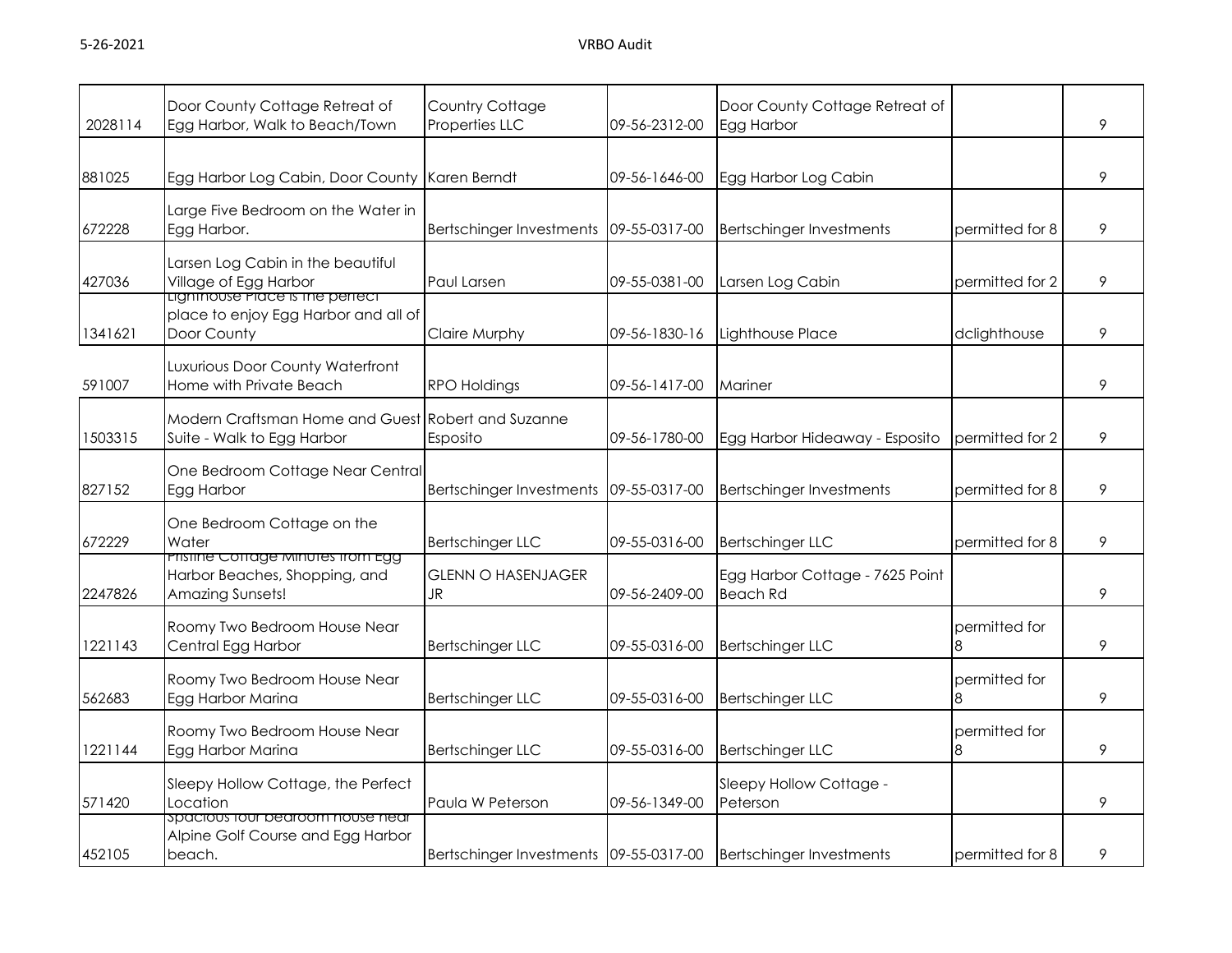| | | | | | | |
|---|---|---|---|---|---|---|
| 2028114 | Door County Cottage Retreat of Egg Harbor, Walk to Beach/Town | Country Cottage Properties LLC | 09-56-2312-00 | Door County Cottage Retreat of Egg Harbor | | 9 |
| 881025 | Egg Harbor Log Cabin, Door County | Karen Berndt | 09-56-1646-00 | Egg Harbor Log Cabin | | 9 |
| 672228 | Large Five Bedroom on the Water in Egg Harbor. | Bertschinger Investments | 09-55-0317-00 | Bertschinger Investments | permitted for 8 | 9 |
| 427036 | Larsen Log Cabin in the beautiful Village of Egg Harbor | Paul Larsen | 09-55-0381-00 | Larsen Log Cabin | permitted for 2 | 9 |
| 1341621 | Lighthouse Place is the perfect place to enjoy Egg Harbor and all of Door County | Claire Murphy | 09-56-1830-16 | Lighthouse Place | dclighthouse | 9 |
| 591007 | Luxurious Door County Waterfront Home with Private Beach | RPO Holdings | 09-56-1417-00 | Mariner | | 9 |
| 1503315 | Modern Craftsman Home and Guest Suite - Walk to Egg Harbor | Robert and Suzanne Esposito | 09-56-1780-00 | Egg Harbor Hideaway - Esposito | permitted for 2 | 9 |
| 827152 | One Bedroom Cottage Near Central Egg Harbor | Bertschinger Investments | 09-55-0317-00 | Bertschinger Investments | permitted for 8 | 9 |
| 672229 | One Bedroom Cottage on the Water | Bertschinger LLC | 09-55-0316-00 | Bertschinger LLC | permitted for 8 | 9 |
| 2247826 | Pristine Cottage Minutes from Egg Harbor Beaches, Shopping, and Amazing Sunsets! | GLENN O HASENJAGER JR | 09-56-2409-00 | Egg Harbor Cottage - 7625 Point Beach Rd | | 9 |
| 1221143 | Roomy Two Bedroom House Near Central Egg Harbor | Bertschinger LLC | 09-55-0316-00 | Bertschinger LLC | permitted for 8 | 9 |
| 562683 | Roomy Two Bedroom House Near Egg Harbor Marina | Bertschinger LLC | 09-55-0316-00 | Bertschinger LLC | permitted for 8 | 9 |
| 1221144 | Roomy Two Bedroom House Near Egg Harbor Marina | Bertschinger LLC | 09-55-0316-00 | Bertschinger LLC | permitted for 8 | 9 |
| 571420 | Sleepy Hollow Cottage, the Perfect Location | Paula W Peterson | 09-56-1349-00 | Sleepy Hollow Cottage - Peterson | | 9 |
| 452105 | Spacious four bedroom house near Alpine Golf Course and Egg Harbor beach. | Bertschinger Investments | 09-55-0317-00 | Bertschinger Investments | permitted for 8 | 9 |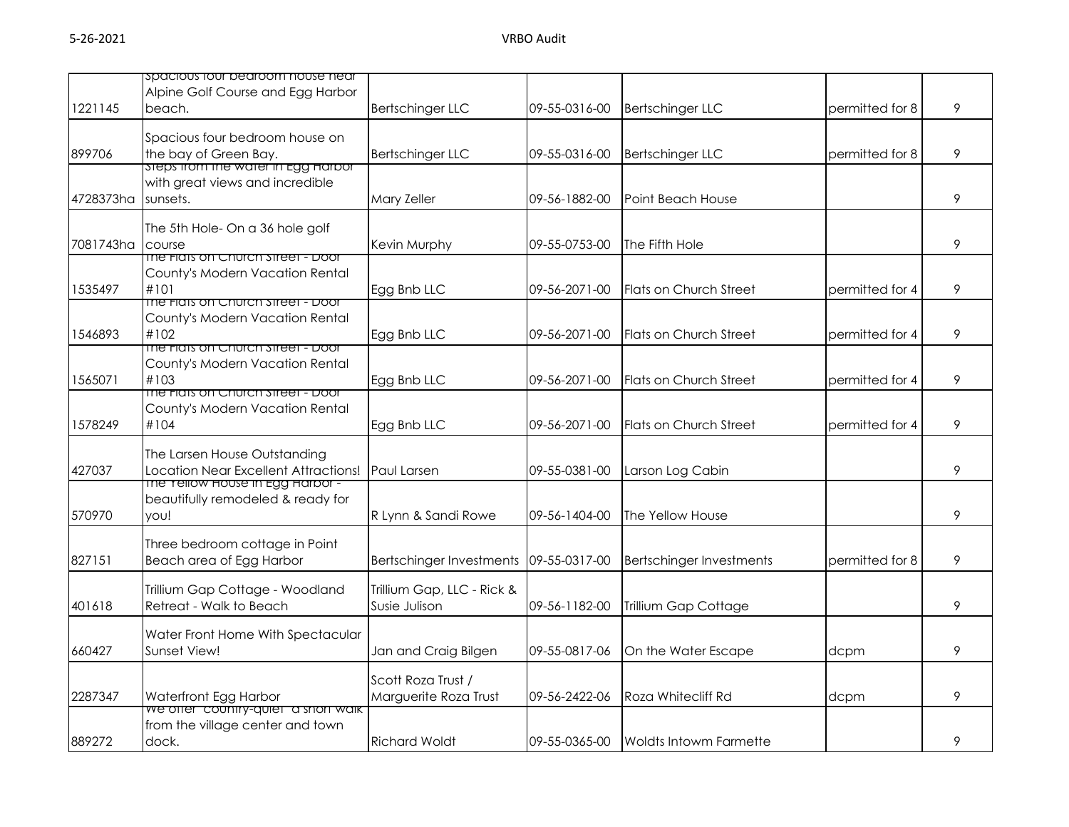| | | | | | | |
|---|---|---|---|---|---|---|
| 1221145 | Spacious four bedroom house near Alpine Golf Course and Egg Harbor beach. | Bertschinger LLC | 09-55-0316-00 | Bertschinger LLC | permitted for 8 | 9 |
| 899706 | Spacious four bedroom house on the bay of Green Bay. | Bertschinger LLC | 09-55-0316-00 | Bertschinger LLC | permitted for 8 | 9 |
| 4728373ha | Steps from the water in Egg Harbor with great views and incredible sunsets. | Mary Zeller | 09-56-1882-00 | Point Beach House | | 9 |
| 7081743ha | The 5th Hole- On a 36 hole golf course | Kevin Murphy | 09-55-0753-00 | The Fifth Hole | | 9 |
| 1535497 | The Flats on Church Street - Door County's Modern Vacation Rental #101 | Egg Bnb LLC | 09-56-2071-00 | Flats on Church Street | permitted for 4 | 9 |
| 1546893 | The Flats on Church Street - Door County's Modern Vacation Rental #102 | Egg Bnb LLC | 09-56-2071-00 | Flats on Church Street | permitted for 4 | 9 |
| 1565071 | The Flats on Church Street - Door County's Modern Vacation Rental #103 | Egg Bnb LLC | 09-56-2071-00 | Flats on Church Street | permitted for 4 | 9 |
| 1578249 | The Flats on Church Street - Door County's Modern Vacation Rental #104 | Egg Bnb LLC | 09-56-2071-00 | Flats on Church Street | permitted for 4 | 9 |
| 427037 | The Larsen House Outstanding Location Near Excellent Attractions! | Paul Larsen | 09-55-0381-00 | Larson Log Cabin | | 9 |
| 570970 | The Yellow House in Egg Harbor - beautifully remodeled & ready for you! | R Lynn & Sandi Rowe | 09-56-1404-00 | The Yellow House | | 9 |
| 827151 | Three bedroom cottage in Point Beach area of Egg Harbor | Bertschinger Investments | 09-55-0317-00 | Bertschinger Investments | permitted for 8 | 9 |
| 401618 | Trillium Gap Cottage - Woodland Retreat - Walk to Beach | Trillium Gap, LLC - Rick & Susie Julison | 09-56-1182-00 | Trillium Gap Cottage | | 9 |
| 660427 | Water Front Home With Spectacular Sunset View! | Jan and Craig Bilgen | 09-55-0817-06 | On the Water Escape | dcpm | 9 |
| 2287347 | Waterfront Egg Harbor | Scott Roza Trust / Marguerite Roza Trust | 09-56-2422-06 | Roza Whitecliff Rd | dcpm | 9 |
| 889272 | We offer "country-quiet" a short walk from the village center and town dock. | Richard Woldt | 09-55-0365-00 | Woldts Intowm Farmette | | 9 |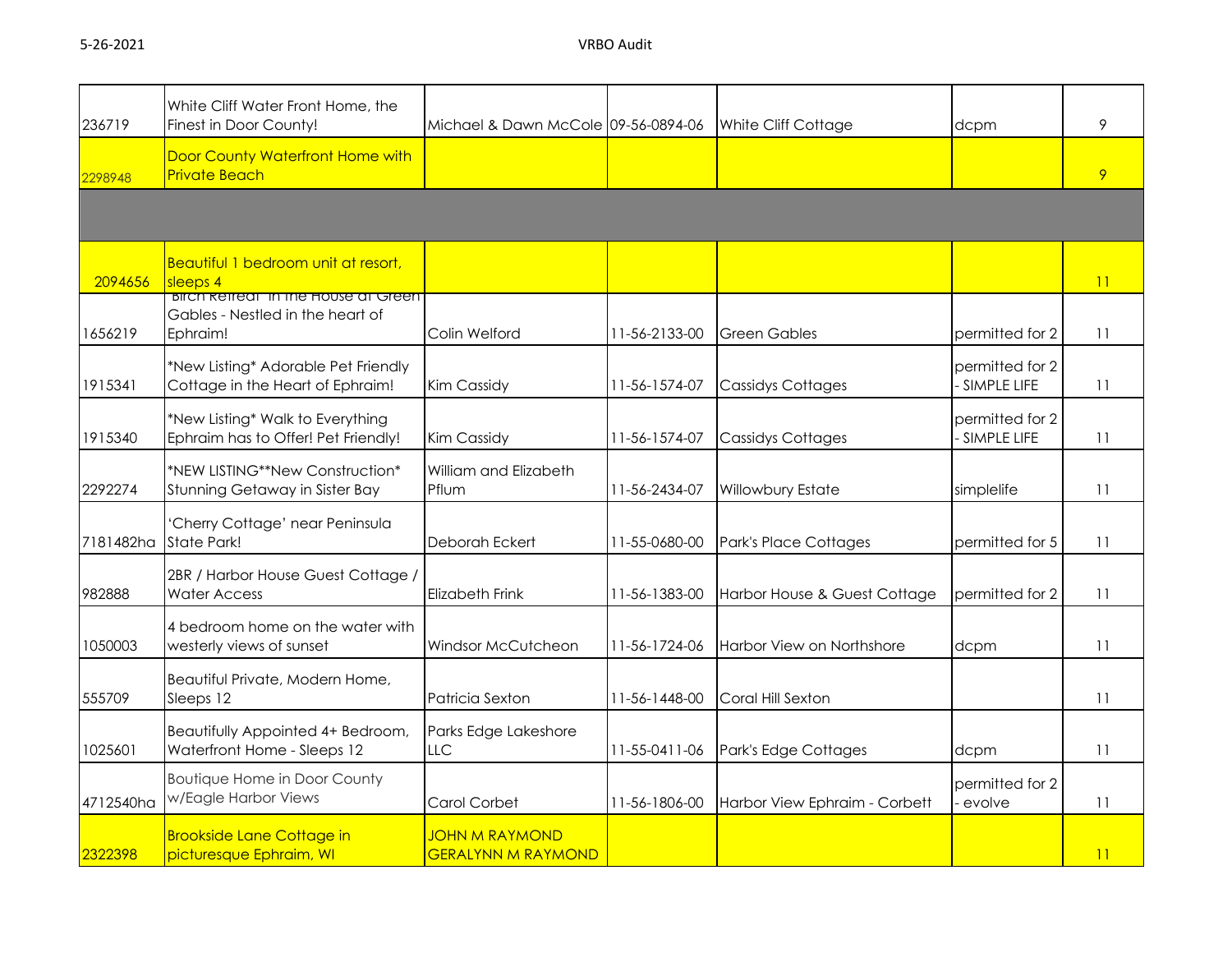| | | | | | | |
|---|---|---|---|---|---|---|
| 236719 | White Cliff Water Front Home, the Finest in Door County! | Michael & Dawn McCole | 09-56-0894-06 | White Cliff Cottage | dcpm | 9 |
| 2298948 | Door County Waterfront Home with Private Beach | | | | | 9 |
| | | | | | | |
| 2094656 | Beautiful 1 bedroom unit at resort, sleeps 4 | | | | | 11 |
| 1656219 | 'Birch Retreat' in the House at Green Gables - Nestled in the heart of Ephraim! | Colin Welford | 11-56-2133-00 | Green Gables | permitted for 2 | 11 |
| 1915341 | *New Listing* Adorable Pet Friendly Cottage in the Heart of Ephraim! | Kim Cassidy | 11-56-1574-07 | Cassidys Cottages | permitted for 2 - SIMPLE LIFE | 11 |
| 1915340 | *New Listing* Walk to Everything Ephraim has to Offer! Pet Friendly! | Kim Cassidy | 11-56-1574-07 | Cassidys Cottages | permitted for 2 - SIMPLE LIFE | 11 |
| 2292274 | *NEW LISTING**New Construction* Stunning Getaway in Sister Bay | William and Elizabeth Pflum | 11-56-2434-07 | Willowbury Estate | simplelife | 11 |
| 7181482ha | 'Cherry Cottage' near Peninsula State Park! | Deborah Eckert | 11-55-0680-00 | Park's Place Cottages | permitted for 5 | 11 |
| 982888 | 2BR / Harbor House Guest Cottage / Water Access | Elizabeth Frink | 11-56-1383-00 | Harbor House & Guest Cottage | permitted for 2 | 11 |
| 1050003 | 4 bedroom home on the water with westerly views of sunset | Windsor McCutcheon | 11-56-1724-06 | Harbor View on Northshore | dcpm | 11 |
| 555709 | Beautiful Private, Modern Home, Sleeps 12 | Patricia Sexton | 11-56-1448-00 | Coral Hill Sexton | | 11 |
| 1025601 | Beautifully Appointed 4+ Bedroom, Waterfront Home - Sleeps 12 | Parks Edge Lakeshore LLC | 11-55-0411-06 | Park's Edge Cottages | dcpm | 11 |
| 4712540ha | Boutique Home in Door County w/Eagle Harbor Views | Carol Corbet | 11-56-1806-00 | Harbor View Ephraim - Corbett | permitted for 2 - evolve | 11 |
| 2322398 | Brookside Lane Cottage in picturesque Ephraim, WI | JOHN M RAYMOND GERALYNN M RAYMOND | | | | 11 |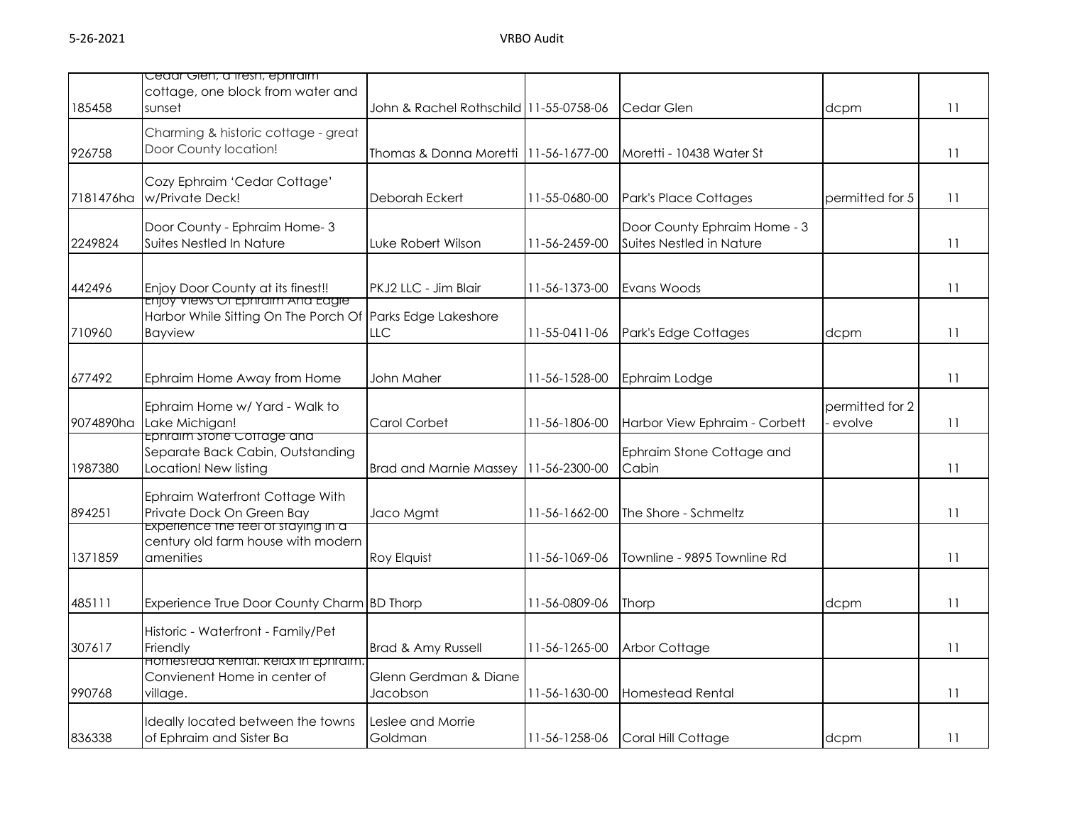| | | | | | | |
|---|---|---|---|---|---|---|
| 185458 | Cedar Glen, a fresh, ephraim cottage, one block from water and sunset | John & Rachel Rothschild | 11-55-0758-06 | Cedar Glen | dcpm | 11 |
| 926758 | Charming & historic cottage - great Door County location! | Thomas & Donna Moretti | 11-56-1677-00 | Moretti - 10438 Water St | | 11 |
| 7181476ha | Cozy Ephraim 'Cedar Cottage' w/Private Deck! | Deborah Eckert | 11-55-0680-00 | Park's Place Cottages | permitted for 5 | 11 |
| 2249824 | Door County - Ephraim Home- 3 Suites Nestled In Nature | Luke Robert Wilson | 11-56-2459-00 | Door County Ephraim Home - 3 Suites Nestled in Nature | | 11 |
| 442496 | Enjoy Door County at its finest!! | PKJ2 LLC - Jim Blair | 11-56-1373-00 | Evans Woods | | 11 |
| 710960 | Enjoy Views Of Ephraim And Eagle Harbor While Sitting On The Porch Of Bayview | Parks Edge Lakeshore LLC | 11-55-0411-06 | Park's Edge Cottages | dcpm | 11 |
| 677492 | Ephraim Home Away from Home | John Maher | 11-56-1528-00 | Ephraim Lodge | | 11 |
| 9074890ha | Ephraim Home w/ Yard - Walk to Lake Michigan! | Carol Corbet | 11-56-1806-00 | Harbor View Ephraim - Corbett | permitted for 2 - evolve | 11 |
| 1987380 | Ephraim Stone Cottage and Separate Back Cabin, Outstanding Location! New listing | Brad and Marnie Massey | 11-56-2300-00 | Ephraim Stone Cottage and Cabin | | 11 |
| 894251 | Ephraim Waterfront Cottage With Private Dock On Green Bay | Jaco Mgmt | 11-56-1662-00 | The Shore - Schmeltz | | 11 |
| 1371859 | Experience the feel of staying in a century old farm house with modern amenities | Roy Elquist | 11-56-1069-06 | Townline - 9895 Townline Rd | | 11 |
| 485111 | Experience True Door County Charm | BD Thorp | 11-56-0809-06 | Thorp | dcpm | 11 |
| 307617 | Historic - Waterfront - Family/Pet Friendly | Brad & Amy Russell | 11-56-1265-00 | Arbor Cottage | | 11 |
| 990768 | Homestead Rental. Relax in Ephraim. Convienent Home in center of village. | Glenn Gerdman & Diane Jacobson | 11-56-1630-00 | Homestead Rental | | 11 |
| 836338 | Ideally located between the towns of Ephraim and Sister Ba | Leslee and Morrie Goldman | 11-56-1258-06 | Coral Hill Cottage | dcpm | 11 |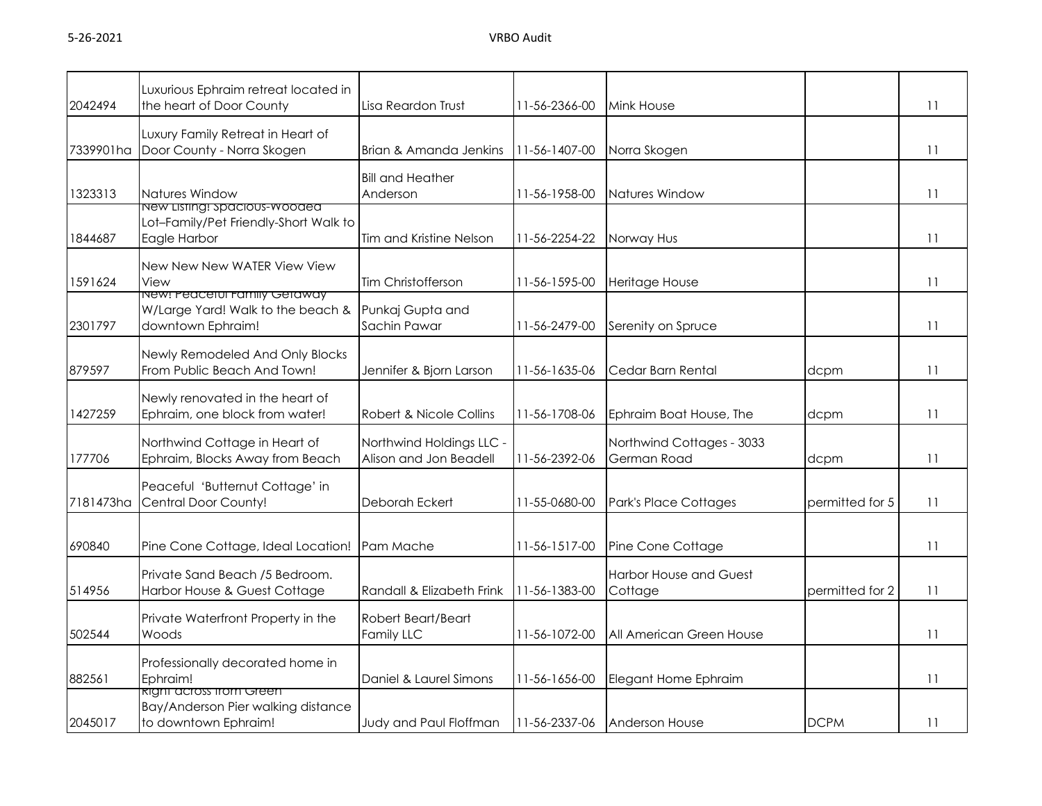| | | | | | | |
|---|---|---|---|---|---|---|
| 2042494 | Luxurious Ephraim retreat located in the heart of Door County | Lisa Reardon Trust | 11-56-2366-00 | Mink House | | 11 |
| 7339901ha | Luxury Family Retreat in Heart of Door County - Norra Skogen | Brian & Amanda Jenkins | 11-56-1407-00 | Norra Skogen | | 11 |
| 1323313 | Natures Window | Bill and Heather Anderson | 11-56-1958-00 | Natures Window | | 11 |
| 1844687 | New Listing! Spacious-Wooded Lot–Family/Pet Friendly-Short Walk to Eagle Harbor | Tim and Kristine Nelson | 11-56-2254-22 | Norway Hus | | 11 |
| 1591624 | New New New WATER View View View | Tim Christofferson | 11-56-1595-00 | Heritage House | | 11 |
| 2301797 | New! Peaceful Family Getaway W/Large Yard! Walk to the beach & downtown Ephraim! | Punkaj Gupta and Sachin Pawar | 11-56-2479-00 | Serenity on Spruce | | 11 |
| 879597 | Newly Remodeled And Only Blocks From Public Beach And Town! | Jennifer & Bjorn Larson | 11-56-1635-06 | Cedar Barn Rental | dcpm | 11 |
| 1427259 | Newly renovated in the heart of Ephraim, one block from water! | Robert & Nicole Collins | 11-56-1708-06 | Ephraim Boat House, The | dcpm | 11 |
| 177706 | Northwind Cottage in Heart of Ephraim, Blocks Away from Beach | Northwind Holdings LLC - Alison and Jon Beadell | 11-56-2392-06 | Northwind Cottages - 3033 German Road | dcpm | 11 |
| 7181473ha | Peaceful 'Butternut Cottage' in Central Door County! | Deborah Eckert | 11-55-0680-00 | Park's Place Cottages | permitted for 5 | 11 |
| 690840 | Pine Cone Cottage, Ideal Location! | Pam Mache | 11-56-1517-00 | Pine Cone Cottage | | 11 |
| 514956 | Private Sand Beach /5 Bedroom. Harbor House & Guest Cottage | Randall & Elizabeth Frink | 11-56-1383-00 | Harbor House and Guest Cottage | permitted for 2 | 11 |
| 502544 | Private Waterfront Property in the Woods | Robert Beart/Beart Family LLC | 11-56-1072-00 | All American Green House | | 11 |
| 882561 | Professionally decorated home in Ephraim! | Daniel & Laurel Simons | 11-56-1656-00 | Elegant Home Ephraim | | 11 |
| 2045017 | Right across from Green Bay/Anderson Pier walking distance to downtown Ephraim! | Judy and Paul Floffman | 11-56-2337-06 | Anderson House | DCPM | 11 |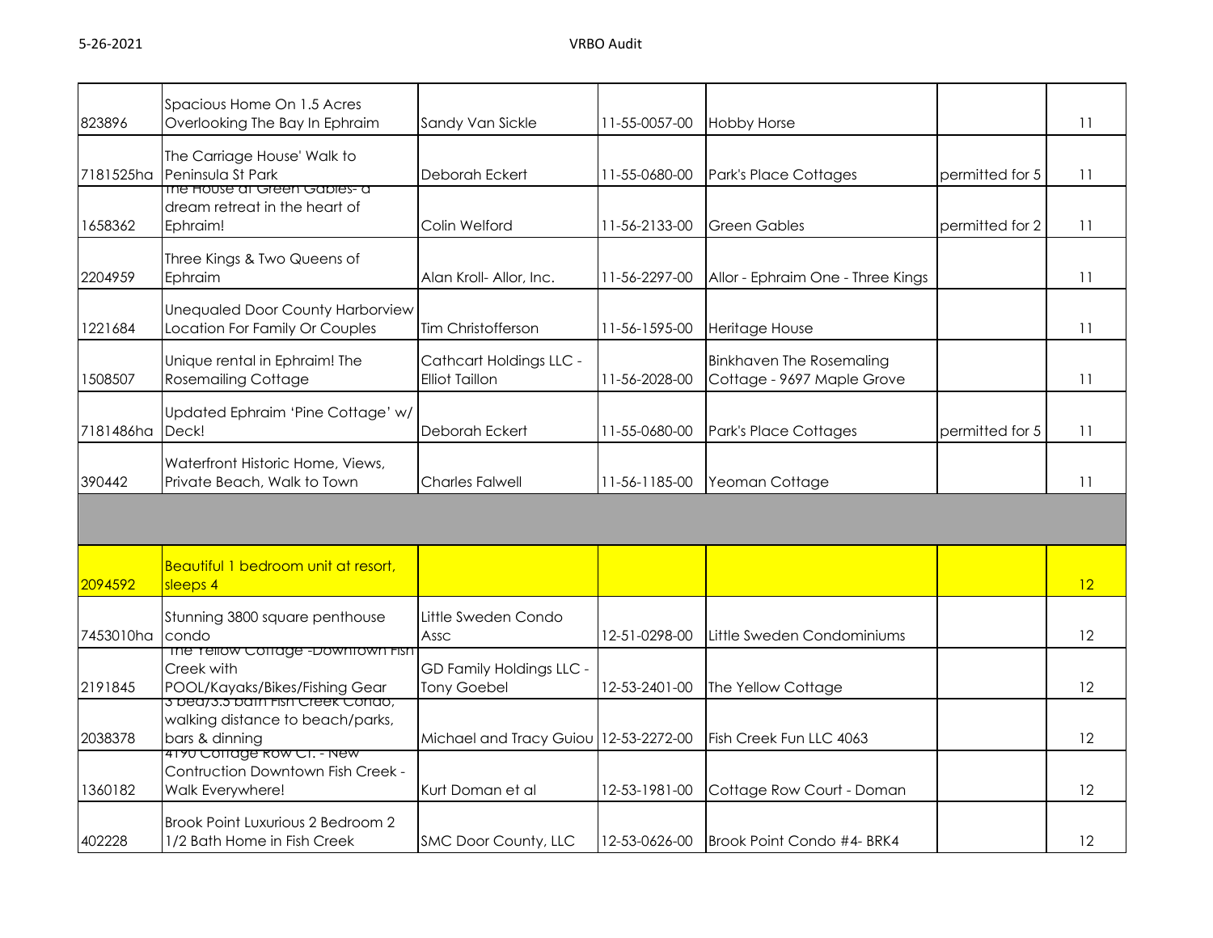| | | | | | | |
|---|---|---|---|---|---|---|
| 823896 | Spacious Home On 1.5 Acres Overlooking The Bay In Ephraim | Sandy Van Sickle | 11-55-0057-00 | Hobby Horse | | 11 |
| 7181525ha | The Carriage House' Walk to Peninsula St Park | Deborah Eckert | 11-55-0680-00 | Park's Place Cottages | permitted for 5 | 11 |
| 1658362 | The House at Green Gables- a dream retreat in the heart of Ephraim! | Colin Welford | 11-56-2133-00 | Green Gables | permitted for 2 | 11 |
| 2204959 | Three Kings & Two Queens of Ephraim | Alan Kroll- Allor, Inc. | 11-56-2297-00 | Allor - Ephraim One - Three Kings | | 11 |
| 1221684 | Unequaled Door County Harborview Location For Family Or Couples | Tim Christofferson | 11-56-1595-00 | Heritage House | | 11 |
| 1508507 | Unique rental in Ephraim! The Rosemailing Cottage | Cathcart Holdings LLC - Elliot Taillon | 11-56-2028-00 | Binkhaven The Rosemaling Cottage - 9697 Maple Grove | | 11 |
| 7181486ha | Updated Ephraim 'Pine Cottage' w/ Deck! | Deborah Eckert | 11-55-0680-00 | Park's Place Cottages | permitted for 5 | 11 |
| 390442 | Waterfront Historic Home, Views, Private Beach, Walk to Town | Charles Falwell | 11-56-1185-00 | Yeoman Cottage | | 11 |
| | | | | | | |
| 2094592 | Beautiful 1 bedroom unit at resort, sleeps 4 | | | | | 12 |
| 7453010ha | Stunning 3800 square penthouse condo | Little Sweden Condo Assc | 12-51-0298-00 | Little Sweden Condominiums | | 12 |
| 2191845 | The Yellow Cottage -Downtown Fish Creek with POOL/Kayaks/Bikes/Fishing Gear | GD Family Holdings LLC - Tony Goebel | 12-53-2401-00 | The Yellow Cottage | | 12 |
| 2038378 | 3 bed/3.5 bath Fish Creek Condo, walking distance to beach/parks, bars & dinning | Michael and Tracy Guiou | 12-53-2272-00 | Fish Creek Fun LLC 4063 | | 12 |
| 1360182 | 4190 Cottage Row Ct. - New Contruction Downtown Fish Creek - Walk Everywhere! | Kurt Doman et al | 12-53-1981-00 | Cottage Row Court - Doman | | 12 |
| 402228 | Brook Point Luxurious 2 Bedroom 2 1/2 Bath Home in Fish Creek | SMC Door County, LLC | 12-53-0626-00 | Brook Point Condo #4- BRK4 | | 12 |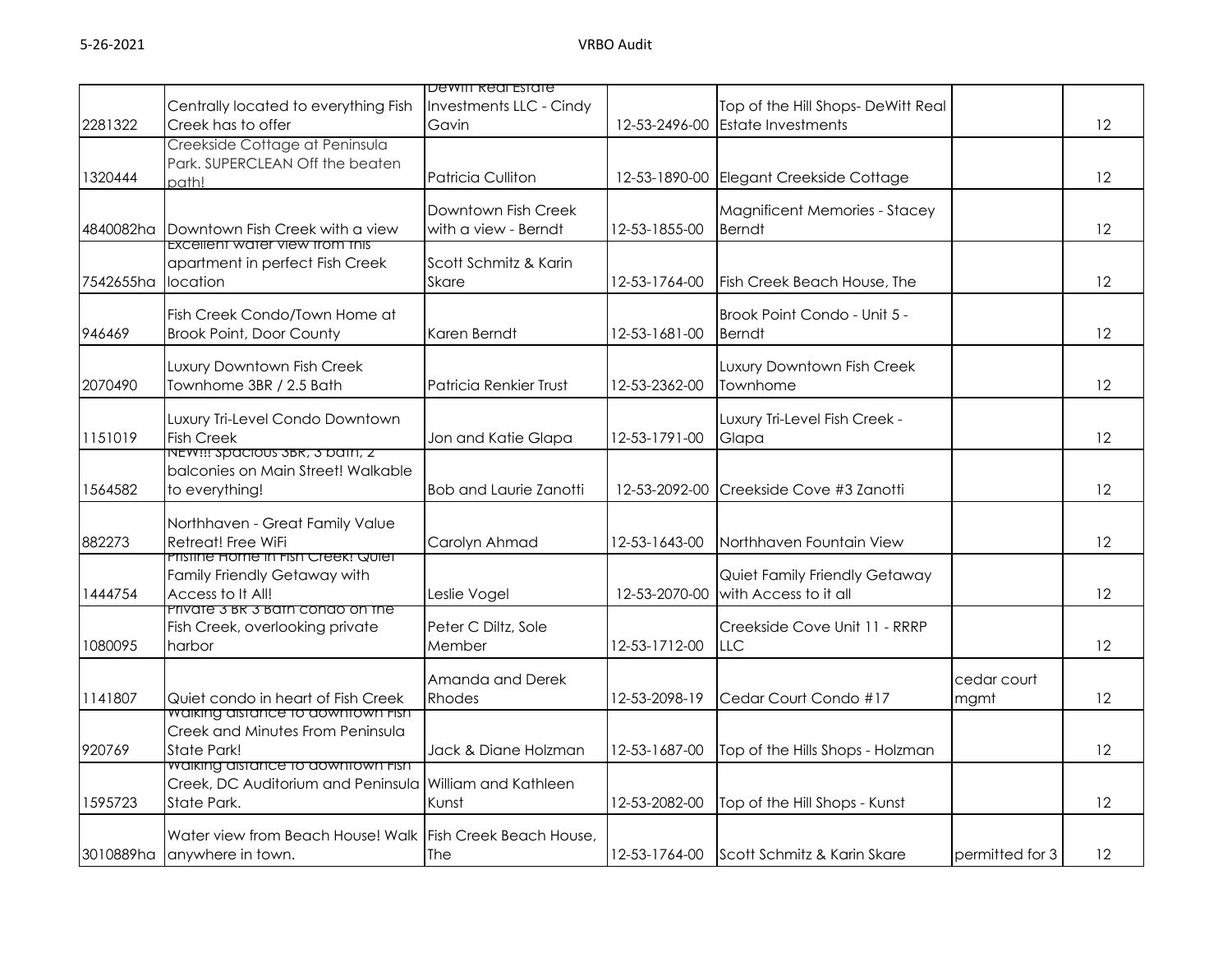| | | | | | | |
|---|---|---|---|---|---|---|
| 2281322 | Centrally located to everything Fish Creek has to offer | DeWitt Real Estate Investments LLC - Cindy Gavin | 12-53-2496-00 | Top of the Hill Shops- DeWitt Real Estate Investments | | 12 |
| 1320444 | Creekside Cottage at Peninsula Park. SUPERCLEAN Off the beaten path! | Patricia Culliton | 12-53-1890-00 | Elegant Creekside Cottage | | 12 |
| 4840082ha | Downtown Fish Creek with a view | Downtown Fish Creek with a view - Berndt | 12-53-1855-00 | Magnificent Memories - Stacey Berndt | | 12 |
| 7542655ha | Excellent water view from this apartment in perfect Fish Creek location | Scott Schmitz & Karin Skare | 12-53-1764-00 | Fish Creek Beach House, The | | 12 |
| 946469 | Fish Creek Condo/Town Home at Brook Point, Door County | Karen Berndt | 12-53-1681-00 | Brook Point Condo - Unit 5 - Berndt | | 12 |
| 2070490 | Luxury Downtown Fish Creek Townhome 3BR / 2.5 Bath | Patricia Renkier Trust | 12-53-2362-00 | Luxury Downtown Fish Creek Townhome | | 12 |
| 1151019 | Luxury Tri-Level Condo Downtown Fish Creek | Jon and Katie Glapa | 12-53-1791-00 | Luxury Tri-Level Fish Creek - Glapa | | 12 |
| 1564582 | NEW!!! Spacious 3BR, 3 bath, 2 balconies on Main Street! Walkable to everything! | Bob and Laurie Zanotti | 12-53-2092-00 | Creekside Cove #3 Zanotti | | 12 |
| 882273 | Northhaven - Great Family Value Retreat! Free WiFi | Carolyn Ahmad | 12-53-1643-00 | Northhaven Fountain View | | 12 |
| 1444754 | Pristine Home in Fish Creek! Quiet Family Friendly Getaway with Access to It All! | Leslie Vogel | 12-53-2070-00 | Quiet Family Friendly Getaway with Access to it all | | 12 |
| 1080095 | Private 3 BR 3 Bath condo on the Fish Creek, overlooking private harbor | Peter C Diltz, Sole Member | 12-53-1712-00 | Creekside Cove Unit 11 - RRRP LLC | | 12 |
| 1141807 | Quiet condo in heart of Fish Creek | Amanda and Derek Rhodes | 12-53-2098-19 | Cedar Court Condo #17 | cedar court mgmt | 12 |
| 920769 | Walking distance to downtown Fish Creek and Minutes From Peninsula State Park! | Jack & Diane Holzman | 12-53-1687-00 | Top of the Hills Shops - Holzman | | 12 |
| 1595723 | Walking distance to downtown Fish Creek, DC Auditorium and Peninsula State Park. | William and Kathleen Kunst | 12-53-2082-00 | Top of the Hill Shops - Kunst | | 12 |
| 3010889ha | Water view from Beach House! Walk anywhere in town. | Fish Creek Beach House, The | 12-53-1764-00 | Scott Schmitz & Karin Skare | permitted for 3 | 12 |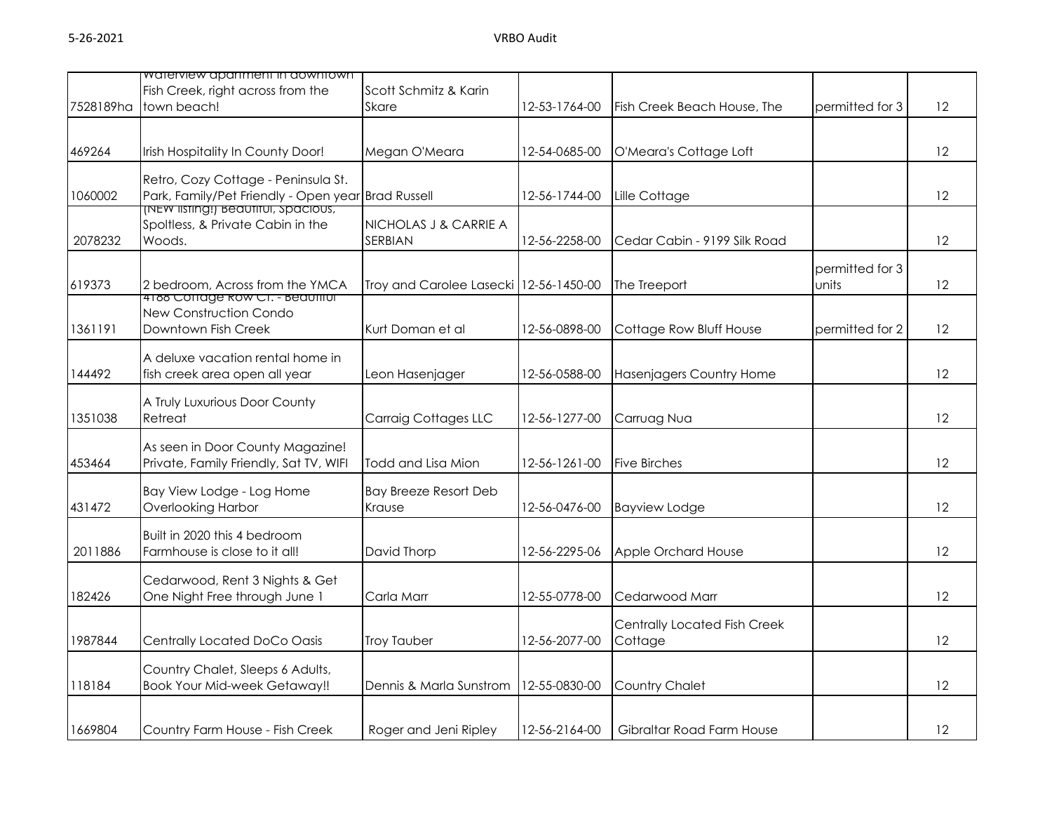| | | | | | | |
|---|---|---|---|---|---|---|
| 7528189ha | Waterview apartment in downtown Fish Creek, right across from the town beach! | Scott Schmitz & Karin Skare | 12-53-1764-00 | Fish Creek Beach House, The | permitted for 3 | 12 |
| 469264 | Irish Hospitality In County Door! | Megan O'Meara | 12-54-0685-00 | O'Meara's Cottage Loft | | 12 |
| 1060002 | Retro, Cozy Cottage - Peninsula St. Park, Family/Pet Friendly - Open year | Brad Russell | 12-56-1744-00 | Lille Cottage | | 12 |
| 2078232 | (NEW listing!) Beautiful, Spacious, Spoltless, & Private Cabin in the Woods. | NICHOLAS J & CARRIE A SERBIAN | 12-56-2258-00 | Cedar Cabin - 9199 Silk Road | | 12 |
| 619373 | 2 bedroom, Across from the YMCA | Troy and Carolee Lasecki | 12-56-1450-00 | The Treeport | permitted for 3 units | 12 |
| 1361191 | 4188 Cottage Row Ct. - Beautiful New Construction Condo Downtown Fish Creek | Kurt Doman et al | 12-56-0898-00 | Cottage Row Bluff House | permitted for 2 | 12 |
| 144492 | A deluxe vacation rental home in fish creek area open all year | Leon Hasenjager | 12-56-0588-00 | Hasenjagers Country Home | | 12 |
| 1351038 | A Truly Luxurious Door County Retreat | Carraig Cottages LLC | 12-56-1277-00 | Carruag Nua | | 12 |
| 453464 | As seen in Door County Magazine! Private, Family Friendly, Sat TV, WIFI | Todd and Lisa Mion | 12-56-1261-00 | Five Birches | | 12 |
| 431472 | Bay View Lodge - Log Home Overlooking Harbor | Bay Breeze Resort Deb Krause | 12-56-0476-00 | Bayview Lodge | | 12 |
| 2011886 | Built in 2020 this 4 bedroom Farmhouse is close to it all! | David Thorp | 12-56-2295-06 | Apple Orchard House | | 12 |
| 182426 | Cedarwood, Rent 3 Nights & Get One Night Free through June 1 | Carla Marr | 12-55-0778-00 | Cedarwood Marr | | 12 |
| 1987844 | Centrally Located DoCo Oasis | Troy Tauber | 12-56-2077-00 | Centrally Located Fish Creek Cottage | | 12 |
| 118184 | Country Chalet, Sleeps 6 Adults, Book Your Mid-week Getaway!! | Dennis & Marla Sunstrom | 12-55-0830-00 | Country Chalet | | 12 |
| 1669804 | Country Farm House - Fish Creek | Roger and Jeni Ripley | 12-56-2164-00 | Gibraltar Road Farm House | | 12 |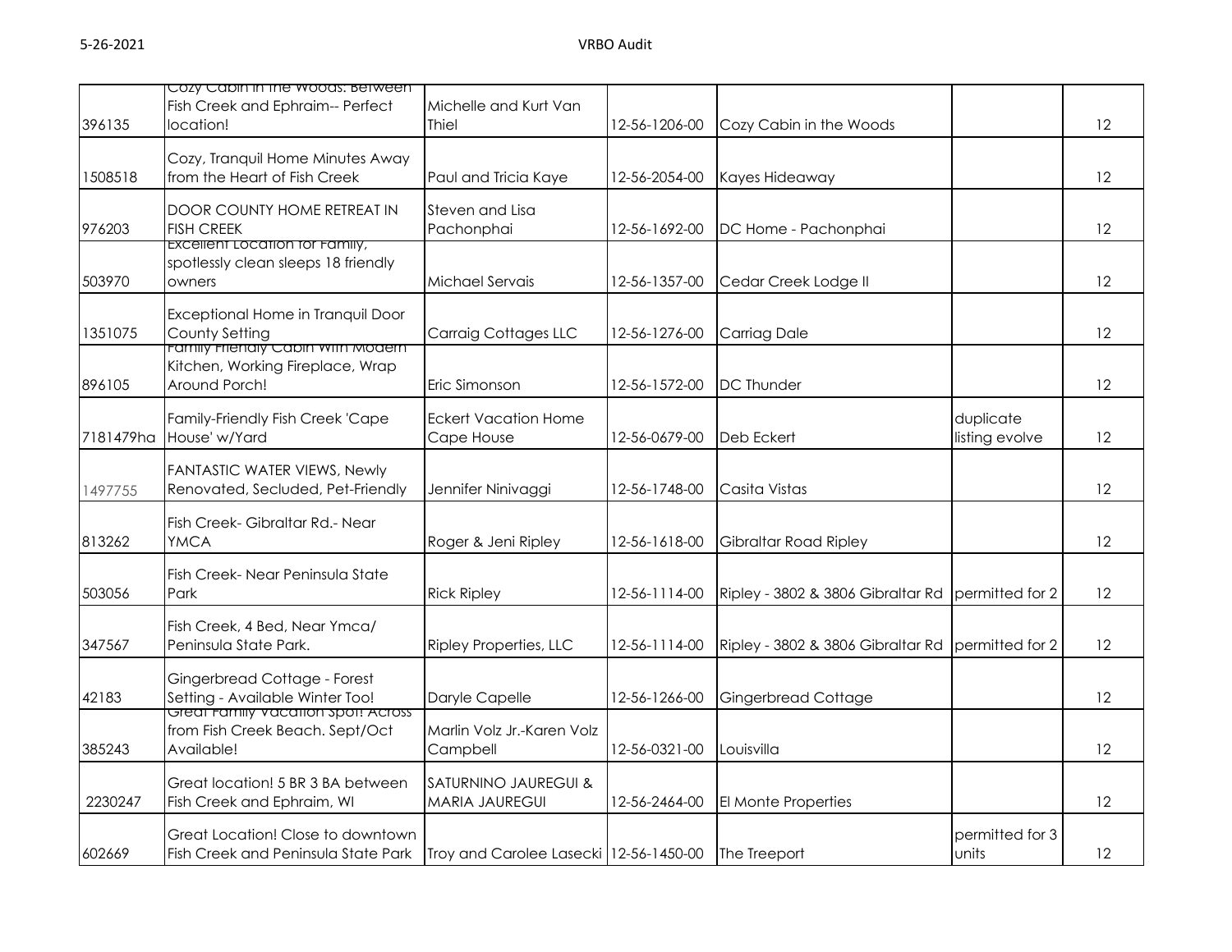| | | | | | | |
|---|---|---|---|---|---|---|
| 396135 | Cozy Cabin in the Woods: Between Fish Creek and Ephraim-- Perfect location! | Michelle and Kurt Van Thiel | 12-56-1206-00 | Cozy Cabin in the Woods | | 12 |
| 1508518 | Cozy, Tranquil Home Minutes Away from the Heart of Fish Creek | Paul and Tricia Kaye | 12-56-2054-00 | Kayes Hideaway | | 12 |
| 976203 | DOOR COUNTY HOME RETREAT IN FISH CREEK | Steven and Lisa Pachonphai | 12-56-1692-00 | DC Home - Pachonphai | | 12 |
| 503970 | Excellent Location for Family, spotlessly clean sleeps 18 friendly owners | Michael Servais | 12-56-1357-00 | Cedar Creek Lodge II | | 12 |
| 1351075 | Exceptional Home in Tranquil Door County Setting | Carraig Cottages LLC | 12-56-1276-00 | Carriag Dale | | 12 |
| 896105 | Family Friendly Cabin with Modern Kitchen, Working Fireplace, Wrap Around Porch! | Eric Simonson | 12-56-1572-00 | DC Thunder | | 12 |
| 7181479ha | Family-Friendly Fish Creek 'Cape House' w/Yard | Eckert Vacation Home Cape House | 12-56-0679-00 | Deb Eckert | duplicate listing evolve | 12 |
| 1497755 | FANTASTIC WATER VIEWS, Newly Renovated, Secluded, Pet-Friendly | Jennifer Ninivaggi | 12-56-1748-00 | Casita Vistas | | 12 |
| 813262 | Fish Creek- Gibraltar Rd.- Near YMCA | Roger & Jeni Ripley | 12-56-1618-00 | Gibraltar Road Ripley | | 12 |
| 503056 | Fish Creek- Near Peninsula State Park | Rick Ripley | 12-56-1114-00 | Ripley - 3802 & 3806 Gibraltar Rd | permitted for 2 | 12 |
| 347567 | Fish Creek, 4 Bed, Near Ymca/ Peninsula State Park. | Ripley Properties, LLC | 12-56-1114-00 | Ripley - 3802 & 3806 Gibraltar Rd | permitted for 2 | 12 |
| 42183 | Gingerbread Cottage - Forest Setting - Available Winter Too! | Daryle Capelle | 12-56-1266-00 | Gingerbread Cottage | | 12 |
| 385243 | Great Family Vacation Spot! Across from Fish Creek Beach. Sept/Oct Available! | Marlin Volz Jr.-Karen Volz Campbell | 12-56-0321-00 | Louisvilla | | 12 |
| 2230247 | Great location! 5 BR 3 BA between Fish Creek and Ephraim, WI | SATURNINO JAUREGUI & MARIA JAUREGUI | 12-56-2464-00 | El Monte Properties | | 12 |
| 602669 | Great Location! Close to downtown Fish Creek and Peninsula State Park | Troy and Carolee Lasecki | 12-56-1450-00 | The Treeport | permitted for 3 units | 12 |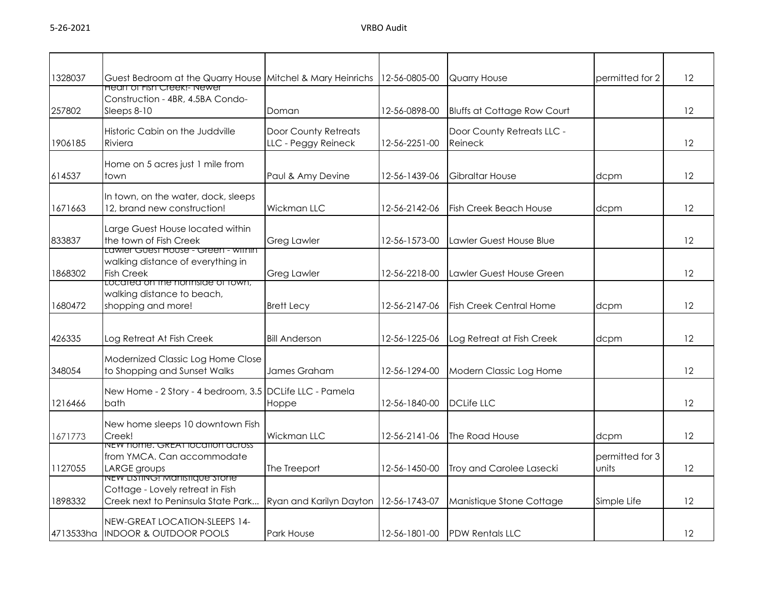| | | | | | | |
|---|---|---|---|---|---|---|
| 1328037 | Guest Bedroom at the Quarry House | Mitchel & Mary Heinrichs | 12-56-0805-00 | Quarry House | permitted for 2 | 12 |
| 257802 | Heart of Fish Creek!- Newer Construction - 4BR, 4.5BA Condo-Sleeps 8-10 | Doman | 12-56-0898-00 | Bluffs at Cottage Row Court | | 12 |
| 1906185 | Historic Cabin on the Juddville Riviera | Door County Retreats LLC - Peggy Reineck | 12-56-2251-00 | Door County Retreats LLC - Reineck | | 12 |
| 614537 | Home on 5 acres just 1 mile from town | Paul & Amy Devine | 12-56-1439-06 | Gibraltar House | dcpm | 12 |
| 1671663 | In town, on the water, dock, sleeps 12, brand new construction! | Wickman LLC | 12-56-2142-06 | Fish Creek Beach House | dcpm | 12 |
| 833837 | Large Guest House located within the town of Fish Creek | Greg Lawler | 12-56-1573-00 | Lawler Guest House Blue | | 12 |
| 1868302 | Lawler Guest House - Green - within walking distance of everything in Fish Creek | Greg Lawler | 12-56-2218-00 | Lawler Guest House Green | | 12 |
| 1680472 | Located on the northside of town, walking distance to beach, shopping and more! | Brett Lecy | 12-56-2147-06 | Fish Creek Central Home | dcpm | 12 |
| 426335 | Log Retreat At Fish Creek | Bill Anderson | 12-56-1225-06 | Log Retreat at Fish Creek | dcpm | 12 |
| 348054 | Modernized Classic Log Home Close to Shopping and Sunset Walks | James Graham | 12-56-1294-00 | Modern Classic Log Home | | 12 |
| 1216466 | New Home - 2 Story - 4 bedroom, 3.5 bath | DCLife LLC - Pamela Hoppe | 12-56-1840-00 | DCLife LLC | | 12 |
| 1671773 | New home sleeps 10 downtown Fish Creek! | Wickman LLC | 12-56-2141-06 | The Road House | dcpm | 12 |
| 1127055 | NEW home. GREAT location across from YMCA. Can accommodate LARGE groups | The Treeport | 12-56-1450-00 | Troy and Carolee Lasecki | permitted for 3 units | 12 |
| 1898332 | NEW LISTING! Manistique Stone Cottage - Lovely retreat in Fish Creek next to Peninsula State Park... | Ryan and Karilyn Dayton | 12-56-1743-07 | Manistique Stone Cottage | Simple Life | 12 |
| 4713533ha | NEW-GREAT LOCATION-SLEEPS 14-INDOOR & OUTDOOR POOLS | Park House | 12-56-1801-00 | PDW Rentals LLC | | 12 |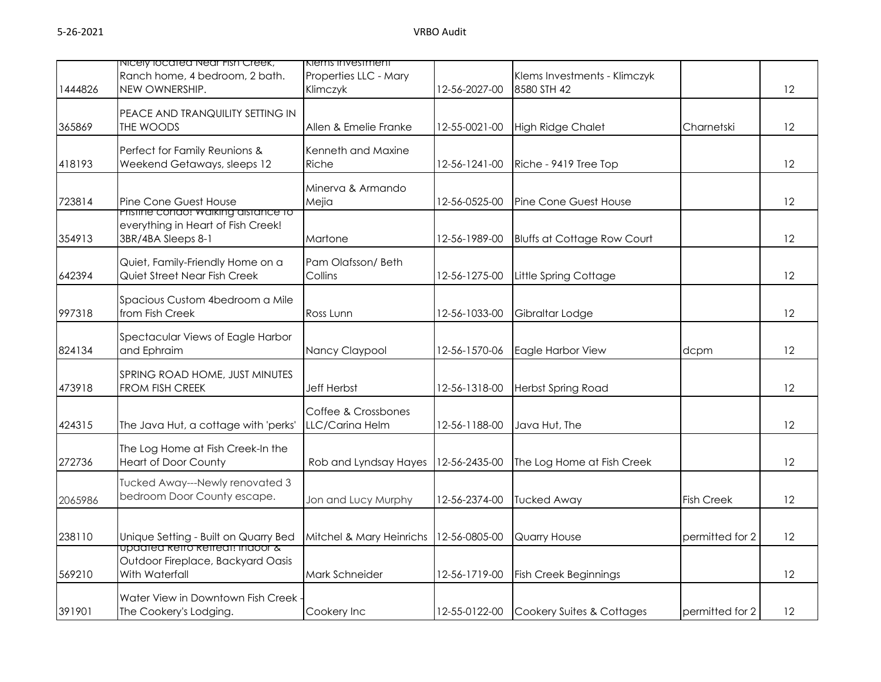| | | | | | | |
|---|---|---|---|---|---|---|
| 1444826 | Nicely located Near Fish Creek, Ranch home, 4 bedroom, 2 bath. NEW OWNERSHIP. | Klems Investment Properties LLC - Mary Klimczyk | 12-56-2027-00 | Klems Investments - Klimczyk 8580 STH 42 | | 12 |
| 365869 | PEACE AND TRANQUILITY SETTING IN THE WOODS | Allen & Emelie Franke | 12-55-0021-00 | High Ridge Chalet | Charnetski | 12 |
| 418193 | Perfect for Family Reunions & Weekend Getaways, sleeps 12 | Kenneth and Maxine Riche | 12-56-1241-00 | Riche - 9419 Tree Top | | 12 |
| 723814 | Pine Cone Guest House | Minerva & Armando Mejia | 12-56-0525-00 | Pine Cone Guest House | | 12 |
| 354913 | Pristine condo! Walking distance to everything in Heart of Fish Creek! 3BR/4BA Sleeps 8-1 | Martone | 12-56-1989-00 | Bluffs at Cottage Row Court | | 12 |
| 642394 | Quiet, Family-Friendly Home on a Quiet Street Near Fish Creek | Pam Olafsson/ Beth Collins | 12-56-1275-00 | Little Spring Cottage | | 12 |
| 997318 | Spacious Custom 4bedroom a Mile from Fish Creek | Ross Lunn | 12-56-1033-00 | Gibraltar Lodge | | 12 |
| 824134 | Spectacular Views of Eagle Harbor and Ephraim | Nancy Claypool | 12-56-1570-06 | Eagle Harbor View | dcpm | 12 |
| 473918 | SPRING ROAD HOME, JUST MINUTES FROM FISH CREEK | Jeff Herbst | 12-56-1318-00 | Herbst Spring Road | | 12 |
| 424315 | The Java Hut, a cottage with 'perks' | Coffee & Crossbones LLC/Carina Helm | 12-56-1188-00 | Java Hut, The | | 12 |
| 272736 | The Log Home at Fish Creek-In the Heart of Door County | Rob and Lyndsay Hayes | 12-56-2435-00 | The Log Home at Fish Creek | | 12 |
| 2065986 | Tucked Away---Newly renovated 3 bedroom Door County escape. | Jon and Lucy Murphy | 12-56-2374-00 | Tucked Away | Fish Creek | 12 |
| 238110 | Unique Setting - Built on Quarry Bed | Mitchel & Mary Heinrichs | 12-56-0805-00 | Quarry House | permitted for 2 | 12 |
| 569210 | Updated Retro Retreat! Indoor & Outdoor Fireplace, Backyard Oasis With Waterfall | Mark Schneider | 12-56-1719-00 | Fish Creek Beginnings | | 12 |
| 391901 | Water View in Downtown Fish Creek - The Cookery's Lodging. | Cookery Inc | 12-55-0122-00 | Cookery Suites & Cottages | permitted for 2 | 12 |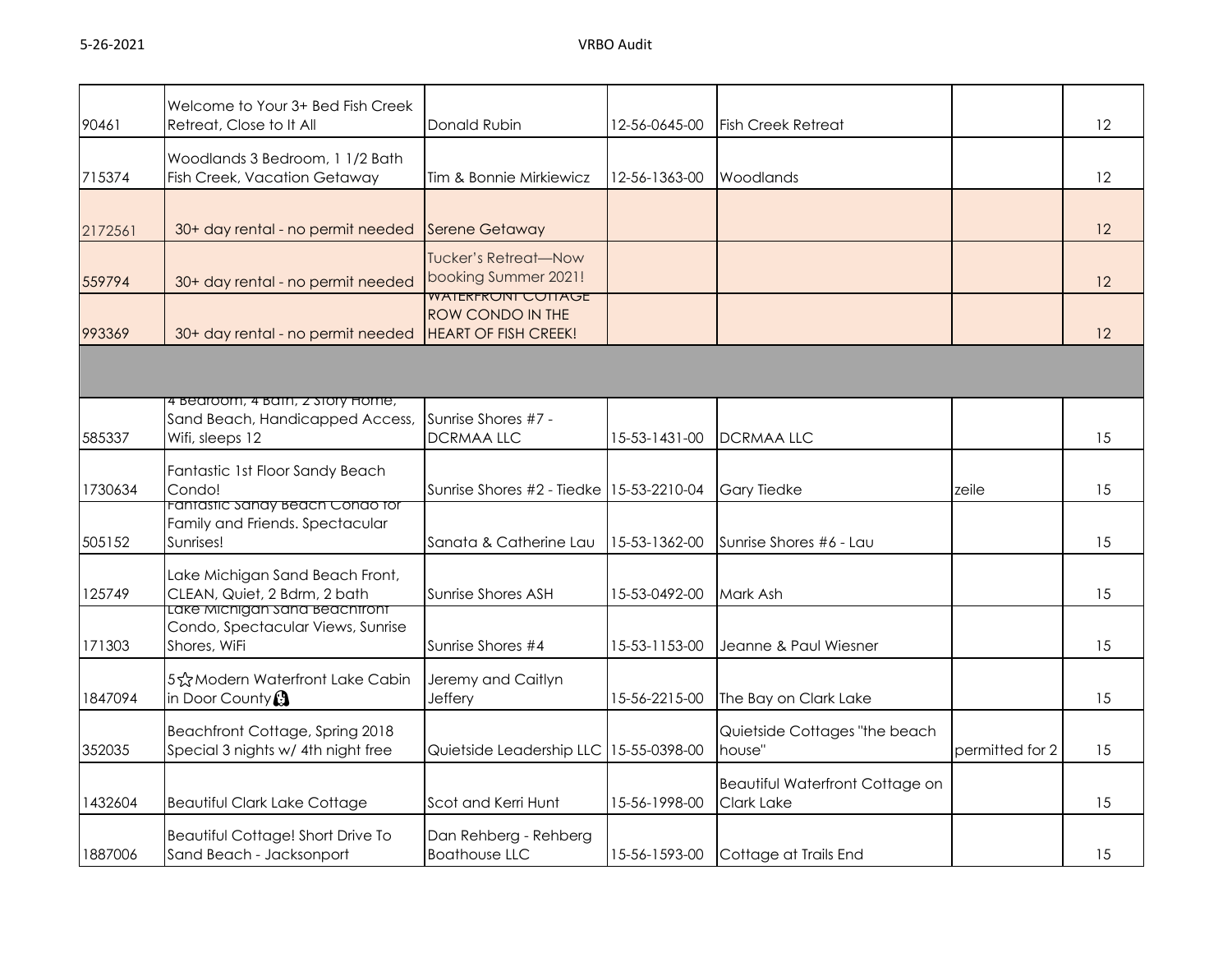| | | | | | | |
|---|---|---|---|---|---|---|
| 90461 | Welcome to Your 3+ Bed Fish Creek Retreat, Close to It All | Donald Rubin | 12-56-0645-00 | Fish Creek Retreat | | 12 |
| 715374 | Woodlands 3 Bedroom, 1 1/2 Bath Fish Creek, Vacation Getaway | Tim & Bonnie Mirkiewicz | 12-56-1363-00 | Woodlands | | 12 |
| 2172561 | 30+ day rental - no permit needed | Serene Getaway | | | | 12 |
| 559794 | 30+ day rental - no permit needed | Tucker's Retreat—Now booking Summer 2021! | | | | 12 |
| 993369 | 30+ day rental - no permit needed | WATERFRONT COTTAGE ROW CONDO IN THE HEART OF FISH CREEK! | | | | 12 |
| | | | | | | |
| 585337 | 4 Bedroom, 4 Bath, 2 Story Home, Sand Beach, Handicapped Access, Wifi, sleeps 12 | Sunrise Shores #7 - DCRMAA LLC | 15-53-1431-00 | DCRMAA LLC | | 15 |
| 1730634 | Fantastic 1st Floor Sandy Beach Condo! | Sunrise Shores #2 - Tiedke | 15-53-2210-04 | Gary Tiedke | zeile | 15 |
| 505152 | Fantastic Sandy Beach Condo for Family and Friends. Spectacular Sunrises! | Sanata & Catherine Lau | 15-53-1362-00 | Sunrise Shores #6 - Lau | | 15 |
| 125749 | Lake Michigan Sand Beach Front, CLEAN, Quiet, 2 Bdrm, 2 bath | Sunrise Shores ASH | 15-53-0492-00 | Mark Ash | | 15 |
| 171303 | Lake Michigan Sand Beachfront Condo, Spectacular Views, Sunrise Shores, WiFi | Sunrise Shores #4 | 15-53-1153-00 | Jeanne & Paul Wiesner | | 15 |
| 1847094 | 5☆Modern Waterfront Lake Cabin in Door County | Jeremy and Caitlyn Jeffery | 15-56-2215-00 | The Bay on Clark Lake | | 15 |
| 352035 | Beachfront Cottage, Spring 2018 Special 3 nights w/ 4th night free | Quietside Leadership LLC | 15-55-0398-00 | Quietside Cottages "the beach house" | permitted for 2 | 15 |
| 1432604 | Beautiful Clark Lake Cottage | Scot and Kerri Hunt | 15-56-1998-00 | Beautiful Waterfront Cottage on Clark Lake | | 15 |
| 1887006 | Beautiful Cottage! Short Drive To Sand Beach - Jacksonport | Dan Rehberg - Rehberg Boathouse LLC | 15-56-1593-00 | Cottage at Trails End | | 15 |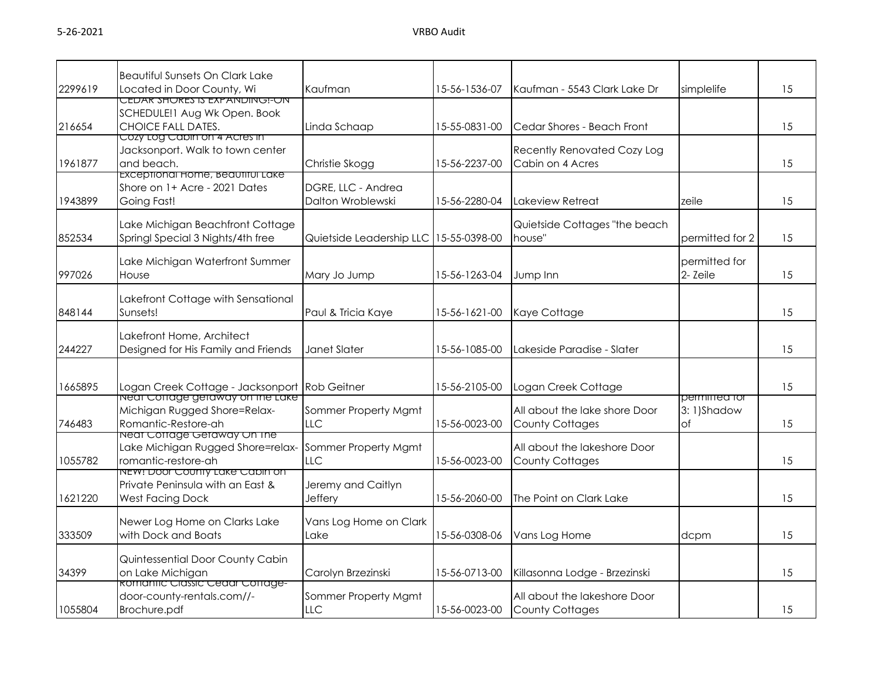| | | | | | | |
|---|---|---|---|---|---|---|
| 2299619 | Beautiful Sunsets On Clark Lake Located in Door County, Wi | Kaufman | 15-56-1536-07 | Kaufman - 5543 Clark Lake Dr | simplelife | 15 |
| 216654 | CEDAR SHORES IS EXPANDING!-ON SCHEDULE!1 Aug Wk Open. Book CHOICE FALL DATES. | Linda Schaap | 15-55-0831-00 | Cedar Shores - Beach Front | | 15 |
| 1961877 | Cozy Log Cabin on 4 Acres in Jacksonport. Walk to town center and beach. | Christie Skogg | 15-56-2237-00 | Recently Renovated Cozy Log Cabin on 4 Acres | | 15 |
| 1943899 | Exceptional Home, Beautiful Lake Shore on 1+ Acre - 2021 Dates Going Fast! | DGRE, LLC - Andrea Dalton Wroblewski | 15-56-2280-04 | Lakeview Retreat | zeile | 15 |
| 852534 | Lake Michigan Beachfront Cottage Springl Special 3 Nights/4th free | Quietside Leadership LLC | 15-55-0398-00 | Quietside Cottages "the beach house" | permitted for 2 | 15 |
| 997026 | Lake Michigan Waterfront Summer House | Mary Jo Jump | 15-56-1263-04 | Jump Inn | permitted for 2- Zeile | 15 |
| 848144 | Lakefront Cottage with Sensational Sunsets! | Paul & Tricia Kaye | 15-56-1621-00 | Kaye Cottage | | 15 |
| 244227 | Lakefront Home, Architect Designed for His Family and Friends | Janet Slater | 15-56-1085-00 | Lakeside Paradise - Slater | | 15 |
| 1665895 | Logan Creek Cottage - Jacksonport | Rob Geitner | 15-56-2105-00 | Logan Creek Cottage | | 15 |
| 746483 | Neat Cottage getaway on the Lake Michigan Rugged Shore=Relax-Romantic-Restore-ah | Sommer Property Mgmt LLC | 15-56-0023-00 | All about the lake shore Door County Cottages | permitted for 3: 1)Shadow of | 15 |
| 1055782 | Neat Cottage Getaway On The Lake Michigan Rugged Shore=relax-romantic-restore-ah | Sommer Property Mgmt LLC | 15-56-0023-00 | All about the lakeshore Door County Cottages | | 15 |
| 1621220 | NEW! Door County Lake Cabin on Private Peninsula with an East & West Facing Dock | Jeremy and Caitlyn Jeffery | 15-56-2060-00 | The Point on Clark Lake | | 15 |
| 333509 | Newer Log Home on Clarks Lake with Dock and Boats | Vans Log Home on Clark Lake | 15-56-0308-06 | Vans Log Home | dcpm | 15 |
| 34399 | Quintessential Door County Cabin on Lake Michigan | Carolyn Brzezinski | 15-56-0713-00 | Killasonna Lodge - Brzezinski | | 15 |
| 1055804 | Romantic Classic Cedar Cottage-door-county-rentals.com//-Brochure.pdf | Sommer Property Mgmt LLC | 15-56-0023-00 | All about the lakeshore Door County Cottages | | 15 |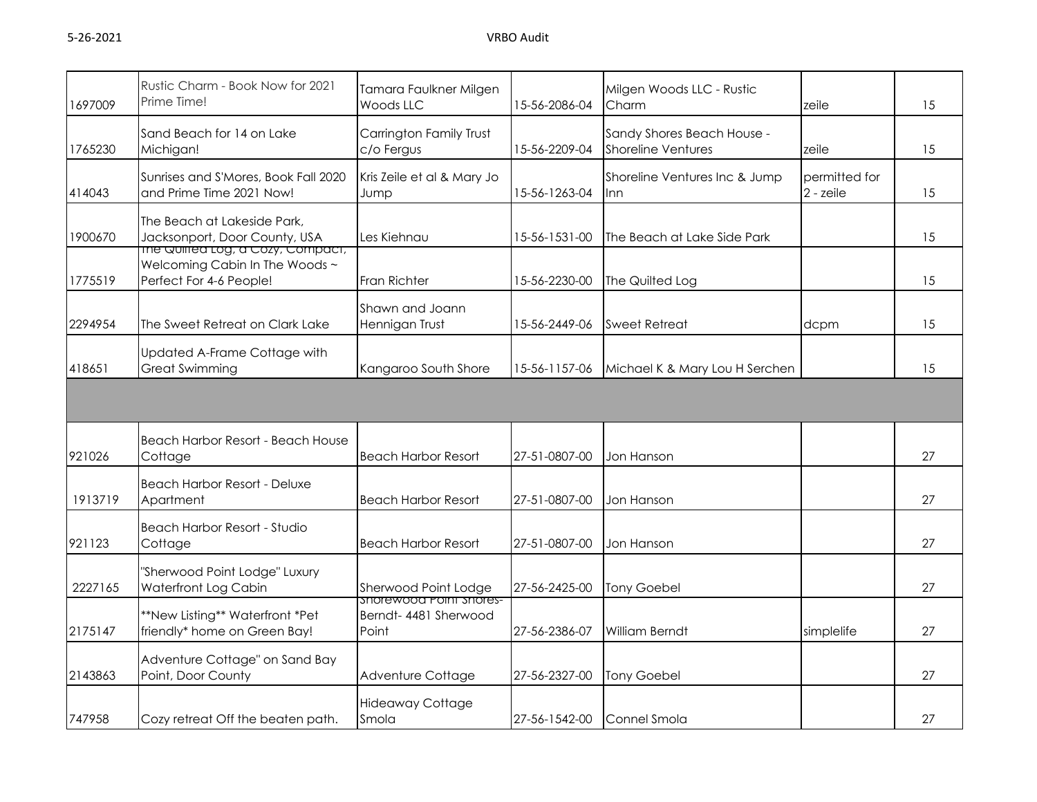| | | | | | | |
|---|---|---|---|---|---|---|
| 1697009 | Rustic Charm - Book Now for 2021 Prime Time! | Tamara Faulkner Milgen Woods LLC | 15-56-2086-04 | Milgen Woods LLC - Rustic Charm | zeile | 15 |
| 1765230 | Sand Beach for 14 on Lake Michigan! | Carrington Family Trust c/o Fergus | 15-56-2209-04 | Sandy Shores Beach House - Shoreline Ventures | zeile | 15 |
| 414043 | Sunrises and S'Mores, Book Fall 2020 and Prime Time 2021 Now! | Kris Zeile et al & Mary Jo Jump | 15-56-1263-04 | Shoreline Ventures Inc & Jump Inn | permitted for 2 - zeile | 15 |
| 1900670 | The Beach at Lakeside Park, Jacksonport, Door County, USA | Les Kiehnau | 15-56-1531-00 | The Beach at Lake Side Park | | 15 |
| 1775519 | The Quilted Log, a Cozy, Compact, Welcoming Cabin In The Woods ~ Perfect For 4-6 People! | Fran Richter | 15-56-2230-00 | The Quilted Log | | 15 |
| 2294954 | The Sweet Retreat on Clark Lake | Shawn and Joann Hennigan Trust | 15-56-2449-06 | Sweet Retreat | dcpm | 15 |
| 418651 | Updated A-Frame Cottage with Great Swimming | Kangaroo South Shore | 15-56-1157-06 | Michael K & Mary Lou H Serchen | | 15 |
| | | | | | | |
| 921026 | Beach Harbor Resort - Beach House Cottage | Beach Harbor Resort | 27-51-0807-00 | Jon Hanson | | 27 |
| 1913719 | Beach Harbor Resort - Deluxe Apartment | Beach Harbor Resort | 27-51-0807-00 | Jon Hanson | | 27 |
| 921123 | Beach Harbor Resort - Studio Cottage | Beach Harbor Resort | 27-51-0807-00 | Jon Hanson | | 27 |
| 2227165 | "Sherwood Point Lodge" Luxury Waterfront Log Cabin | Sherwood Point Lodge | 27-56-2425-00 | Tony Goebel | | 27 |
| 2175147 | **New Listing** Waterfront *Pet friendly* home on Green Bay! | Shorewood Point Shores- Berndt- 4481 Sherwood Point | 27-56-2386-07 | William Berndt | simplelife | 27 |
| 2143863 | Adventure Cottage" on Sand Bay Point, Door County | Adventure Cottage | 27-56-2327-00 | Tony Goebel | | 27 |
| 747958 | Cozy retreat Off the beaten path. | Hideaway Cottage Smola | 27-56-1542-00 | Connel Smola | | 27 |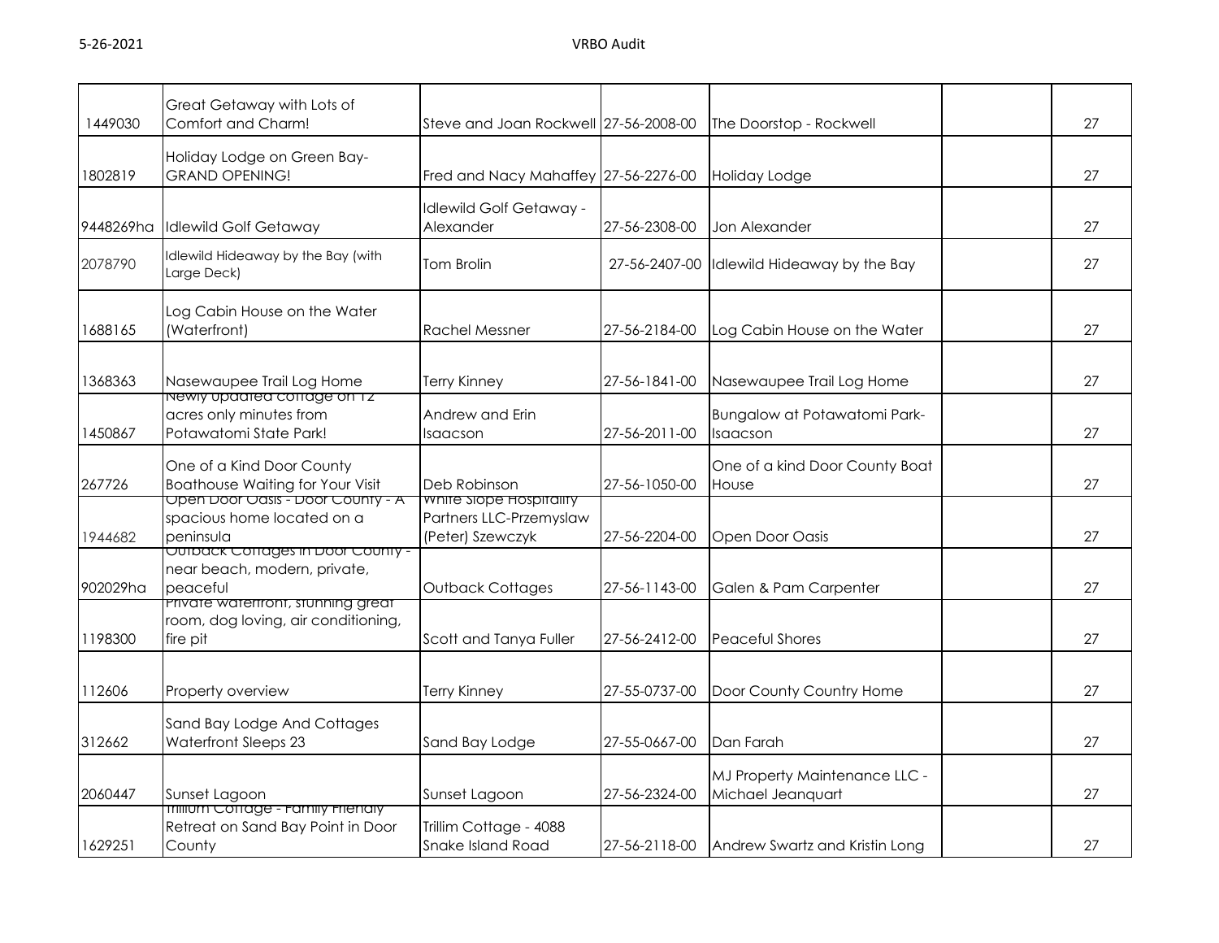| | | | | | | |
|---|---|---|---|---|---|---|
| 1449030 | Great Getaway with Lots of Comfort and Charm! | Steve and Joan Rockwell | 27-56-2008-00 | The Doorstop - Rockwell | | 27 |
| 1802819 | Holiday Lodge on Green Bay- GRAND OPENING! | Fred and Nacy Mahaffey | 27-56-2276-00 | Holiday Lodge | | 27 |
| 9448269ha | Idlewild Golf Getaway | Idlewild Golf Getaway - Alexander | 27-56-2308-00 | Jon Alexander | | 27 |
| 2078790 | Idlewild Hideaway by the Bay (with Large Deck) | Tom Brolin | 27-56-2407-00 | Idlewild Hideaway by the Bay | | 27 |
| 1688165 | Log Cabin House on the Water (Waterfront) | Rachel Messner | 27-56-2184-00 | Log Cabin House on the Water | | 27 |
| 1368363 | Nasewaupee Trail Log Home | Terry Kinney | 27-56-1841-00 | Nasewaupee Trail Log Home | | 27 |
| 1450867 | Newly updated cottage on 12 acres only minutes from Potawatomi State Park! | Andrew and Erin Isaacson | 27-56-2011-00 | Bungalow at Potawatomi Park- Isaacson | | 27 |
| 267726 | One of a Kind Door County Boathouse Waiting for Your Visit | Deb Robinson | 27-56-1050-00 | One of a kind Door County Boat House | | 27 |
| 1944682 | Open Door Oasis - Door County - A spacious home located on a peninsula | White Slope Hospitality Partners LLC-Przemyslaw (Peter) Szewczyk | 27-56-2204-00 | Open Door Oasis | | 27 |
| 902029ha | Outback Cottages in Door County - near beach, modern, private, peaceful | Outback Cottages | 27-56-1143-00 | Galen & Pam Carpenter | | 27 |
| 1198300 | Private waterfront, stunning great room, dog loving, air conditioning, fire pit | Scott and Tanya Fuller | 27-56-2412-00 | Peaceful Shores | | 27 |
| 112606 | Property overview | Terry Kinney | 27-55-0737-00 | Door County Country Home | | 27 |
| 312662 | Sand Bay Lodge And Cottages Waterfront Sleeps 23 | Sand Bay Lodge | 27-55-0667-00 | Dan Farah | | 27 |
| 2060447 | Sunset Lagoon | Sunset Lagoon | 27-56-2324-00 | MJ Property Maintenance LLC - Michael Jeanquart | | 27 |
| 1629251 | Trillium Cottage - Family Friendly Retreat on Sand Bay Point in Door County | Trillim Cottage - 4088 Snake Island Road | 27-56-2118-00 | Andrew Swartz and Kristin Long | | 27 |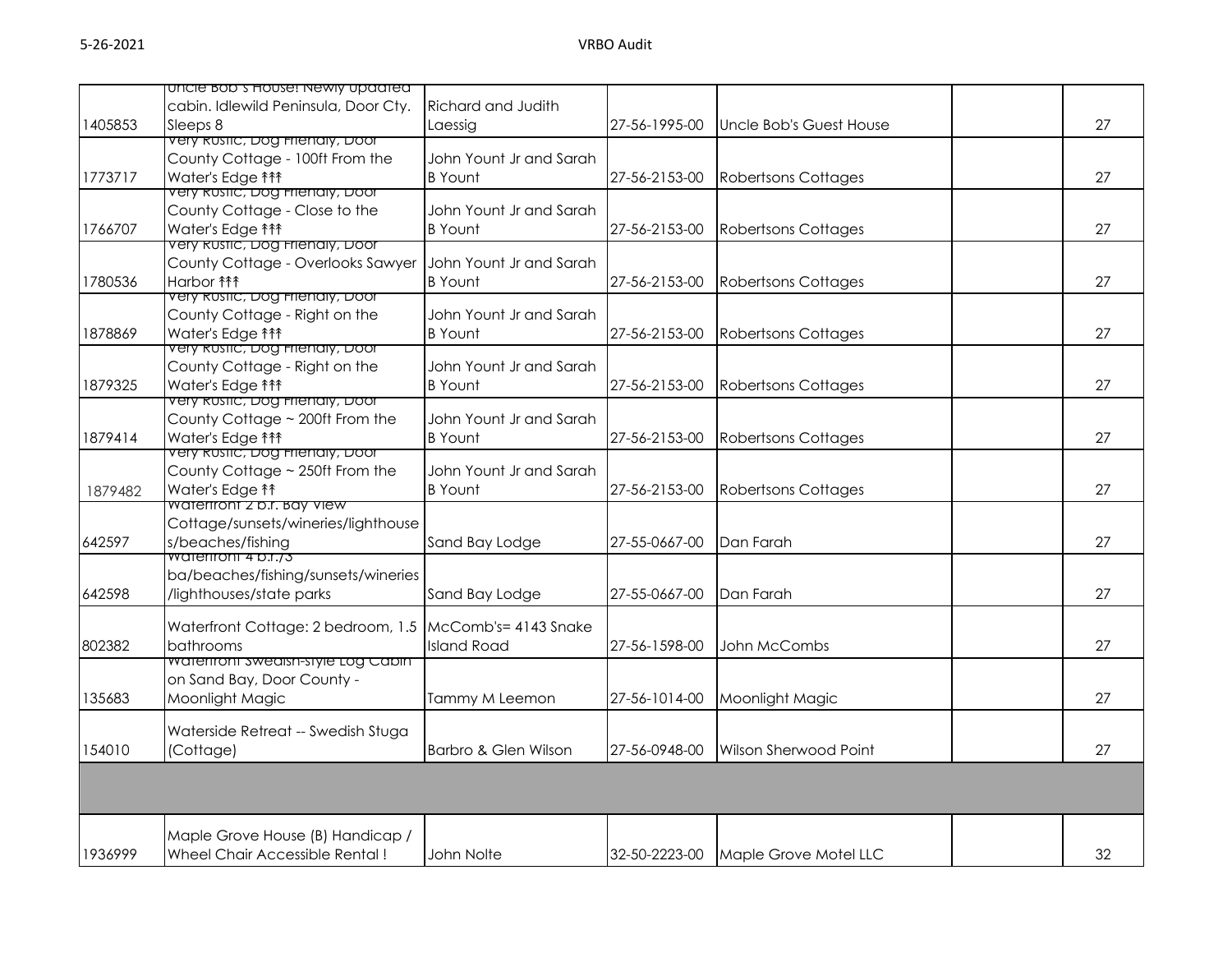| | | | | | | |
|---|---|---|---|---|---|---|
| 1405853 | Uncle Bob's House! Newly updated cabin. Idlewild Peninsula, Door Cty. Sleeps 8 | Richard and Judith Laessig | 27-56-1995-00 | Uncle Bob's Guest House | | 27 |
| 1773717 | Very Rustic, Dog Friendly, Door County Cottage - 100ft From the Water's Edge ↟↟↟ | John Yount Jr and Sarah B Yount | 27-56-2153-00 | Robertsons Cottages | | 27 |
| 1766707 | Very Rustic, Dog Friendly, Door County Cottage - Close to the Water's Edge ↟↟↟ | John Yount Jr and Sarah B Yount | 27-56-2153-00 | Robertsons Cottages | | 27 |
| 1780536 | Very Rustic, Dog Friendly, Door County Cottage - Overlooks Sawyer Harbor ↟↟↟ | John Yount Jr and Sarah B Yount | 27-56-2153-00 | Robertsons Cottages | | 27 |
| 1878869 | Very Rustic, Dog Friendly, Door County Cottage - Right on the Water's Edge ↟↟↟ | John Yount Jr and Sarah B Yount | 27-56-2153-00 | Robertsons Cottages | | 27 |
| 1879325 | Very Rustic, Dog Friendly, Door County Cottage - Right on the Water's Edge ↟↟↟ | John Yount Jr and Sarah B Yount | 27-56-2153-00 | Robertsons Cottages | | 27 |
| 1879414 | Very Rustic, Dog Friendly, Door County Cottage ~ 200ft From the Water's Edge ↟↟↟ | John Yount Jr and Sarah B Yount | 27-56-2153-00 | Robertsons Cottages | | 27 |
| 1879482 | Very Rustic, Dog Friendly, Door County Cottage ~ 250ft From the Water's Edge ↟↟ | John Yount Jr and Sarah B Yount | 27-56-2153-00 | Robertsons Cottages | | 27 |
| 642597 | Waterfront 2 b.r. Bay View Cottage/sunsets/wineries/lighthouses/beaches/fishing | Sand Bay Lodge | 27-55-0667-00 | Dan Farah | | 27 |
| 642598 | Waterfront 4 b.r./3 ba/beaches/fishing/sunsets/wineries/lighthouses/state parks | Sand Bay Lodge | 27-55-0667-00 | Dan Farah | | 27 |
| 802382 | Waterfront Cottage: 2 bedroom, 1.5 bathrooms | McComb's= 4143 Snake Island Road | 27-56-1598-00 | John McCombs | | 27 |
| 135683 | Waterfront Swedish-style Log Cabin on Sand Bay, Door County - Moonlight Magic | Tammy M Leemon | 27-56-1014-00 | Moonlight Magic | | 27 |
| 154010 | Waterside Retreat -- Swedish Stuga (Cottage) | Barbro & Glen Wilson | 27-56-0948-00 | Wilson Sherwood Point | | 27 |
| | | | | | | |
| 1936999 | Maple Grove House (B) Handicap / Wheel Chair Accessible Rental ! | John Nolte | 32-50-2223-00 | Maple Grove Motel LLC | | 32 |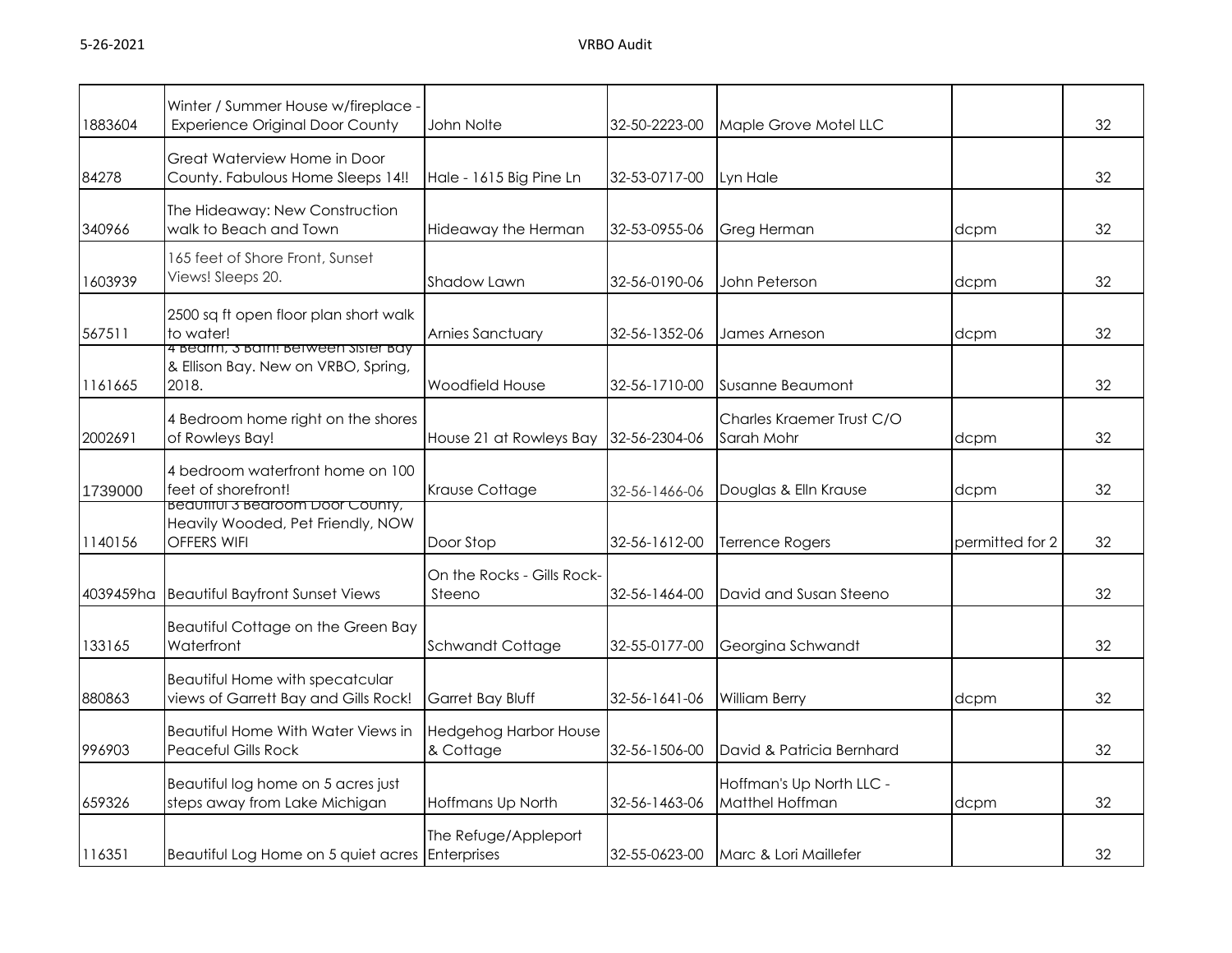| | | | | | | |
|---|---|---|---|---|---|---|
| 1883604 | Winter / Summer House w/fireplace - Experience Original Door County | John Nolte | 32-50-2223-00 | Maple Grove Motel LLC | | 32 |
| 84278 | Great Waterview Home in Door County. Fabulous Home Sleeps 14!! | Hale - 1615 Big Pine Ln | 32-53-0717-00 | Lyn Hale | | 32 |
| 340966 | The Hideaway: New Construction walk to Beach and Town | Hideaway the Herman | 32-53-0955-06 | Greg Herman | dcpm | 32 |
| 1603939 | 165 feet of Shore Front, Sunset Views! Sleeps 20. | Shadow Lawn | 32-56-0190-06 | John Peterson | dcpm | 32 |
| 567511 | 2500 sq ft open floor plan short walk to water! | Arnies Sanctuary | 32-56-1352-06 | James Arneson | dcpm | 32 |
| 1161665 | 4 Bedrm, 3 Bath! Between Sister Bay & Ellison Bay. New on VRBO, Spring, 2018. | Woodfield House | 32-56-1710-00 | Susanne Beaumont | | 32 |
| 2002691 | 4 Bedroom home right on the shores of Rowleys Bay! | House 21 at Rowleys Bay | 32-56-2304-06 | Charles Kraemer Trust C/O Sarah Mohr | dcpm | 32 |
| 1739000 | 4 bedroom waterfront home on 100 feet of shorefront! | Krause Cottage | 32-56-1466-06 | Douglas & Elln Krause | dcpm | 32 |
| 1140156 | Beautiful 3 Bedroom Door County, Heavily Wooded, Pet Friendly, NOW OFFERS WIFI | Door Stop | 32-56-1612-00 | Terrence Rogers | permitted for 2 | 32 |
| 4039459ha | Beautiful Bayfront Sunset Views | On the Rocks - Gills Rock-Steeno | 32-56-1464-00 | David and Susan Steeno | | 32 |
| 133165 | Beautiful Cottage on the Green Bay Waterfront | Schwandt Cottage | 32-55-0177-00 | Georgina Schwandt | | 32 |
| 880863 | Beautiful Home with specatcular views of Garrett Bay and Gills Rock! | Garret Bay Bluff | 32-56-1641-06 | William Berry | dcpm | 32 |
| 996903 | Beautiful Home With Water Views in Peaceful Gills Rock | Hedgehog Harbor House & Cottage | 32-56-1506-00 | David & Patricia Bernhard | | 32 |
| 659326 | Beautiful log home on 5 acres just steps away from Lake Michigan | Hoffmans Up North | 32-56-1463-06 | Hoffman's Up North LLC - Matthel Hoffman | dcpm | 32 |
| 116351 | Beautiful Log Home on 5 quiet acres | The Refuge/Appleport Enterprises | 32-55-0623-00 | Marc & Lori Maillefer | | 32 |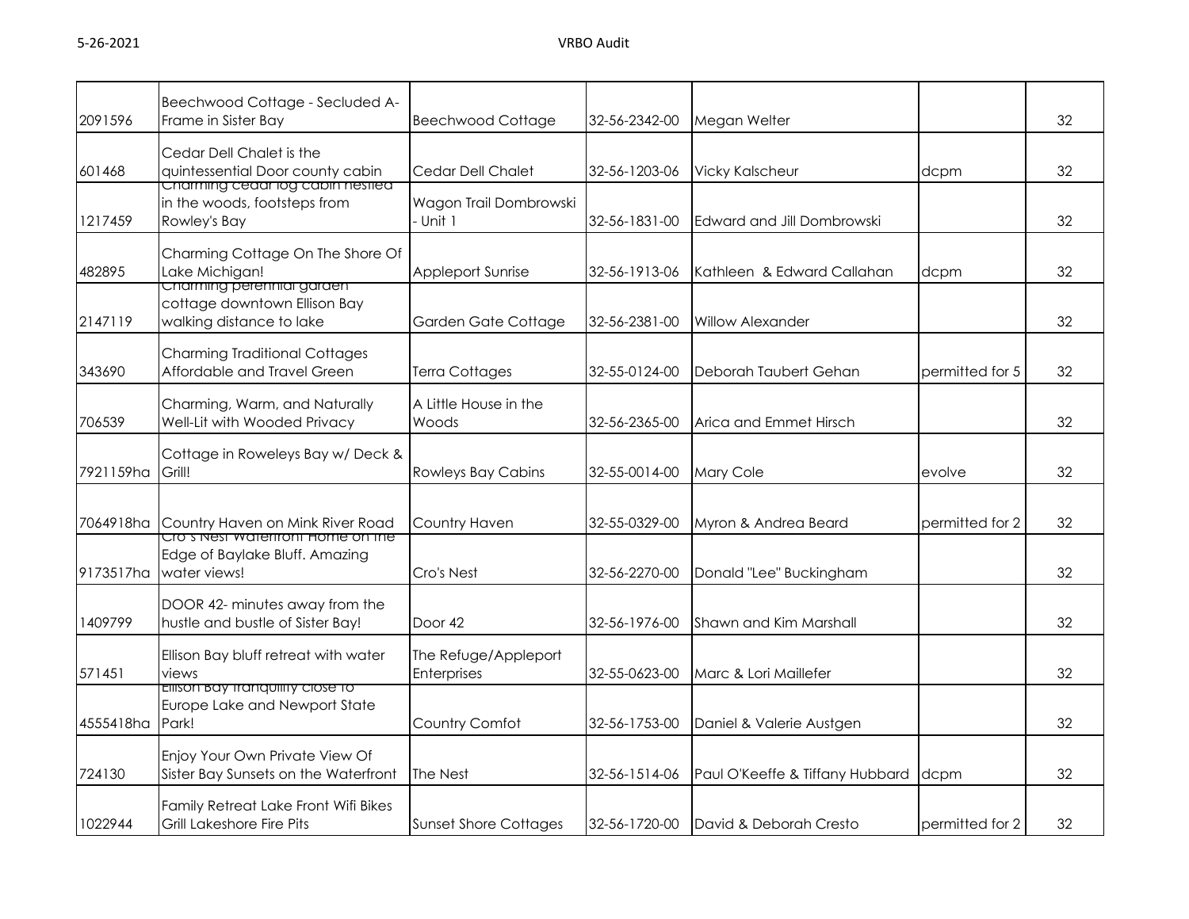| | | | | | | |
|---|---|---|---|---|---|---|
| 2091596 | Beechwood Cottage - Secluded A-Frame in Sister Bay | Beechwood Cottage | 32-56-2342-00 | Megan Welter | | 32 |
| 601468 | Cedar Dell Chalet is the quintessential Door county cabin | Cedar Dell Chalet | 32-56-1203-06 | Vicky Kalscheur | dcpm | 32 |
| 1217459 | Charming cedar log cabin nestled in the woods, footsteps from Rowley's Bay | Wagon Trail Dombrowski - Unit 1 | 32-56-1831-00 | Edward and Jill Dombrowski | | 32 |
| 482895 | Charming Cottage On The Shore Of Lake Michigan! | Appleport Sunrise | 32-56-1913-06 | Kathleen & Edward Callahan | dcpm | 32 |
| 2147119 | Charming perennial garden cottage downtown Ellison Bay walking distance to lake | Garden Gate Cottage | 32-56-2381-00 | Willow Alexander | | 32 |
| 343690 | Charming Traditional Cottages Affordable and Travel Green | Terra Cottages | 32-55-0124-00 | Deborah Taubert Gehan | permitted for 5 | 32 |
| 706539 | Charming, Warm, and Naturally Well-Lit with Wooded Privacy | A Little House in the Woods | 32-56-2365-00 | Arica and Emmet Hirsch | | 32 |
| 7921159ha | Cottage in Roweleys Bay w/ Deck & Grill! | Rowleys Bay Cabins | 32-55-0014-00 | Mary Cole | evolve | 32 |
| 7064918ha | Country Haven on Mink River Road | Country Haven | 32-55-0329-00 | Myron & Andrea Beard | permitted for 2 | 32 |
| 9173517ha | Cro's Nest Waterfront Home on the Edge of Baylake Bluff. Amazing water views! | Cro's Nest | 32-56-2270-00 | Donald "Lee" Buckingham | | 32 |
| 1409799 | DOOR 42- minutes away from the hustle and bustle of Sister Bay! | Door 42 | 32-56-1976-00 | Shawn and Kim Marshall | | 32 |
| 571451 | Ellison Bay bluff retreat with water views | The Refuge/Appleport Enterprises | 32-55-0623-00 | Marc & Lori Maillefer | | 32 |
| 4555418ha | Ellison Bay tranquility close to Europe Lake and Newport State Park! | Country Comfot | 32-56-1753-00 | Daniel & Valerie Austgen | | 32 |
| 724130 | Enjoy Your Own Private View Of Sister Bay Sunsets on the Waterfront | The Nest | 32-56-1514-06 | Paul O'Keeffe & Tiffany Hubbard | dcpm | 32 |
| 1022944 | Family Retreat Lake Front Wifi Bikes Grill Lakeshore Fire Pits | Sunset Shore Cottages | 32-56-1720-00 | David & Deborah Cresto | permitted for 2 | 32 |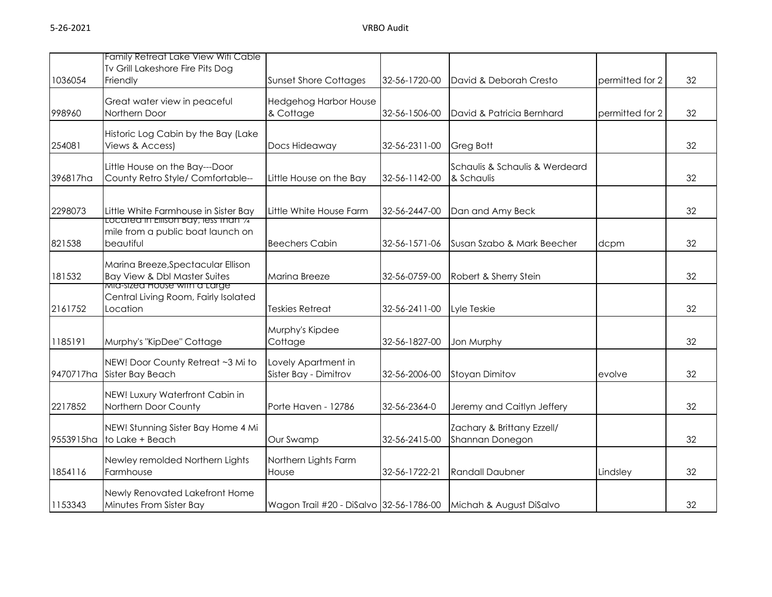| | | | | | | |
|---|---|---|---|---|---|---|
| 1036054 | Family Retreat Lake View Wifi Cable Tv Grill Lakeshore Fire Pits Dog Friendly | Sunset Shore Cottages | 32-56-1720-00 | David & Deborah Cresto | permitted for 2 | 32 |
| 998960 | Great water view in peaceful Northern Door | Hedgehog Harbor House & Cottage | 32-56-1506-00 | David & Patricia Bernhard | permitted for 2 | 32 |
| 254081 | Historic Log Cabin by the Bay (Lake Views & Access) | Docs Hideaway | 32-56-2311-00 | Greg Bott | | 32 |
| 396817ha | Little House on the Bay---Door County Retro Style/ Comfortable-- | Little House on the Bay | 32-56-1142-00 | Schaulis & Schaulis & Werdeard & Schaulis | | 32 |
| 2298073 | Little White Farmhouse in Sister Bay | Little White House Farm | 32-56-2447-00 | Dan and Amy Beck | | 32 |
| 821538 | Located in Ellison Bay, less than ¼ mile from a public boat launch on beautiful | Beechers Cabin | 32-56-1571-06 | Susan Szabo & Mark Beecher | dcpm | 32 |
| 181532 | Marina Breeze,Spectacular Ellison Bay View & Dbl Master Suites | Marina Breeze | 32-56-0759-00 | Robert & Sherry Stein | | 32 |
| 2161752 | Mid-sized House with a Large Central Living Room, Fairly Isolated Location | Teskies Retreat | 32-56-2411-00 | Lyle Teskie | | 32 |
| 1185191 | Murphy's "KipDee" Cottage | Murphy's Kipdee Cottage | 32-56-1827-00 | Jon Murphy | | 32 |
| 9470717ha | NEW! Door County Retreat ~3 Mi to Sister Bay Beach | Lovely Apartment in Sister Bay - Dimitrov | 32-56-2006-00 | Stoyan Dimitov | evolve | 32 |
| 2217852 | NEW! Luxury Waterfront Cabin in Northern Door County | Porte Haven - 12786 | 32-56-2364-0 | Jeremy and Caitlyn Jeffery | | 32 |
| 9553915ha | NEW! Stunning Sister Bay Home 4 Mi to Lake + Beach | Our Swamp | 32-56-2415-00 | Zachary & Brittany Ezzell/ Shannan Donegon | | 32 |
| 1854116 | Newley remolded Northern Lights Farmhouse | Northern Lights Farm House | 32-56-1722-21 | Randall Daubner | Lindsley | 32 |
| 1153343 | Newly Renovated Lakefront Home Minutes From Sister Bay | Wagon Trail #20 - DiSalvo | 32-56-1786-00 | Michah & August DiSalvo | | 32 |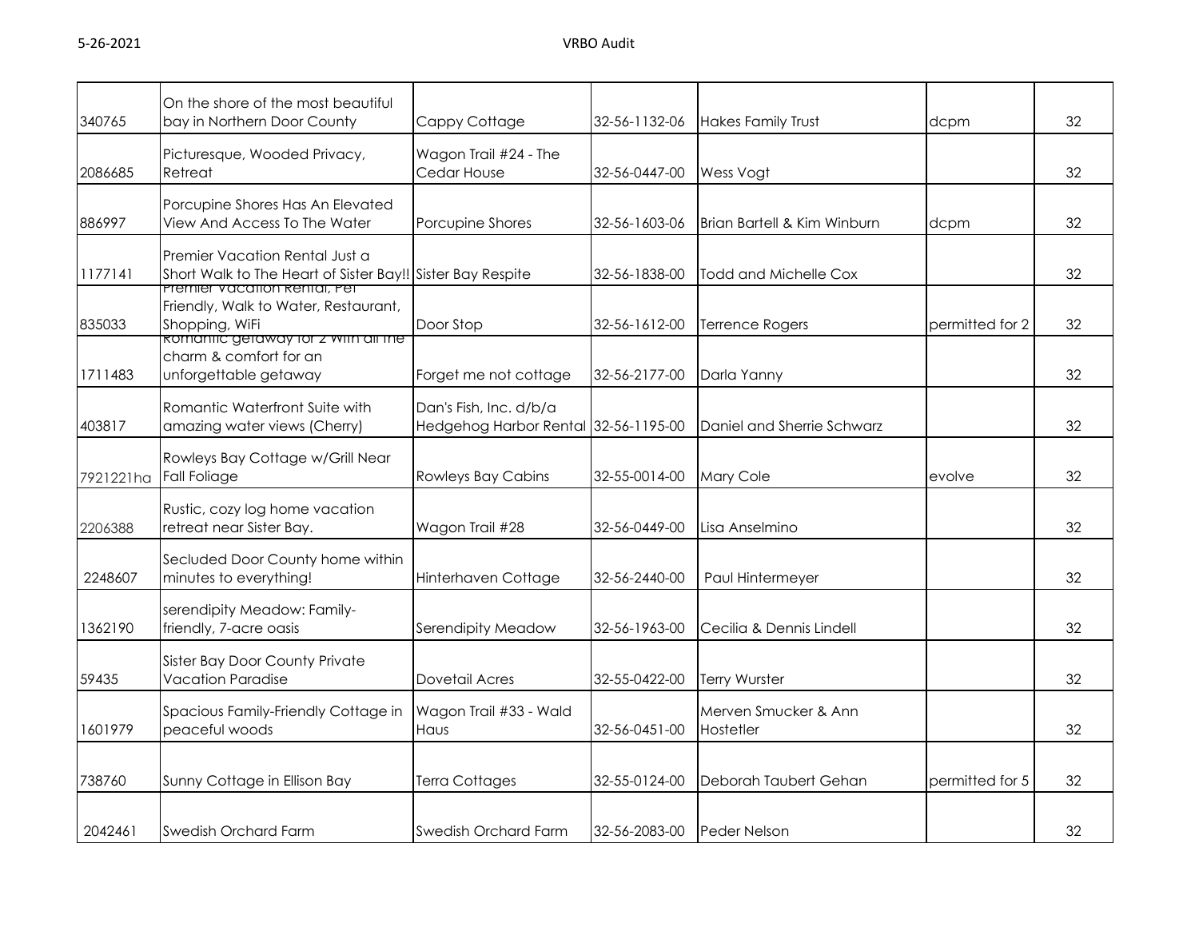| | | | | | | |
|---|---|---|---|---|---|---|
| 340765 | On the shore of the most beautiful bay in Northern Door County | Cappy Cottage | 32-56-1132-06 | Hakes Family Trust | dcpm | 32 |
| 2086685 | Picturesque, Wooded Privacy, Retreat | Wagon Trail #24 - The Cedar House | 32-56-0447-00 | Wess Vogt | | 32 |
| 886997 | Porcupine Shores Has An Elevated View And Access To The Water | Porcupine Shores | 32-56-1603-06 | Brian Bartell & Kim Winburn | dcpm | 32 |
| 1177141 | Premier Vacation Rental Just a Short Walk to The Heart of Sister Bay!! | Sister Bay Respite | 32-56-1838-00 | Todd and Michelle Cox | | 32 |
| 835033 | Premier Vacation Rental, Pet Friendly, Walk to Water, Restaurant, Shopping, WiFi | Door Stop | 32-56-1612-00 | Terrence Rogers | permitted for 2 | 32 |
| 1711483 | Romantic getaway for 2 with all the charm & comfort for an unforgettable getaway | Forget me not cottage | 32-56-2177-00 | Darla Yanny | | 32 |
| 403817 | Romantic Waterfront Suite with amazing water views (Cherry) | Dan's Fish, Inc. d/b/a Hedgehog Harbor Rental | 32-56-1195-00 | Daniel and Sherrie Schwarz | | 32 |
| 7921221ha | Rowleys Bay Cottage w/Grill Near Fall Foliage | Rowleys Bay Cabins | 32-55-0014-00 | Mary Cole | evolve | 32 |
| 2206388 | Rustic, cozy log home vacation retreat near Sister Bay. | Wagon Trail #28 | 32-56-0449-00 | Lisa Anselmino | | 32 |
| 2248607 | Secluded Door County home within minutes to everything! | Hinterhaven Cottage | 32-56-2440-00 | Paul Hintermeyer | | 32 |
| 1362190 | serendipity Meadow: Family-friendly, 7-acre oasis | Serendipity Meadow | 32-56-1963-00 | Cecilia & Dennis Lindell | | 32 |
| 59435 | Sister Bay Door County Private Vacation Paradise | Dovetail Acres | 32-55-0422-00 | Terry Wurster | | 32 |
| 1601979 | Spacious Family-Friendly Cottage in peaceful woods | Wagon Trail #33 - Wald Haus | 32-56-0451-00 | Merven Smucker & Ann Hostetler | | 32 |
| 738760 | Sunny Cottage in Ellison Bay | Terra Cottages | 32-55-0124-00 | Deborah Taubert Gehan | permitted for 5 | 32 |
| 2042461 | Swedish Orchard Farm | Swedish Orchard Farm | 32-56-2083-00 | Peder Nelson | | 32 |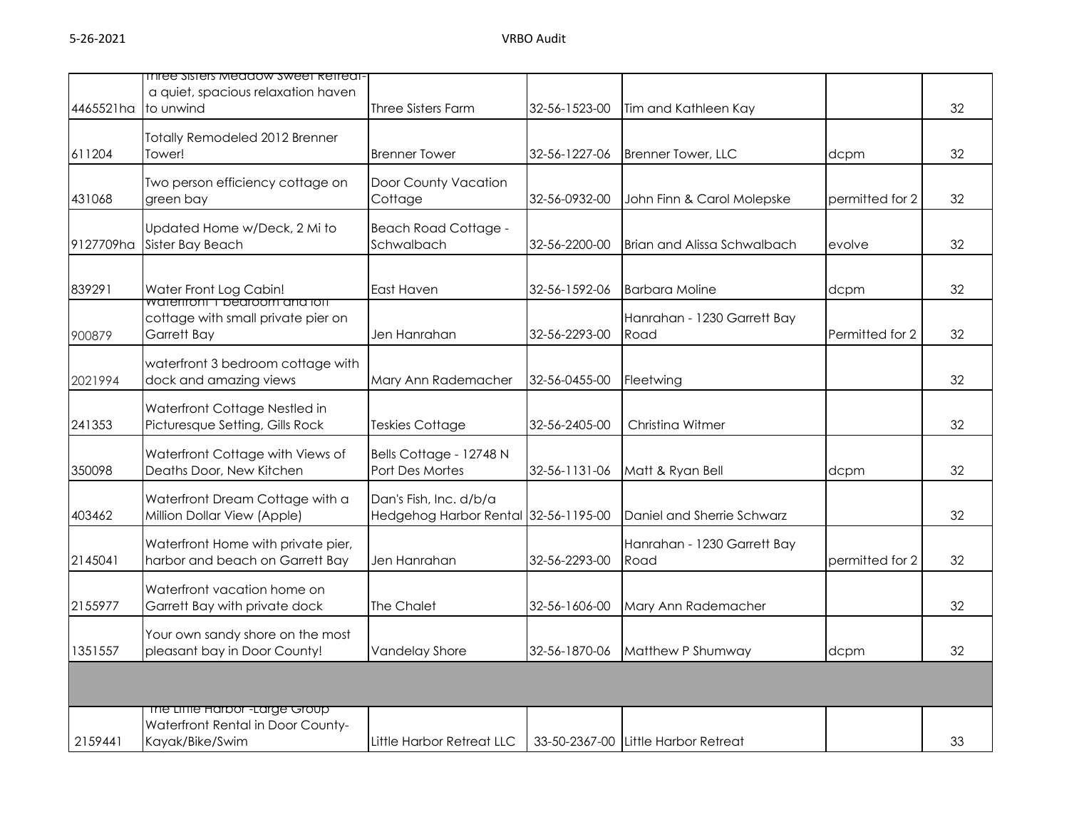| | | | | | | |
|---|---|---|---|---|---|---|
| 4465521ha | Three Sisters Meadow Sweet Retreat- a quiet, spacious relaxation haven to unwind | Three Sisters Farm | 32-56-1523-00 | Tim and Kathleen Kay | | 32 |
| 611204 | Totally Remodeled 2012 Brenner Tower! | Brenner Tower | 32-56-1227-06 | Brenner Tower, LLC | dcpm | 32 |
| 431068 | Two person efficiency cottage on green bay | Door County Vacation Cottage | 32-56-0932-00 | John Finn & Carol Molepske | permitted for 2 | 32 |
| 9127709ha | Updated Home w/Deck, 2 Mi to Sister Bay Beach | Beach Road Cottage - Schwalbach | 32-56-2200-00 | Brian and Alissa Schwalbach | evolve | 32 |
| 839291 | Water Front Log Cabin! | East Haven | 32-56-1592-06 | Barbara Moline | dcpm | 32 |
| 900879 | Waterfront 1 bedroom and loft cottage with small private pier on Garrett Bay | Jen Hanrahan | 32-56-2293-00 | Hanrahan - 1230 Garrett Bay Road | Permitted for 2 | 32 |
| 2021994 | waterfront 3 bedroom cottage with dock and amazing views | Mary Ann Rademacher | 32-56-0455-00 | Fleetwing | | 32 |
| 241353 | Waterfront Cottage Nestled in Picturesque Setting, Gills Rock | Teskies Cottage | 32-56-2405-00 | Christina Witmer | | 32 |
| 350098 | Waterfront Cottage with Views of Deaths Door, New Kitchen | Bells Cottage - 12748 N Port Des Mortes | 32-56-1131-06 | Matt & Ryan Bell | dcpm | 32 |
| 403462 | Waterfront Dream Cottage with a Million Dollar View (Apple) | Dan's Fish, Inc. d/b/a Hedgehog Harbor Rental | 32-56-1195-00 | Daniel and Sherrie Schwarz | | 32 |
| 2145041 | Waterfront Home with private pier, harbor and beach on Garrett Bay | Jen Hanrahan | 32-56-2293-00 | Hanrahan - 1230 Garrett Bay Road | permitted for 2 | 32 |
| 2155977 | Waterfront vacation home on Garrett Bay with private dock | The Chalet | 32-56-1606-00 | Mary Ann Rademacher | | 32 |
| 1351557 | Your own sandy shore on the most pleasant bay in Door County! | Vandelay Shore | 32-56-1870-06 | Matthew P Shumway | dcpm | 32 |
| | | | | | | |
| 2159441 | The Little Harbor -Large Group Waterfront Rental in Door County-Kayak/Bike/Swim | Little Harbor Retreat LLC | 33-50-2367-00 | Little Harbor Retreat | | 33 |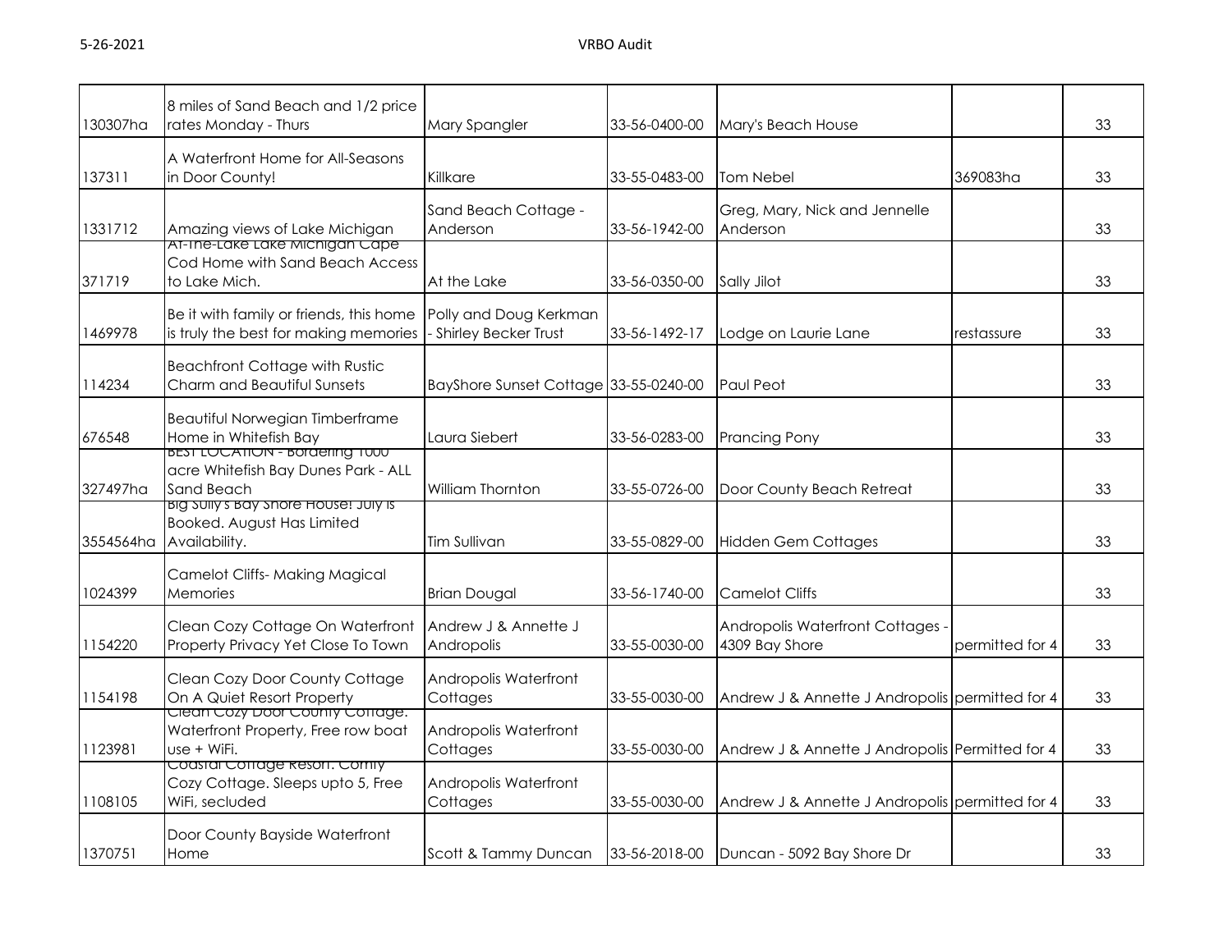| 130307ha | 8 miles of Sand Beach and 1/2 price rates Monday - Thurs | Mary Spangler | 33-56-0400-00 | Mary's Beach House | | 33 |
|---|---|---|---|---|---|---|
| 137311 | A Waterfront Home for All-Seasons in Door County! | Killkare | 33-55-0483-00 | Tom Nebel | 369083ha | 33 |
| 1331712 | Amazing views of Lake Michigan | Sand Beach Cottage - Anderson | 33-56-1942-00 | Greg, Mary, Nick and Jennelle Anderson | | 33 |
| 371719 | At-The-Lake Lake Michigan Cape Cod Home with Sand Beach Access to Lake Mich. | At the Lake | 33-56-0350-00 | Sally Jilot | | 33 |
| 1469978 | Be it with family or friends, this home is truly the best for making memories | Polly and Doug Kerkman - Shirley Becker Trust | 33-56-1492-17 | Lodge on Laurie Lane | restassure | 33 |
| 114234 | Beachfront Cottage with Rustic Charm and Beautiful Sunsets | BayShore Sunset Cottage | 33-55-0240-00 | Paul Peot | | 33 |
| 676548 | Beautiful Norwegian Timberframe Home in Whitefish Bay | Laura Siebert | 33-56-0283-00 | Prancing Pony | | 33 |
| 327497ha | BEST LOCATION - Bordering 1000 acre Whitefish Bay Dunes Park - ALL Sand Beach | William Thornton | 33-55-0726-00 | Door County Beach Retreat | | 33 |
| 3554564ha | Big Sully's Bay Shore House! July is Booked. August Has Limited Availability. | Tim Sullivan | 33-55-0829-00 | Hidden Gem Cottages | | 33 |
| 1024399 | Camelot Cliffs- Making Magical Memories | Brian Dougal | 33-56-1740-00 | Camelot Cliffs | | 33 |
| 1154220 | Clean Cozy Cottage On Waterfront Property Privacy Yet Close To Town | Andrew J & Annette J Andropolis | 33-55-0030-00 | Andropolis Waterfront Cottages - 4309 Bay Shore | permitted for 4 | 33 |
| 1154198 | Clean Cozy Door County Cottage On A Quiet Resort Property | Andropolis Waterfront Cottages | 33-55-0030-00 | Andrew J & Annette J Andropolis | permitted for 4 | 33 |
| 1123981 | Clean Cozy Door County Cottage. Waterfront Property, Free row boat use + WiFi. | Andropolis Waterfront Cottages | 33-55-0030-00 | Andrew J & Annette J Andropolis | Permitted for 4 | 33 |
| 1108105 | Coastal Cottage Resort. Comfy Cozy Cottage. Sleeps upto 5, Free WiFi, secluded | Andropolis Waterfront Cottages | 33-55-0030-00 | Andrew J & Annette J Andropolis | permitted for 4 | 33 |
| 1370751 | Door County Bayside Waterfront Home | Scott & Tammy Duncan | 33-56-2018-00 | Duncan - 5092 Bay Shore Dr | | 33 |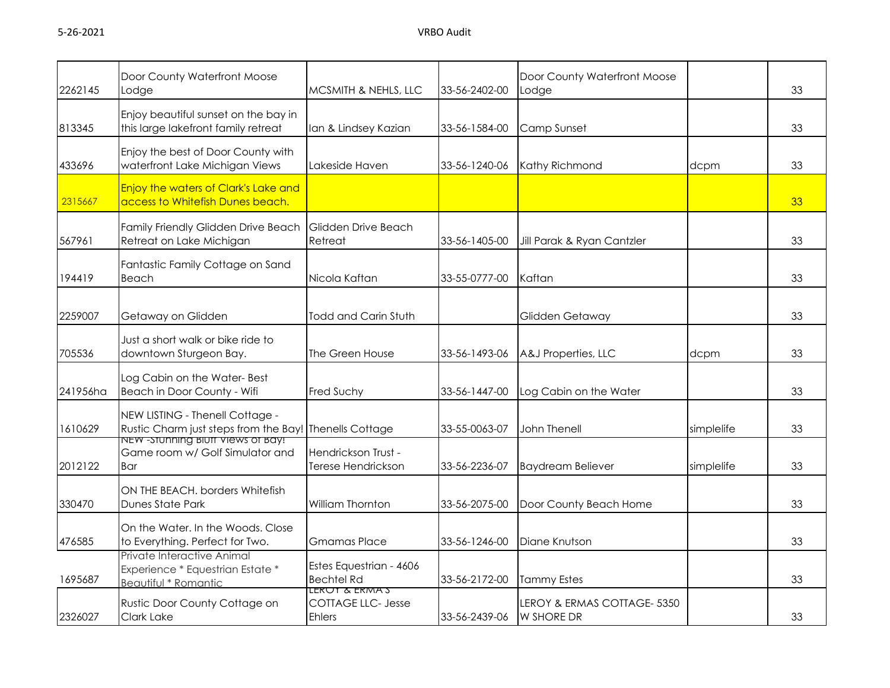| | | | | | | |
|---|---|---|---|---|---|---|
| 2262145 | Door County Waterfront Moose Lodge | MCSMITH & NEHLS, LLC | 33-56-2402-00 | Door County Waterfront Moose Lodge | | 33 |
| 813345 | Enjoy beautiful sunset on the bay in this large lakefront family retreat | Ian & Lindsey Kazian | 33-56-1584-00 | Camp Sunset | | 33 |
| 433696 | Enjoy the best of Door County with waterfront Lake Michigan Views | Lakeside Haven | 33-56-1240-06 | Kathy Richmond | dcpm | 33 |
| 2315667 | Enjoy the waters of Clark's Lake and access to Whitefish Dunes beach. | | | | | 33 |
| 567961 | Family Friendly Glidden Drive Beach Retreat on Lake Michigan | Glidden Drive Beach Retreat | 33-56-1405-00 | Jill Parak & Ryan Cantzler | | 33 |
| 194419 | Fantastic Family Cottage on Sand Beach | Nicola Kaftan | 33-55-0777-00 | Kaftan | | 33 |
| 2259007 | Getaway on Glidden | Todd and Carin Stuth | | Glidden Getaway | | 33 |
| 705536 | Just a short walk or bike ride to downtown Sturgeon Bay. | The Green House | 33-56-1493-06 | A&J Properties, LLC | dcpm | 33 |
| 241956ha | Log Cabin on the Water- Best Beach in Door County - Wifi | Fred Suchy | 33-56-1447-00 | Log Cabin on the Water | | 33 |
| 1610629 | NEW LISTING - Thenell Cottage - Rustic Charm just steps from the Bay! | Thenells Cottage | 33-55-0063-07 | John Thenell | simplelife | 33 |
| 2012122 | NEW -Stunning Bluff Views of Bay! Game room w/ Golf Simulator and Bar | Hendrickson Trust - Terese Hendrickson | 33-56-2236-07 | Baydream Believer | simplelife | 33 |
| 330470 | ON THE BEACH. borders Whitefish Dunes State Park | William Thornton | 33-56-2075-00 | Door County Beach Home | | 33 |
| 476585 | On the Water. In the Woods. Close to Everything. Perfect for Two. | Gmamas Place | 33-56-1246-00 | Diane Knutson | | 33 |
| 1695687 | Private Interactive Animal Experience * Equestrian Estate * Beautiful * Romantic | Estes Equestrian - 4606 Bechtel Rd | 33-56-2172-00 | Tammy Estes | | 33 |
| 2326027 | Rustic Door County Cottage on Clark Lake | LEROY & ERMA'S COTTAGE LLC- Jesse Ehlers | 33-56-2439-06 | LEROY & ERMAS COTTAGE- 5350 W SHORE DR | | 33 |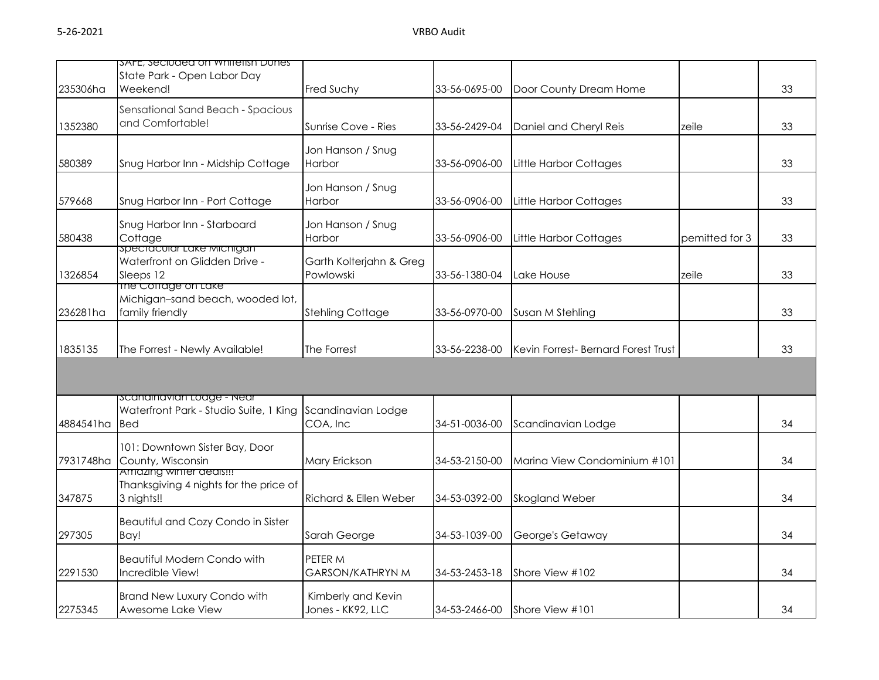| | | | | | | |
|---|---|---|---|---|---|---|
| 235306ha | SAFE, Secluded on Whitefish Dunes State Park - Open Labor Day Weekend! | Fred Suchy | 33-56-0695-00 | Door County Dream Home | | 33 |
| 1352380 | Sensational Sand Beach - Spacious and Comfortable! | Sunrise Cove - Ries | 33-56-2429-04 | Daniel and Cheryl Reis | zeile | 33 |
| 580389 | Snug Harbor Inn - Midship Cottage | Jon Hanson / Snug Harbor | 33-56-0906-00 | Little Harbor Cottages | | 33 |
| 579668 | Snug Harbor Inn - Port Cottage | Jon Hanson / Snug Harbor | 33-56-0906-00 | Little Harbor Cottages | | 33 |
| 580438 | Snug Harbor Inn - Starboard Cottage | Jon Hanson / Snug Harbor | 33-56-0906-00 | Little Harbor Cottages | pemitted for 3 | 33 |
| 1326854 | Spectacular Lake Michigan Waterfront on Glidden Drive - Sleeps 12 | Garth Kolterjahn & Greg Powlowski | 33-56-1380-04 | Lake House | zeile | 33 |
| 236281ha | The Cottage on Lake Michigan–sand beach, wooded lot, family friendly | Stehling Cottage | 33-56-0970-00 | Susan M Stehling | | 33 |
| 1835135 | The Forrest - Newly Available! | The Forrest | 33-56-2238-00 | Kevin Forrest- Bernard Forest Trust | | 33 |
| | | | | | | |
| 4884541ha | Scandinavian Lodge - Near Waterfront Park - Studio Suite, 1 King Bed | Scandinavian Lodge COA, Inc | 34-51-0036-00 | Scandinavian Lodge | | 34 |
| 7931748ha | 101: Downtown Sister Bay, Door County, Wisconsin | Mary Erickson | 34-53-2150-00 | Marina View Condominium #101 | | 34 |
| 347875 | Amazing winter deals!!! Thanksgiving 4 nights for the price of 3 nights!! | Richard & Ellen Weber | 34-53-0392-00 | Skogland Weber | | 34 |
| 297305 | Beautiful and Cozy Condo in Sister Bay! | Sarah George | 34-53-1039-00 | George's Getaway | | 34 |
| 2291530 | Beautiful Modern Condo with Incredible View! | PETER M GARSON/KATHRYN M | 34-53-2453-18 | Shore View #102 | | 34 |
| 2275345 | Brand New Luxury Condo with Awesome Lake View | Kimberly and Kevin Jones - KK92, LLC | 34-53-2466-00 | Shore View #101 | | 34 |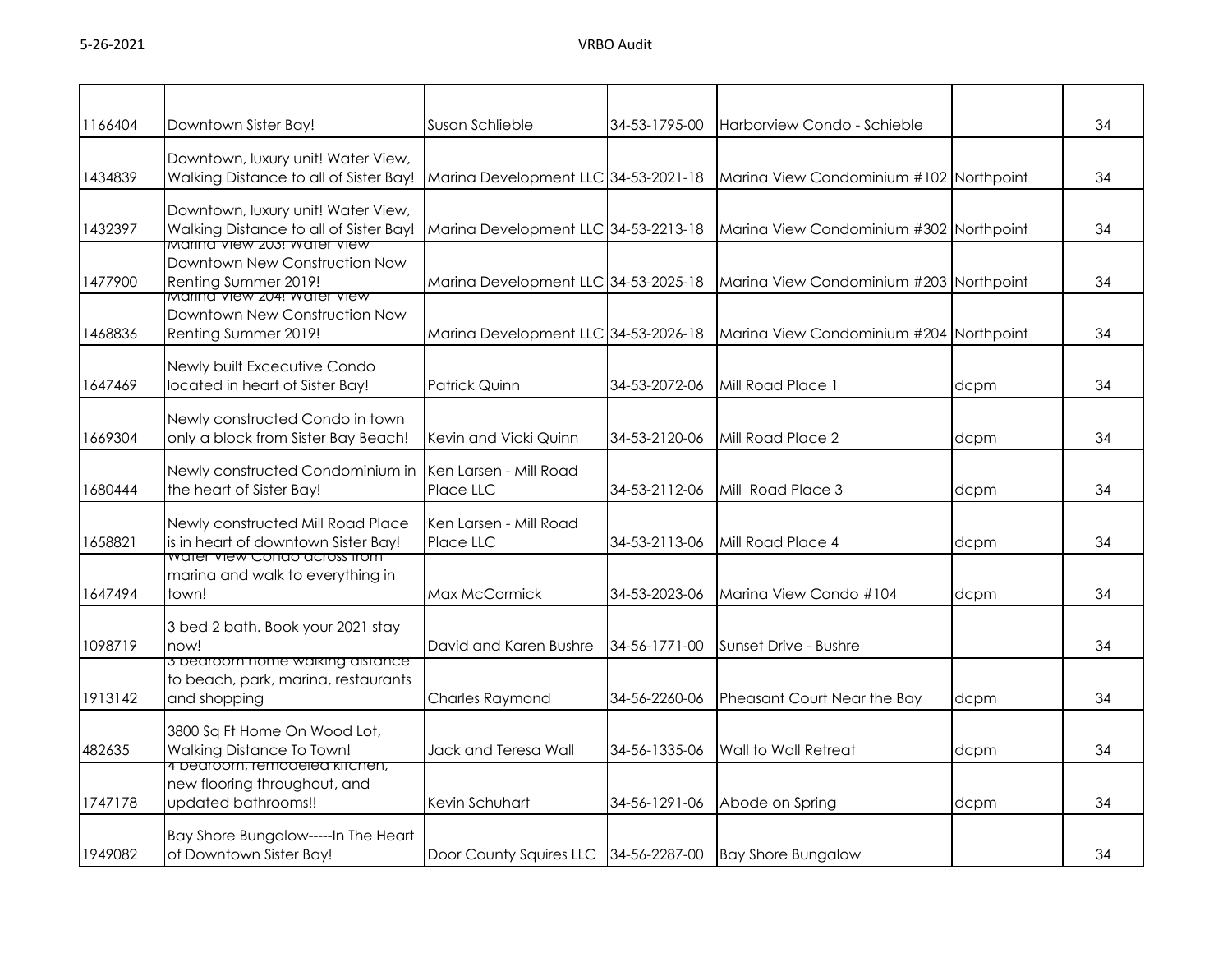| | | | | | | |
|---|---|---|---|---|---|---|
| 1166404 | Downtown Sister Bay! | Susan Schlieble | 34-53-1795-00 | Harborview Condo - Schieble | | 34 |
| 1434839 | Downtown, luxury unit! Water View, Walking Distance to all of Sister Bay! | Marina Development LLC | 34-53-2021-18 | Marina View Condominium #102 | Northpoint | 34 |
| 1432397 | Downtown, luxury unit! Water View, Walking Distance to all of Sister Bay! | Marina Development LLC | 34-53-2213-18 | Marina View Condominium #302 | Northpoint | 34 |
| 1477900 | Marina View 203! Water View Downtown New Construction Now Renting Summer 2019! | Marina Development LLC | 34-53-2025-18 | Marina View Condominium #203 | Northpoint | 34 |
| 1468836 | Marina View 204! Water View Downtown New Construction Now Renting Summer 2019! | Marina Development LLC | 34-53-2026-18 | Marina View Condominium #204 | Northpoint | 34 |
| 1647469 | Newly built Excecutive Condo located in heart of Sister Bay! | Patrick Quinn | 34-53-2072-06 | Mill Road Place 1 | dcpm | 34 |
| 1669304 | Newly constructed Condo in town only a block from Sister Bay Beach! | Kevin and Vicki Quinn | 34-53-2120-06 | Mill Road Place 2 | dcpm | 34 |
| 1680444 | Newly constructed Condominium in the heart of Sister Bay! | Ken Larsen - Mill Road Place LLC | 34-53-2112-06 | Mill Road Place 3 | dcpm | 34 |
| 1658821 | Newly constructed Mill Road Place is in heart of downtown Sister Bay! | Ken Larsen - Mill Road Place LLC | 34-53-2113-06 | Mill Road Place 4 | dcpm | 34 |
| 1647494 | Water View Condo across from marina and walk to everything in town! | Max McCormick | 34-53-2023-06 | Marina View Condo #104 | dcpm | 34 |
| 1098719 | 3 bed 2 bath. Book your 2021 stay now! | David and Karen Bushre | 34-56-1771-00 | Sunset Drive - Bushre | | 34 |
| 1913142 | 3 bedroom home walking distance to beach, park, marina, restaurants and shopping | Charles Raymond | 34-56-2260-06 | Pheasant Court Near the Bay | dcpm | 34 |
| 482635 | 3800 Sq Ft Home On Wood Lot, Walking Distance To Town! | Jack and Teresa Wall | 34-56-1335-06 | Wall to Wall Retreat | dcpm | 34 |
| 1747178 | 4 bedroom, remodeled kitchen, new flooring throughout, and updated bathrooms!! | Kevin Schuhart | 34-56-1291-06 | Abode on Spring | dcpm | 34 |
| 1949082 | Bay Shore Bungalow-----In The Heart of Downtown Sister Bay! | Door County Squires LLC | 34-56-2287-00 | Bay Shore Bungalow | | 34 |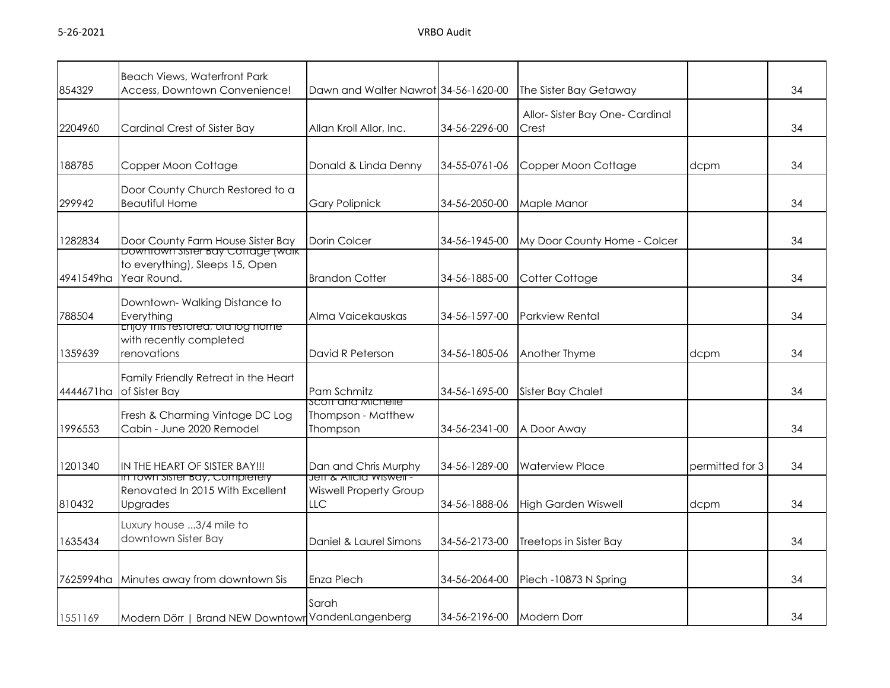| | | | | | | |
|---|---|---|---|---|---|---|
| 854329 | Beach Views, Waterfront Park Access, Downtown Convenience! | Dawn and Walter Nawrot | 34-56-1620-00 | The Sister Bay Getaway | | 34 |
| 2204960 | Cardinal Crest of Sister Bay | Allan Kroll Allor, Inc. | 34-56-2296-00 | Allor- Sister Bay One- Cardinal Crest | | 34 |
| 188785 | Copper Moon Cottage | Donald & Linda Denny | 34-55-0761-06 | Copper Moon Cottage | dcpm | 34 |
| 299942 | Door County Church Restored to a Beautiful Home | Gary Polipnick | 34-56-2050-00 | Maple Manor | | 34 |
| 1282834 | Door County Farm House Sister Bay | Dorin Colcer | 34-56-1945-00 | My Door County Home - Colcer | | 34 |
| 4941549ha | Downtown Sister Bay Cottage (walk to everything), Sleeps 15, Open Year Round. | Brandon Cotter | 34-56-1885-00 | Cotter Cottage | | 34 |
| 788504 | Downtown- Walking Distance to Everything | Alma Vaicekauskas | 34-56-1597-00 | Parkview Rental | | 34 |
| 1359639 | Enjoy this restored, old log home with recently completed renovations | David R Peterson | 34-56-1805-06 | Another Thyme | dcpm | 34 |
| 4444671ha | Family Friendly Retreat in the Heart of Sister Bay | Pam Schmitz | 34-56-1695-00 | Sister Bay Chalet | | 34 |
| 1996553 | Fresh & Charming Vintage DC Log Cabin - June 2020 Remodel | Scott and Michelle Thompson - Matthew Thompson | 34-56-2341-00 | A Door Away | | 34 |
| 1201340 | IN THE HEART OF SISTER BAY!!! | Dan and Chris Murphy | 34-56-1289-00 | Waterview Place | permitted for 3 | 34 |
| 810432 | In Town Sister Bay, Completely Renovated In 2015 With Excellent Upgrades | Jeff & Alicia Wiswell - Wiswell Property Group LLC | 34-56-1888-06 | High Garden Wiswell | dcpm | 34 |
| 1635434 | Luxury house ...3/4 mile to downtown Sister Bay | Daniel & Laurel Simons | 34-56-2173-00 | Treetops in Sister Bay | | 34 |
| 7625994ha | Minutes away from downtown Sis | Enza Piech | 34-56-2064-00 | Piech -10873 N Spring | | 34 |
| 1551169 | Modern Dörr \| Brand NEW Downtowr | Sarah VandenLangenberg | 34-56-2196-00 | Modern Dorr | | 34 |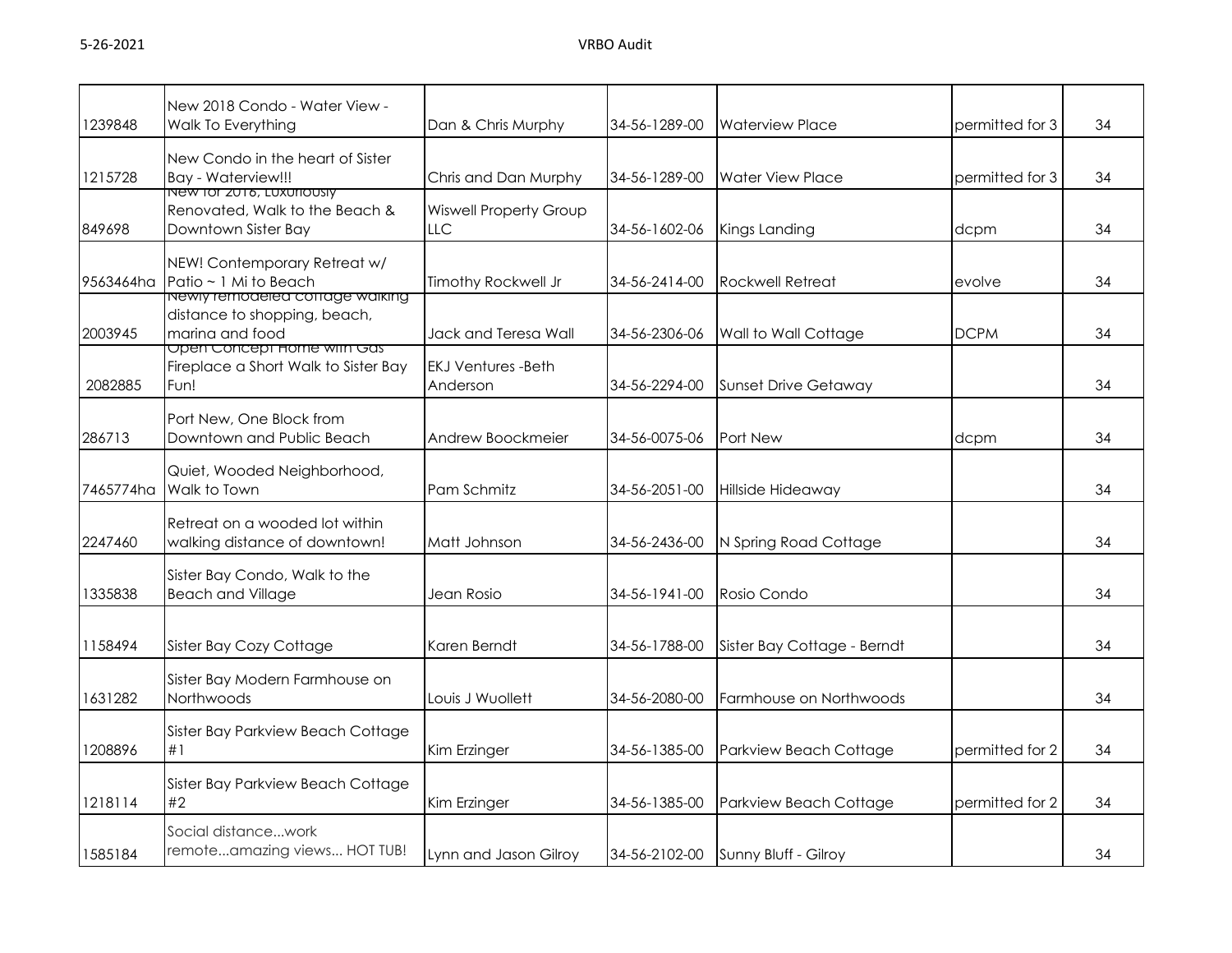| | | | | | | |
|---|---|---|---|---|---|---|
| 1239848 | New 2018 Condo - Water View - Walk To Everything | Dan & Chris Murphy | 34-56-1289-00 | Waterview Place | permitted for 3 | 34 |
| 1215728 | New Condo in the heart of Sister Bay - Waterview!!! | Chris and Dan Murphy | 34-56-1289-00 | Water View Place | permitted for 3 | 34 |
| 849698 | New for 2016, Luxuriously Renovated, Walk to the Beach & Downtown Sister Bay | Wiswell Property Group LLC | 34-56-1602-06 | Kings Landing | dcpm | 34 |
| 9563464ha | NEW! Contemporary Retreat w/ Patio ~ 1 Mi to Beach | Timothy Rockwell Jr | 34-56-2414-00 | Rockwell Retreat | evolve | 34 |
| 2003945 | Newly remodeled cottage walking distance to shopping, beach, marina and food | Jack and Teresa Wall | 34-56-2306-06 | Wall to Wall Cottage | DCPM | 34 |
| 2082885 | Open Concept Home with Gas Fireplace a Short Walk to Sister Bay Fun! | EKJ Ventures -Beth Anderson | 34-56-2294-00 | Sunset Drive Getaway | | 34 |
| 286713 | Port New, One Block from Downtown and Public Beach | Andrew Boockmeier | 34-56-0075-06 | Port New | dcpm | 34 |
| 7465774ha | Quiet, Wooded Neighborhood, Walk to Town | Pam Schmitz | 34-56-2051-00 | Hillside Hideaway | | 34 |
| 2247460 | Retreat on a wooded lot within walking distance of downtown! | Matt Johnson | 34-56-2436-00 | N Spring Road Cottage | | 34 |
| 1335838 | Sister Bay Condo, Walk to the Beach and Village | Jean Rosio | 34-56-1941-00 | Rosio Condo | | 34 |
| 1158494 | Sister Bay Cozy Cottage | Karen Berndt | 34-56-1788-00 | Sister Bay Cottage - Berndt | | 34 |
| 1631282 | Sister Bay Modern Farmhouse on Northwoods | Louis J Wuollett | 34-56-2080-00 | Farmhouse on Northwoods | | 34 |
| 1208896 | Sister Bay Parkview Beach Cottage #1 | Kim Erzinger | 34-56-1385-00 | Parkview Beach Cottage | permitted for 2 | 34 |
| 1218114 | Sister Bay Parkview Beach Cottage #2 | Kim Erzinger | 34-56-1385-00 | Parkview Beach Cottage | permitted for 2 | 34 |
| 1585184 | Social distance...work remote...amazing views... HOT TUB! | Lynn and Jason Gilroy | 34-56-2102-00 | Sunny Bluff - Gilroy | | 34 |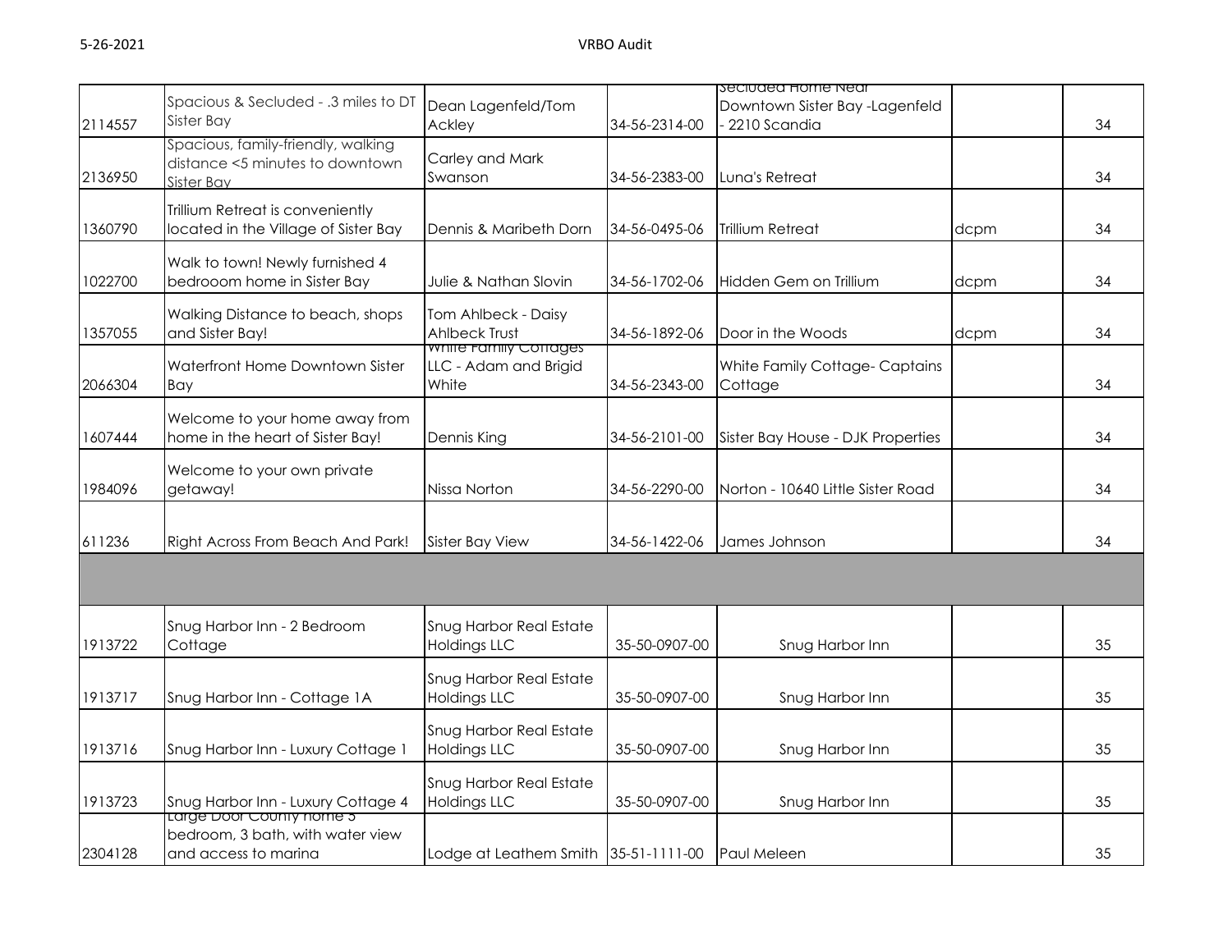| | | | | | | |
|---|---|---|---|---|---|---|
| 2114557 | Spacious & Secluded - .3 miles to DT Sister Bay | Dean Lagenfeld/Tom Ackley | 34-56-2314-00 | Secluded Home Near Downtown Sister Bay -Lagenfeld - 2210 Scandia | | 34 |
| 2136950 | Spacious, family-friendly, walking distance <5 minutes to downtown Sister Bay | Carley and Mark Swanson | 34-56-2383-00 | Luna's Retreat | | 34 |
| 1360790 | Trillium Retreat is conveniently located in the Village of Sister Bay | Dennis & Maribeth Dorn | 34-56-0495-06 | Trillium Retreat | dcpm | 34 |
| 1022700 | Walk to town! Newly furnished 4 bedrooom home in Sister Bay | Julie & Nathan Slovin | 34-56-1702-06 | Hidden Gem on Trillium | dcpm | 34 |
| 1357055 | Walking Distance to beach, shops and Sister Bay! | Tom Ahlbeck - Daisy Ahlbeck Trust | 34-56-1892-06 | Door in the Woods | dcpm | 34 |
| 2066304 | Waterfront Home Downtown Sister Bay | White Family Cottages LLC - Adam and Brigid White | 34-56-2343-00 | White Family Cottage- Captains Cottage | | 34 |
| 1607444 | Welcome to your home away from home in the heart of Sister Bay! | Dennis King | 34-56-2101-00 | Sister Bay House - DJK Properties | | 34 |
| 1984096 | Welcome to your own private getaway! | Nissa Norton | 34-56-2290-00 | Norton - 10640 Little Sister Road | | 34 |
| 611236 | Right Across From Beach And Park! | Sister Bay View | 34-56-1422-06 | James Johnson | | 34 |
| | | | | | | |
| 1913722 | Snug Harbor Inn - 2 Bedroom Cottage | Snug Harbor Real Estate Holdings LLC | 35-50-0907-00 | Snug Harbor Inn | | 35 |
| 1913717 | Snug Harbor Inn - Cottage 1A | Snug Harbor Real Estate Holdings LLC | 35-50-0907-00 | Snug Harbor Inn | | 35 |
| 1913716 | Snug Harbor Inn - Luxury Cottage 1 | Snug Harbor Real Estate Holdings LLC | 35-50-0907-00 | Snug Harbor Inn | | 35 |
| 1913723 | Snug Harbor Inn - Luxury Cottage 4 | Snug Harbor Real Estate Holdings LLC | 35-50-0907-00 | Snug Harbor Inn | | 35 |
| 2304128 | Large Door County home 3 bedroom, 3 bath, with water view and access to marina | Lodge at Leathem Smith | 35-51-1111-00 | Paul Meleen | | 35 |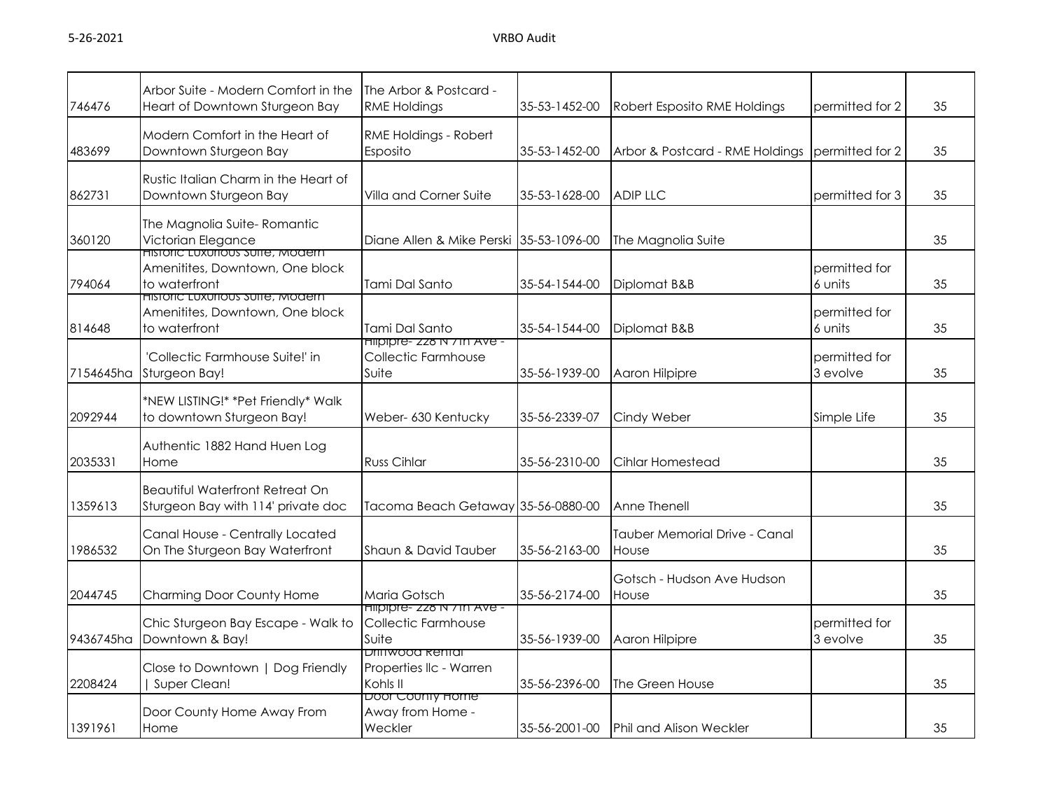| | | | | | | |
|---|---|---|---|---|---|---|
| 746476 | Arbor Suite - Modern Comfort in the Heart of Downtown Sturgeon Bay | The Arbor & Postcard - RME Holdings | 35-53-1452-00 | Robert Esposito RME Holdings | permitted for 2 | 35 |
| 483699 | Modern Comfort in the Heart of Downtown Sturgeon Bay | RME Holdings - Robert Esposito | 35-53-1452-00 | Arbor & Postcard - RME Holdings | permitted for 2 | 35 |
| 862731 | Rustic Italian Charm in the Heart of Downtown Sturgeon Bay | Villa and Corner Suite | 35-53-1628-00 | ADIP LLC | permitted for 3 | 35 |
| 360120 | The Magnolia Suite- Romantic Victorian Elegance | Diane Allen & Mike Perski | 35-53-1096-00 | The Magnolia Suite | | 35 |
| 794064 | Historic Luxurious Suite, Modern Amenitites, Downtown, One block to waterfront | Tami Dal Santo | 35-54-1544-00 | Diplomat B&B | permitted for 6 units | 35 |
| 814648 | Historic Luxurious Suite, Modern Amenitites, Downtown, One block to waterfront | Tami Dal Santo | 35-54-1544-00 | Diplomat B&B | permitted for 6 units | 35 |
| 7154645ha | 'Collectic Farmhouse Suite!' in Sturgeon Bay! | Hilpipre- 228 N 7th Ave - Collectic Farmhouse Suite | 35-56-1939-00 | Aaron Hilpipre | permitted for 3 evolve | 35 |
| 2092944 | *NEW LISTING!* *Pet Friendly* Walk to downtown Sturgeon Bay! | Weber- 630 Kentucky | 35-56-2339-07 | Cindy Weber | Simple Life | 35 |
| 2035331 | Authentic 1882 Hand Huen Log Home | Russ Cihlar | 35-56-2310-00 | Cihlar Homestead | | 35 |
| 1359613 | Beautiful Waterfront Retreat On Sturgeon Bay with 114' private doc | Tacoma Beach Getaway | 35-56-0880-00 | Anne Thenell | | 35 |
| 1986532 | Canal House - Centrally Located On The Sturgeon Bay Waterfront | Shaun & David Tauber | 35-56-2163-00 | Tauber Memorial Drive - Canal House | | 35 |
| 2044745 | Charming Door County Home | Maria Gotsch | 35-56-2174-00 | Gotsch - Hudson Ave Hudson House | | 35 |
| 9436745ha | Chic Sturgeon Bay Escape - Walk to Downtown & Bay! | Hilpipre- 228 N 7th Ave - Collectic Farmhouse Suite | 35-56-1939-00 | Aaron Hilpipre | permitted for 3 evolve | 35 |
| 2208424 | Close to Downtown \| Dog Friendly \| Super Clean! | Driftwood Rental Properties llc - Warren Kohls II | 35-56-2396-00 | The Green House | | 35 |
| 1391961 | Door County Home Away From Home | Door County Home Away from Home - Weckler | 35-56-2001-00 | Phil and Alison Weckler | | 35 |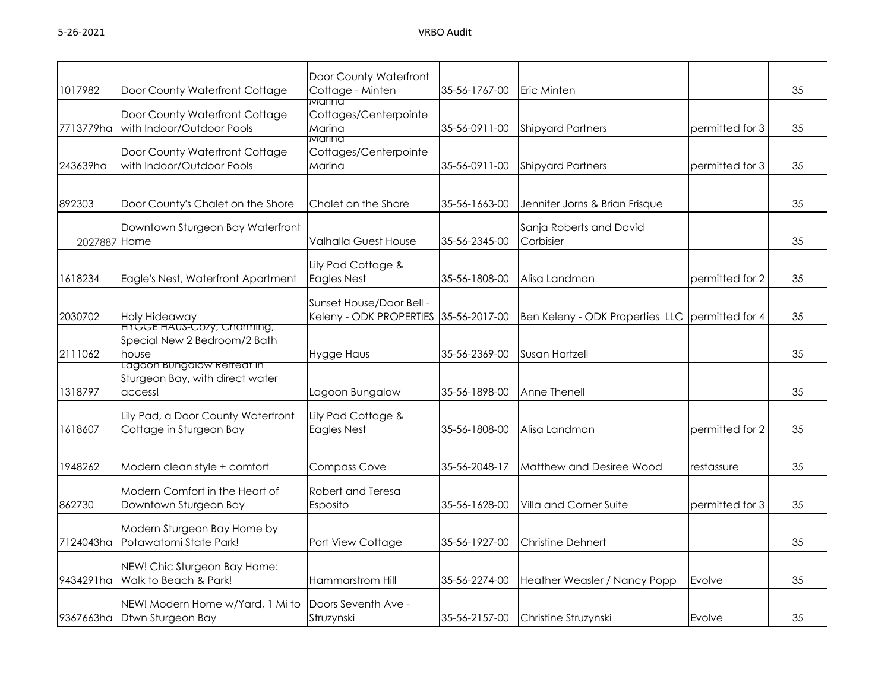| | | | | | | |
|---|---|---|---|---|---|---|
| 1017982 | Door County Waterfront Cottage | Door County Waterfront Cottage - Minten | 35-56-1767-00 | Eric Minten | | 35 |
| 7713779ha | Door County Waterfront Cottage with Indoor/Outdoor Pools | Marina Cottages/Centerpointe Marina | 35-56-0911-00 | Shipyard Partners | permitted for 3 | 35 |
| 243639ha | Door County Waterfront Cottage with Indoor/Outdoor Pools | Marina Cottages/Centerpointe Marina | 35-56-0911-00 | Shipyard Partners | permitted for 3 | 35 |
| 892303 | Door County's Chalet on the Shore | Chalet on the Shore | 35-56-1663-00 | Jennifer Jorns & Brian Frisque | | 35 |
| 2027887 | Downtown Sturgeon Bay Waterfront Home | Valhalla Guest House | 35-56-2345-00 | Sanja Roberts and David Corbisier | | 35 |
| 1618234 | Eagle's Nest, Waterfront Apartment | Lily Pad Cottage & Eagles Nest | 35-56-1808-00 | Alisa Landman | permitted for 2 | 35 |
| 2030702 | Holy Hideaway | Sunset House/Door Bell - Keleny - ODK PROPERTIES | 35-56-2017-00 | Ben Keleny - ODK Properties LLC | permitted for 4 | 35 |
| 2111062 | HYGGE HAUS-Cozy, Charming, Special New 2 Bedroom/2 Bath house | Hygge Haus | 35-56-2369-00 | Susan Hartzell | | 35 |
| 1318797 | Lagoon Bungalow Retreat in Sturgeon Bay, with direct water access! | Lagoon Bungalow | 35-56-1898-00 | Anne Thenell | | 35 |
| 1618607 | Lily Pad, a Door County Waterfront Cottage in Sturgeon Bay | Lily Pad Cottage & Eagles Nest | 35-56-1808-00 | Alisa Landman | permitted for 2 | 35 |
| 1948262 | Modern clean style + comfort | Compass Cove | 35-56-2048-17 | Matthew and Desiree Wood | restassure | 35 |
| 862730 | Modern Comfort in the Heart of Downtown Sturgeon Bay | Robert and Teresa Esposito | 35-56-1628-00 | Villa and Corner Suite | permitted for 3 | 35 |
| 7124043ha | Modern Sturgeon Bay Home by Potawatomi State Park! | Port View Cottage | 35-56-1927-00 | Christine Dehnert | | 35 |
| 9434291ha | NEW! Chic Sturgeon Bay Home: Walk to Beach & Park! | Hammarstrom Hill | 35-56-2274-00 | Heather Weasler / Nancy Popp | Evolve | 35 |
| 9367663ha | NEW! Modern Home w/Yard, 1 Mi to Dtwn Sturgeon Bay | Doors Seventh Ave - Struzynski | 35-56-2157-00 | Christine Struzynski | Evolve | 35 |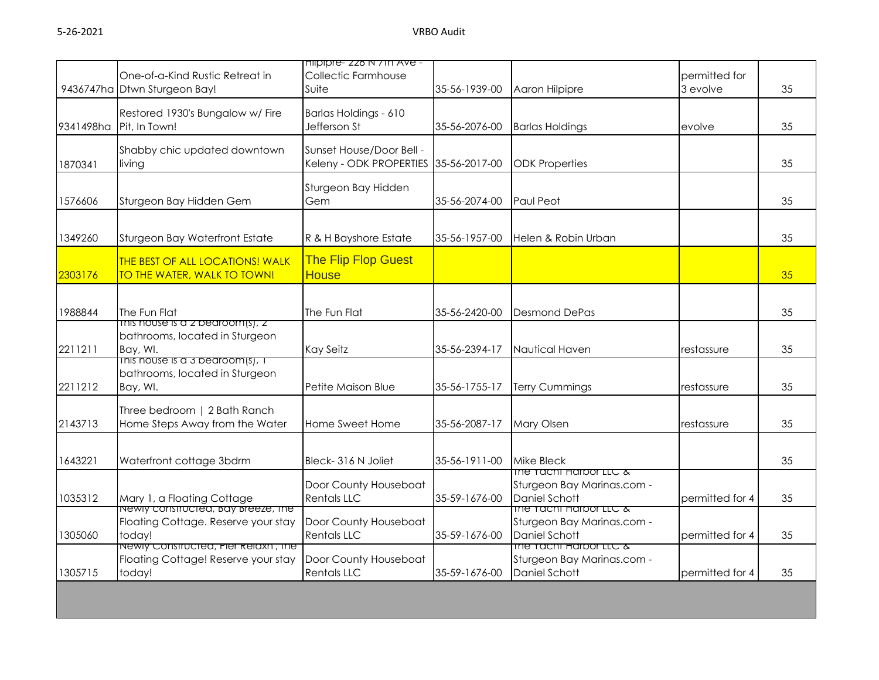| | | | | | | |
|---|---|---|---|---|---|---|
| 9436747ha | One-of-a-Kind Rustic Retreat in Dtwn Sturgeon Bay! | Hilpipre- 228 N 7th Ave - Collectic Farmhouse Suite | 35-56-1939-00 | Aaron Hilpipre | permitted for 3 evolve | 35 |
| 9341498ha | Restored 1930's Bungalow w/ Fire Pit, In Town! | Barlas Holdings - 610 Jefferson St | 35-56-2076-00 | Barlas Holdings | evolve | 35 |
| 1870341 | Shabby chic updated downtown living | Sunset House/Door Bell - Keleny - ODK PROPERTIES | 35-56-2017-00 | ODK Properties | | 35 |
| 1576606 | Sturgeon Bay Hidden Gem | Sturgeon Bay Hidden Gem | 35-56-2074-00 | Paul Peot | | 35 |
| 1349260 | Sturgeon Bay Waterfront Estate | R & H Bayshore Estate | 35-56-1957-00 | Helen & Robin Urban | | 35 |
| 2303176 | THE BEST OF ALL LOCATIONS! WALK TO THE WATER, WALK TO TOWN! | The Flip Flop Guest House | | | | 35 |
| 1988844 | The Fun Flat | The Fun Flat | 35-56-2420-00 | Desmond DePas | | 35 |
| 2211211 | This house is a 2 bedroom(s), 2 bathrooms, located in Sturgeon Bay, WI. | Kay Seitz | 35-56-2394-17 | Nautical Haven | restassure | 35 |
| 2211212 | This house is a 3 bedroom(s), 1 bathrooms, located in Sturgeon Bay, WI. | Petite Maison Blue | 35-56-1755-17 | Terry Cummings | restassure | 35 |
| 2143713 | Three bedroom \| 2 Bath Ranch Home Steps Away from the Water | Home Sweet Home | 35-56-2087-17 | Mary Olsen | restassure | 35 |
| 1643221 | Waterfront cottage 3bdrm | Bleck- 316 N Joliet | 35-56-1911-00 | Mike Bleck | | 35 |
| 1035312 | Mary 1, a Floating Cottage | Door County Houseboat Rentals LLC | 35-59-1676-00 | The Yacht Harbor LLC & Sturgeon Bay Marinas.com - Daniel Schott | permitted for 4 | 35 |
| 1305060 | Newly Constructed, Bay Breeze, The Floating Cottage. Reserve your stay today! | Door County Houseboat Rentals LLC | 35-59-1676-00 | The Yacht Harbor LLC & Sturgeon Bay Marinas.com - Daniel Schott | permitted for 4 | 35 |
| 1305715 | Newly Constructed, Pier Relaxn', The Floating Cottage! Reserve your stay today! | Door County Houseboat Rentals LLC | 35-59-1676-00 | The Yacht Harbor LLC & Sturgeon Bay Marinas.com - Daniel Schott | permitted for 4 | 35 |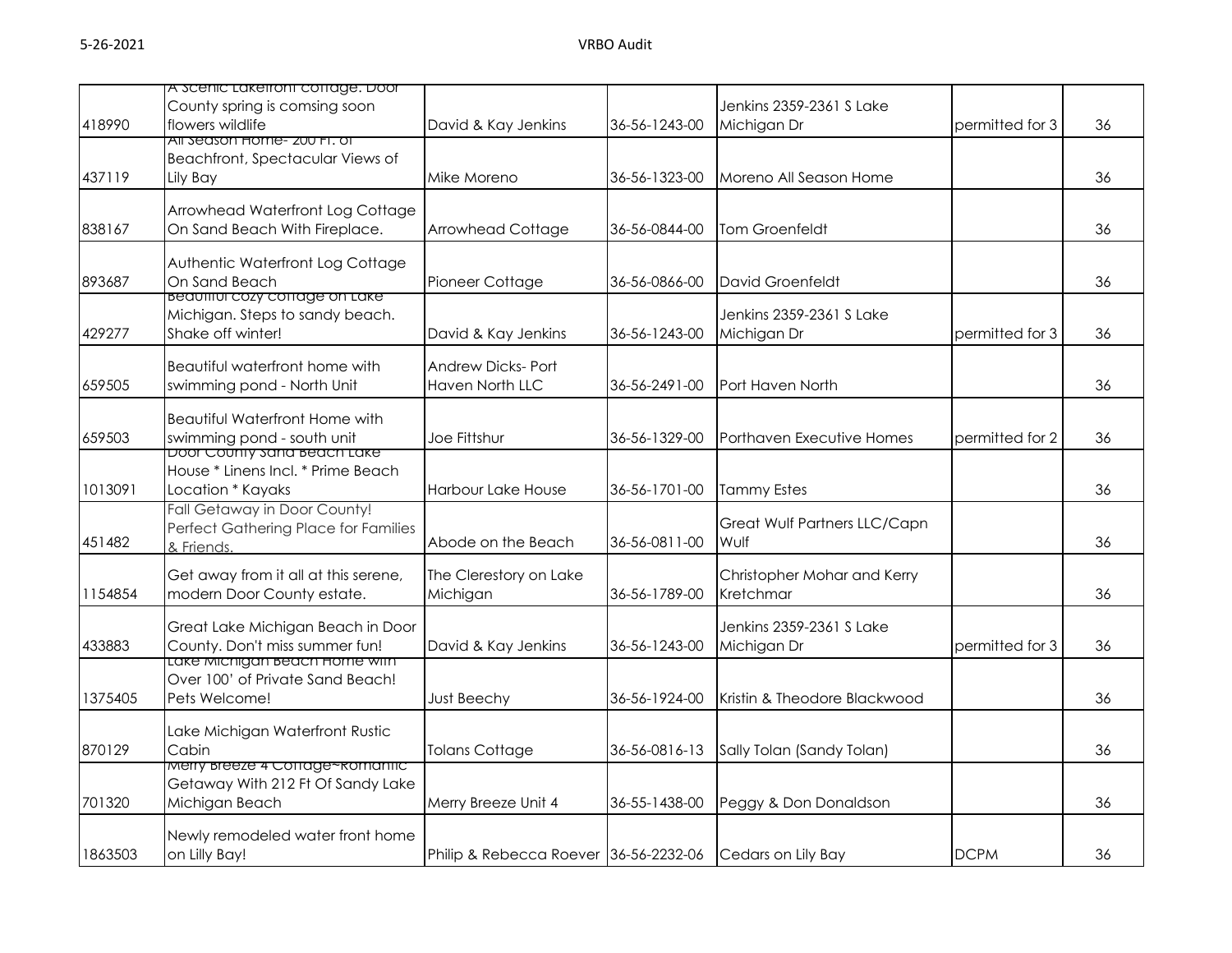| | | | | | | |
|---|---|---|---|---|---|---|
| 418990 | A Scenic Lakefront Cottage. Door County spring is comsing soon flowers wildlife | David & Kay Jenkins | 36-56-1243-00 | Jenkins 2359-2361 S Lake Michigan Dr | permitted for 3 | 36 |
| 437119 | All Season Home- 200 Ft. of Beachfront, Spectacular Views of Lily Bay | Mike Moreno | 36-56-1323-00 | Moreno All Season Home | | 36 |
| 838167 | Arrowhead Waterfront Log Cottage On Sand Beach With Fireplace. | Arrowhead Cottage | 36-56-0844-00 | Tom Groenfeldt | | 36 |
| 893687 | Authentic Waterfront Log Cottage On Sand Beach | Pioneer Cottage | 36-56-0866-00 | David Groenfeldt | | 36 |
| 429277 | Beautiful cozy cottage on Lake Michigan. Steps to sandy beach. Shake off winter! | David & Kay Jenkins | 36-56-1243-00 | Jenkins 2359-2361 S Lake Michigan Dr | permitted for 3 | 36 |
| 659505 | Beautiful waterfront home with swimming pond - North Unit | Andrew Dicks- Port Haven North LLC | 36-56-2491-00 | Port Haven North | | 36 |
| 659503 | Beautiful Waterfront Home with swimming pond - south unit | Joe Fittshur | 36-56-1329-00 | Porthaven Executive Homes | permitted for 2 | 36 |
| 1013091 | Door County Sand Beach Lake House * Linens Incl. * Prime Beach Location * Kayaks | Harbour Lake House | 36-56-1701-00 | Tammy Estes | | 36 |
| 451482 | Fall Getaway in Door County! Perfect Gathering Place for Families & Friends. | Abode on the Beach | 36-56-0811-00 | Great Wulf Partners LLC/Capn Wulf | | 36 |
| 1154854 | Get away from it all at this serene, modern Door County estate. | The Clerestory on Lake Michigan | 36-56-1789-00 | Christopher Mohar and Kerry Kretchmar | | 36 |
| 433883 | Great Lake Michigan Beach in Door County. Don't miss summer fun! | David & Kay Jenkins | 36-56-1243-00 | Jenkins 2359-2361 S Lake Michigan Dr | permitted for 3 | 36 |
| 1375405 | Lake Michigan Beach Home with Over 100' of Private Sand Beach! Pets Welcome! | Just Beechy | 36-56-1924-00 | Kristin & Theodore Blackwood | | 36 |
| 870129 | Lake Michigan Waterfront Rustic Cabin | Tolans Cottage | 36-56-0816-13 | Sally Tolan (Sandy Tolan) | | 36 |
| 701320 | Merry Breeze 4 Cottage~Romantic Getaway With 212 Ft Of Sandy Lake Michigan Beach | Merry Breeze Unit 4 | 36-55-1438-00 | Peggy & Don Donaldson | | 36 |
| 1863503 | Newly remodeled water front home on Lilly Bay! | Philip & Rebecca Roever | 36-56-2232-06 | Cedars on Lily Bay | DCPM | 36 |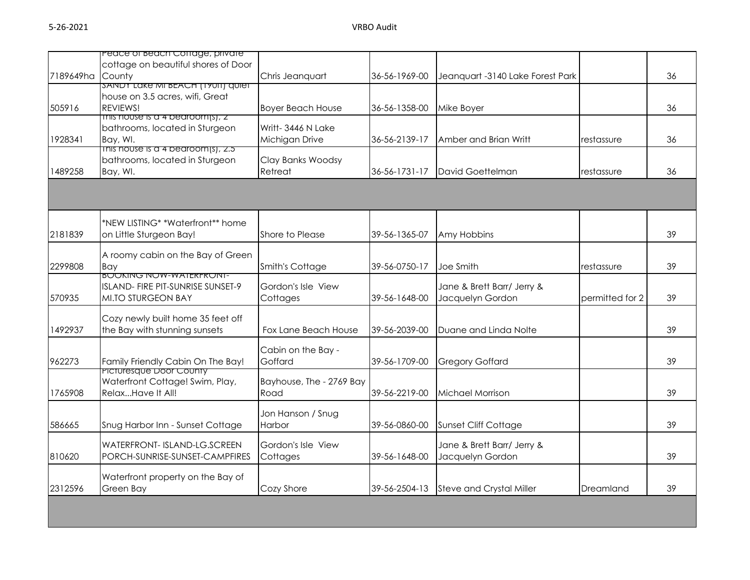| | | | | | | |
|---|---|---|---|---|---|---|
| 7189649ha | Peace of Beach Cottage, private cottage on beautiful shores of Door County | Chris Jeanquart | 36-56-1969-00 | Jeanquart -3140 Lake Forest Park | | 36 |
| 505916 | SANDY Lake MI BEACH (190ft) quiet house on 3.5 acres, wifi, Great REVIEWS! | Boyer Beach House | 36-56-1358-00 | Mike Boyer | | 36 |
| 1928341 | This house is a 4 bedroom(s), 2 bathrooms, located in Sturgeon Bay, WI. | Writt- 3446 N Lake Michigan Drive | 36-56-2139-17 | Amber and Brian Writt | restassure | 36 |
| 1489258 | This house is a 4 bedroom(s), 2.5 bathrooms, located in Sturgeon Bay, WI. | Clay Banks Woodsy Retreat | 36-56-1731-17 | David Goettelman | restassure | 36 |
| | | | | | | |
| 2181839 | *NEW LISTING* *Waterfront** home on Little Sturgeon Bay! | Shore to Please | 39-56-1365-07 | Amy Hobbins | | 39 |
| 2299808 | A roomy cabin on the Bay of Green Bay | Smith's Cottage | 39-56-0750-17 | Joe Smith | restassure | 39 |
| 570935 | BOOKING NOW-WATERFRONT-ISLAND- FIRE PIT-SUNRISE SUNSET-9 MI.TO STURGEON BAY | Gordon's Isle View Cottages | 39-56-1648-00 | Jane & Brett Barr/ Jerry & Jacquelyn Gordon | permitted for 2 | 39 |
| 1492937 | Cozy newly built home 35 feet off the Bay with stunning sunsets | Fox Lane Beach House | 39-56-2039-00 | Duane and Linda Nolte | | 39 |
| 962273 | Family Friendly Cabin On The Bay! | Cabin on the Bay - Goffard | 39-56-1709-00 | Gregory Goffard | | 39 |
| 1765908 | Picturesque Door County Waterfront Cottage! Swim, Play, Relax...Have It All! | Bayhouse, The - 2769 Bay Road | 39-56-2219-00 | Michael Morrison | | 39 |
| 586665 | Snug Harbor Inn - Sunset Cottage | Jon Hanson / Snug Harbor | 39-56-0860-00 | Sunset Cliff Cottage | | 39 |
| 810620 | WATERFRONT- ISLAND-LG.SCREEN PORCH-SUNRISE-SUNSET-CAMPFIRES | Gordon's Isle View Cottages | 39-56-1648-00 | Jane & Brett Barr/ Jerry & Jacquelyn Gordon | | 39 |
| 2312596 | Waterfront property on the Bay of Green Bay | Cozy Shore | 39-56-2504-13 | Steve and Crystal Miller | Dreamland | 39 |
| | | | | | | |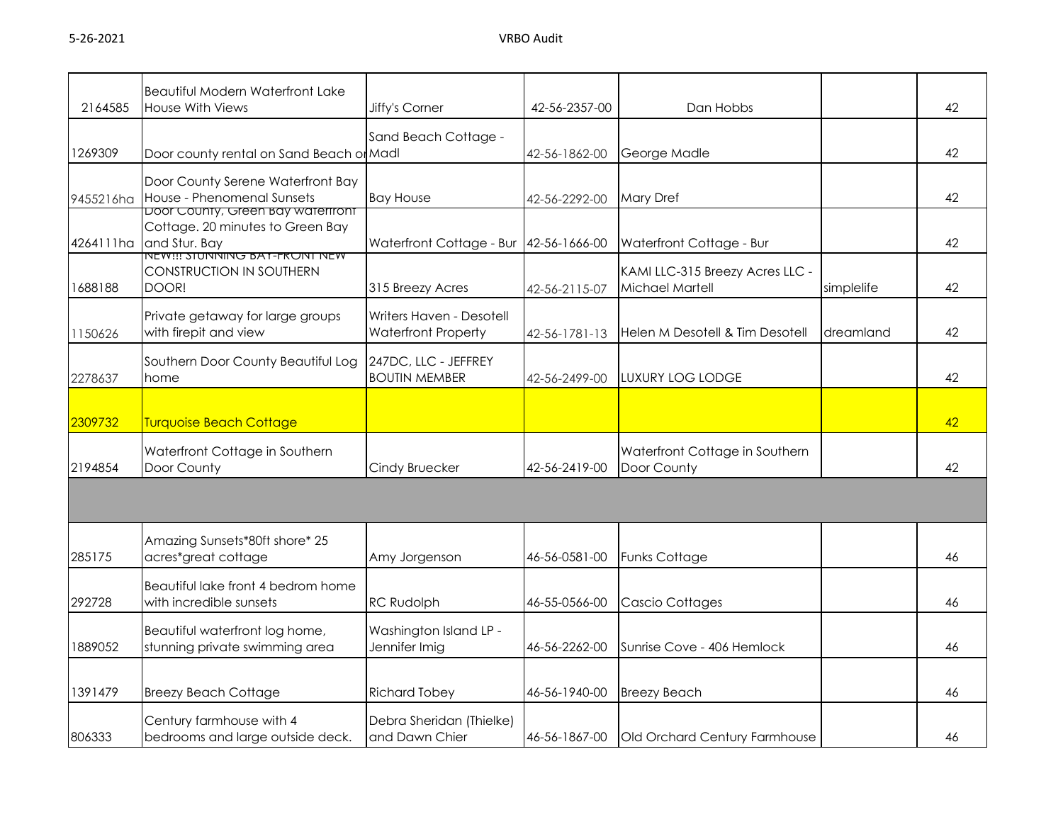| | | | | | | |
|---|---|---|---|---|---|---|
| 2164585 | Beautiful Modern Waterfront Lake House With Views | Jiffy's Corner | 42-56-2357-00 | Dan Hobbs | | 42 |
| 1269309 | Door county rental on Sand Beach or Madl | Sand Beach Cottage - Madl | 42-56-1862-00 | George Madle | | 42 |
| 9455216ha | Door County Serene Waterfront Bay House - Phenomenal Sunsets | Bay House | 42-56-2292-00 | Mary Dref | | 42 |
| 4264111ha | Door County, Green Bay waterfront Cottage. 20 minutes to Green Bay and Stur. Bay | Waterfront Cottage - Bur | 42-56-1666-00 | Waterfront Cottage - Bur | | 42 |
| 1688188 | NEW!!! STUNNING BAY-FRONT NEW CONSTRUCTION IN SOUTHERN DOOR! | 315 Breezy Acres | 42-56-2115-07 | KAMI LLC-315 Breezy Acres LLC - Michael Martell | simplelife | 42 |
| 1150626 | Private getaway for large groups with firepit and view | Writers Haven - Desotell Waterfront Property | 42-56-1781-13 | Helen M Desotell & Tim Desotell | dreamland | 42 |
| 2278637 | Southern Door County Beautiful Log home | 247DC, LLC - JEFFREY BOUTIN MEMBER | 42-56-2499-00 | LUXURY LOG LODGE | | 42 |
| 2309732 | Turquoise Beach Cottage | | | | | 42 |
| 2194854 | Waterfront Cottage in Southern Door County | Cindy Bruecker | 42-56-2419-00 | Waterfront Cottage in Southern Door County | | 42 |
| | | | | | | |
| 285175 | Amazing Sunsets*80ft shore* 25 acres*great cottage | Amy Jorgenson | 46-56-0581-00 | Funks Cottage | | 46 |
| 292728 | Beautiful lake front 4 bedrom home with incredible sunsets | RC Rudolph | 46-55-0566-00 | Cascio Cottages | | 46 |
| 1889052 | Beautiful waterfront log home, stunning private swimming area | Washington Island LP - Jennifer Imig | 46-56-2262-00 | Sunrise Cove - 406 Hemlock | | 46 |
| 1391479 | Breezy Beach Cottage | Richard Tobey | 46-56-1940-00 | Breezy Beach | | 46 |
| 806333 | Century farmhouse with 4 bedrooms and large outside deck. | Debra Sheridan (Thielke) and Dawn Chier | 46-56-1867-00 | Old Orchard Century Farmhouse | | 46 |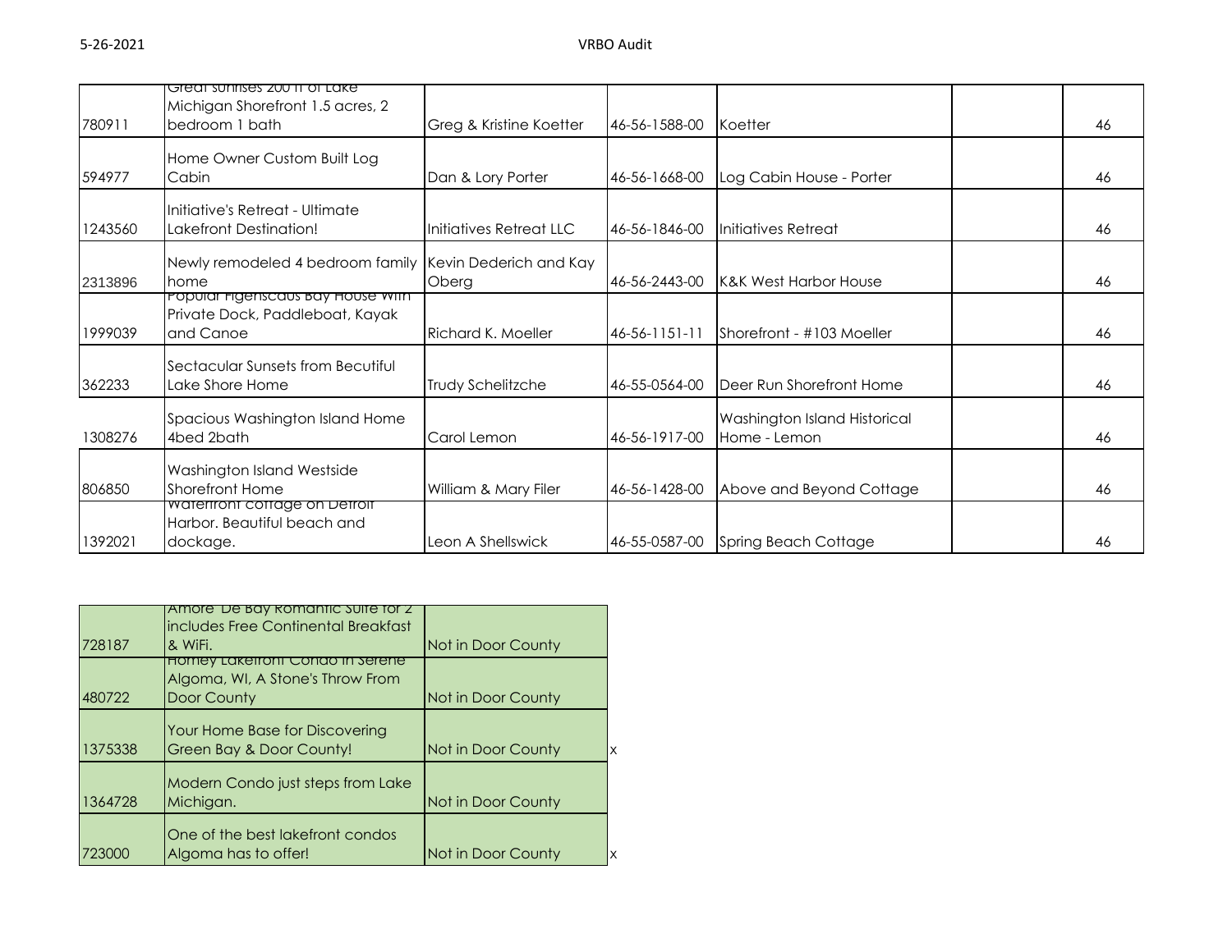| | | | | | | |
|---|---|---|---|---|---|---|
| 780911 | Great sunrises 200 ft of Lake Michigan Shorefront 1.5 acres, 2 bedroom 1 bath | Greg & Kristine Koetter | 46-56-1588-00 | Koetter | | 46 |
| 594977 | Home Owner Custom Built Log Cabin | Dan & Lory Porter | 46-56-1668-00 | Log Cabin House - Porter | | 46 |
| 1243560 | Initiative's Retreat - Ultimate Lakefront Destination! | Initiatives Retreat LLC | 46-56-1846-00 | Initiatives Retreat | | 46 |
| 2313896 | Newly remodeled 4 bedroom family home | Kevin Dederich and Kay Oberg | 46-56-2443-00 | K&K West Harbor House | | 46 |
| 1999039 | Popular Figenscaus Bay House with Private Dock, Paddleboat, Kayak and Canoe | Richard K. Moeller | 46-56-1151-11 | Shorefront - #103 Moeller | | 46 |
| 362233 | Sectacular Sunsets from Becutiful Lake Shore Home | Trudy Schelitzche | 46-55-0564-00 | Deer Run Shorefront Home | | 46 |
| 1308276 | Spacious Washington Island Home 4bed 2bath | Carol Lemon | 46-56-1917-00 | Washington Island Historical Home - Lemon | | 46 |
| 806850 | Washington Island Westside Shorefront Home | William & Mary Filer | 46-56-1428-00 | Above and Beyond Cottage | | 46 |
| 1392021 | Waterfront cottage on Detroit Harbor. Beautiful beach and dockage. | Leon A Shellswick | 46-55-0587-00 | Spring Beach Cottage | | 46 |

| | | | |
|---|---|---|---|
| 728187 | Amore De Bay Romantic Suite for 2 includes Free Continental Breakfast & WiFi. | Not in Door County | |
| 480722 | Homey Lakefront Condo in Serene Algoma, WI, A Stone's Throw From Door County | Not in Door County | |
| 1375338 | Your Home Base for Discovering Green Bay & Door County! | Not in Door County | x |
| 1364728 | Modern Condo just steps from Lake Michigan. | Not in Door County | |
| 723000 | One of the best lakefront condos Algoma has to offer! | Not in Door County | x |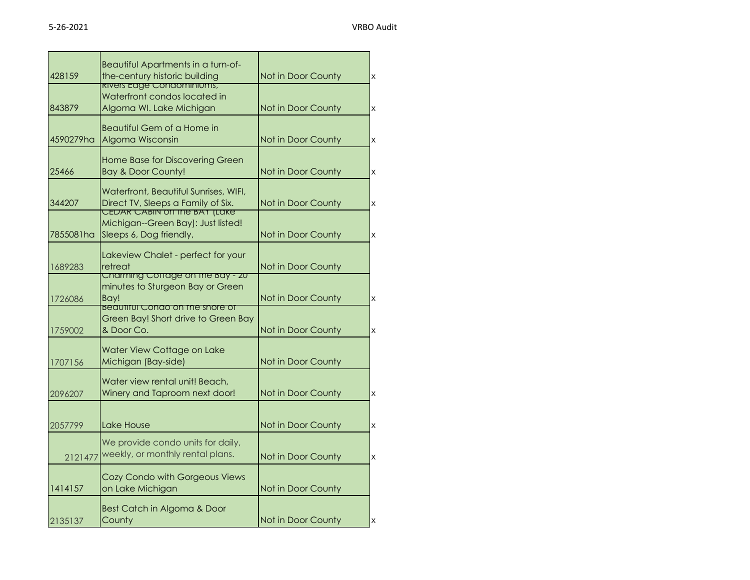| | | | |
|---|---|---|---|
| 428159 | Beautiful Apartments in a turn-of-the-century historic building | Not in Door County | x |
| 843879 | Rivers Edge Condominiums, Waterfront condos located in Algoma WI. Lake Michigan | Not in Door County | x |
| 4590279ha | Beautiful Gem of a Home in Algoma Wisconsin | Not in Door County | x |
| 25466 | Home Base for Discovering Green Bay & Door County! | Not in Door County | x |
| 344207 | Waterfront, Beautiful Sunrises, WIFI, Direct TV, Sleeps a Family of Six. | Not in Door County | x |
| 7855081ha | CEDAR CABIN on the BAY (Lake Michigan--Green Bay): Just listed! Sleeps 6, Dog friendly, | Not in Door County | x |
| 1689283 | Lakeview Chalet - perfect for your retreat | Not in Door County | |
| 1726086 | Charming Cottage on the Bay - 20 minutes to Sturgeon Bay or Green Bay! | Not in Door County | x |
| 1759002 | Beautiful Condo on the shore of Green Bay! Short drive to Green Bay & Door Co. | Not in Door County | x |
| 1707156 | Water View Cottage on Lake Michigan (Bay-side) | Not in Door County | |
| 2096207 | Water view rental unit! Beach, Winery and Taproom next door! | Not in Door County | x |
| 2057799 | Lake House | Not in Door County | x |
| 2121477 | We provide condo units for daily, weekly, or monthly rental plans. | Not in Door County | x |
| 1414157 | Cozy Condo with Gorgeous Views on Lake Michigan | Not in Door County | |
| 2135137 | Best Catch in Algoma & Door County | Not in Door County | x |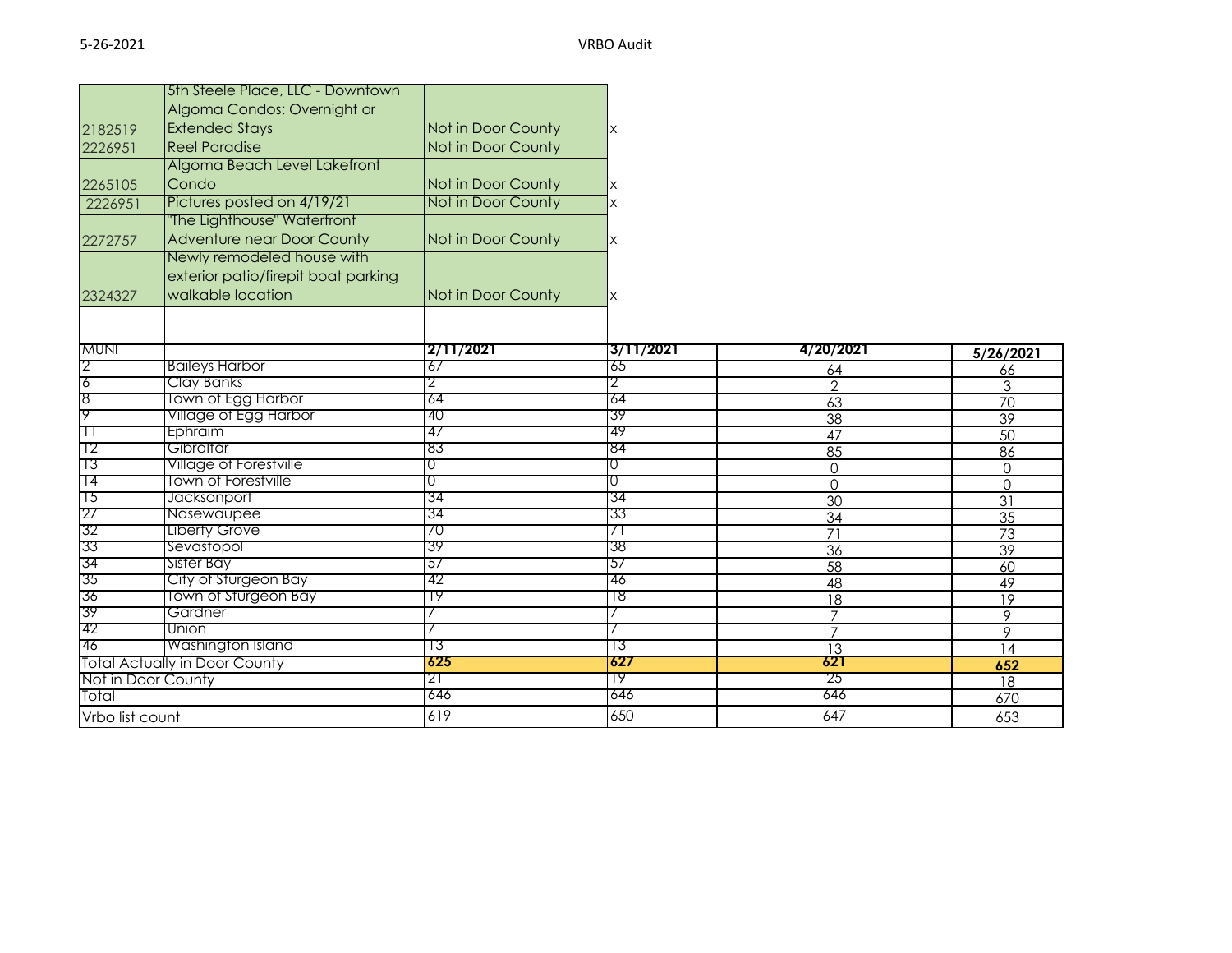| | | | |
|---|---|---|---|
| 2182519 | 5th Steele Place, LLC - Downtown Algoma Condos: Overnight or Extended Stays | Not in Door County | x |
| 2226951 | Reel Paradise | Not in Door County | |
| 2265105 | Algoma Beach Level Lakefront Condo | Not in Door County | x |
| 2226951 | Pictures posted on 4/19/21 | Not in Door County | x |
| 2272757 | "The Lighthouse" Waterfront Adventure near Door County | Not in Door County | x |
| 2324327 | Newly remodeled house with exterior patio/firepit boat parking walkable location | Not in Door County | x |

| MUNI | | 2/11/2021 | 3/11/2021 | 4/20/2021 | 5/26/2021 |
|---|---|---|---|---|---|
| 2 | Baileys Harbor | 67 | 65 | 64 | 66 |
| 6 | Clay Banks | 2 | 2 | 2 | 3 |
| 8 | Town of Egg Harbor | 64 | 64 | 63 | 70 |
| 9 | Village of Egg Harbor | 40 | 39 | 38 | 39 |
| 11 | Ephraim | 47 | 49 | 47 | 50 |
| 12 | Gibraltar | 83 | 84 | 85 | 86 |
| 13 | Village of Forestville | 0 | 0 | 0 | 0 |
| 14 | Town of Forestville | 0 | 0 | 0 | 0 |
| 15 | Jacksonport | 34 | 34 | 30 | 31 |
| 27 | Nasewaupee | 34 | 33 | 34 | 35 |
| 32 | Liberty Grove | 70 | 71 | 71 | 73 |
| 33 | Sevastopol | 39 | 38 | 36 | 39 |
| 34 | Sister Bay | 57 | 57 | 58 | 60 |
| 35 | City of Sturgeon Bay | 42 | 46 | 48 | 49 |
| 36 | Town of Sturgeon Bay | 19 | 18 | 18 | 19 |
| 39 | Gardner | 7 | 7 | 7 | 9 |
| 42 | Union | 7 | 7 | 7 | 9 |
| 46 | Washington Island | 13 | 13 | 13 | 14 |
| Total Actually in Door County | | **625** | **627** | **621** | **652** |
| Not in Door County | | 21 | 19 | 25 | 18 |
| Total | | 646 | 646 | 646 | 670 |
| Vrbo list count | | 619 | 650 | 647 | 653 |